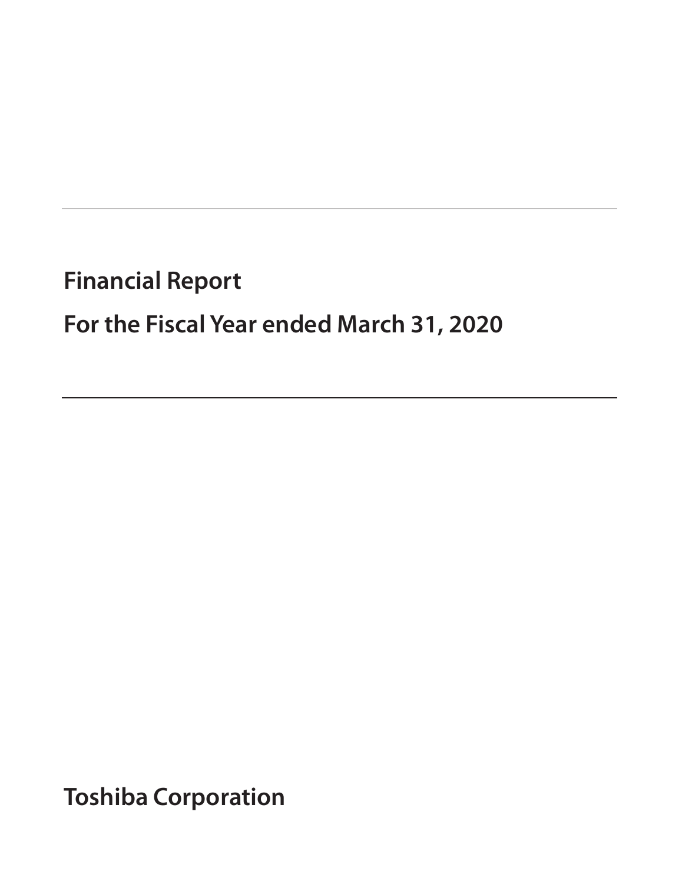# Financial Report

## For the Fiscal Year ended March 31, 2020

**Toshiba Corporation**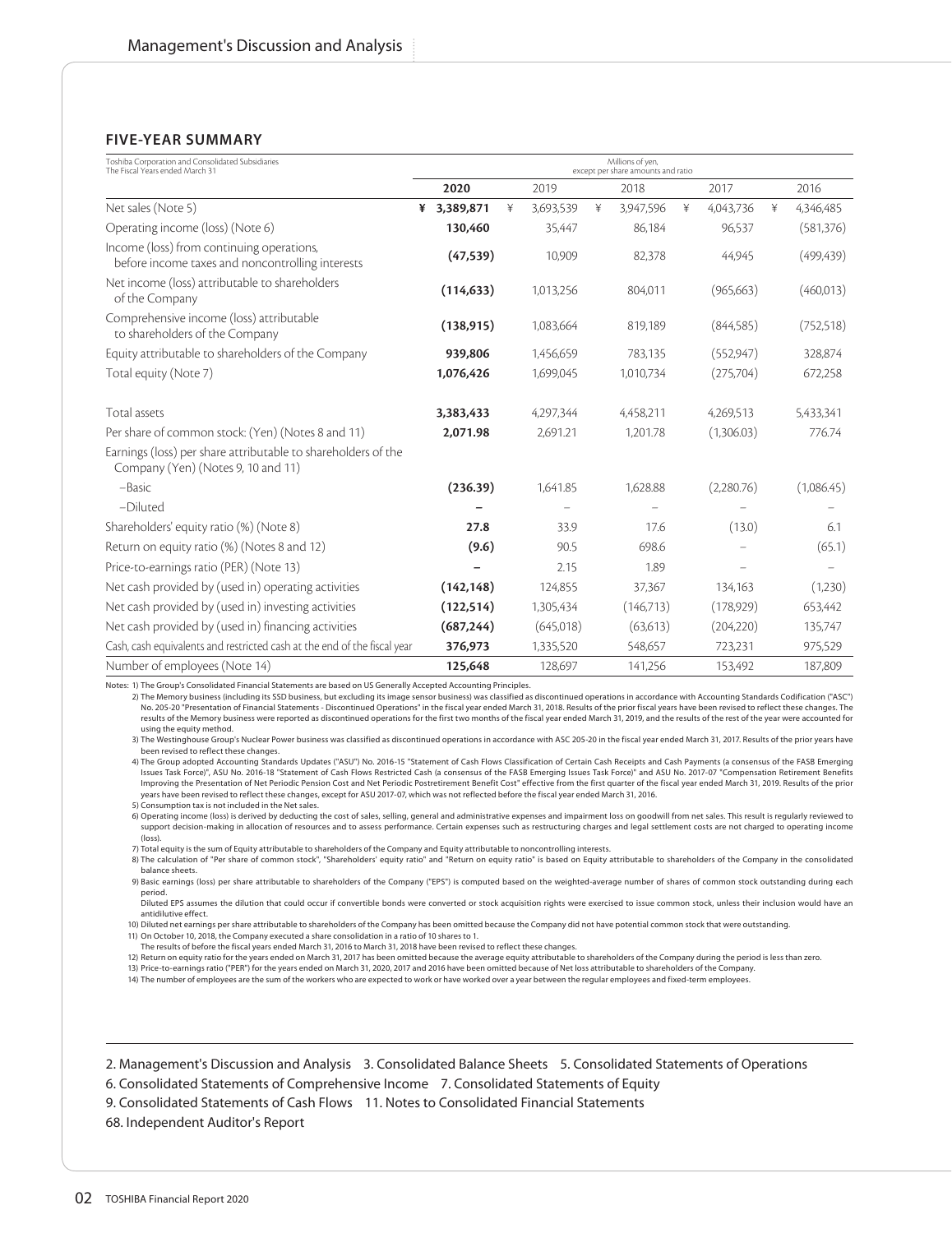## FIVE-YEAR SUMMARY

| Toshiba Corporation and Consolidated Subsidiaries<br>The Fiscal Years ended March 31 | Millions of yen, except per share amounts and ratio | | | | |
|---|---|---|---|---|---|
| | **2020** | 2019 | 2018 | 2017 | 2016 |
| Net sales (Note 5) | **¥ 3,389,871** | ¥ 3,693,539 | ¥ 3,947,596 | ¥ 4,043,736 | ¥ 4,346,485 |
| Operating income (loss) (Note 6) | **130,460** | 35,447 | 86,184 | 96,537 | (581,376) |
| Income (loss) from continuing operations, before income taxes and noncontrolling interests | **(47,539)** | 10,909 | 82,378 | 44,945 | (499,439) |
| Net income (loss) attributable to shareholders of the Company | **(114,633)** | 1,013,256 | 804,011 | (965,663) | (460,013) |
| Comprehensive income (loss) attributable to shareholders of the Company | **(138,915)** | 1,083,664 | 819,189 | (844,585) | (752,518) |
| Equity attributable to shareholders of the Company | **939,806** | 1,456,659 | 783,135 | (552,947) | 328,874 |
| Total equity (Note 7) | **1,076,426** | 1,699,045 | 1,010,734 | (275,704) | 672,258 |
| Total assets | **3,383,433** | 4,297,344 | 4,458,211 | 4,269,513 | 5,433,341 |
| Per share of common stock: (Yen) (Notes 8 and 11) | **2,071.98** | 2,691.21 | 1,201.78 | (1,306.03) | 776.74 |
| Earnings (loss) per share attributable to shareholders of the Company (Yen) (Notes 9, 10 and 11) | | | | | |
| –Basic | **(236.39)** | 1,641.85 | 1,628.88 | (2,280.76) | (1,086.45) |
| –Diluted | **–** | – | – | – | – |
| Shareholders' equity ratio (%) (Note 8) | **27.8** | 33.9 | 17.6 | (13.0) | 6.1 |
| Return on equity ratio (%) (Notes 8 and 12) | **(9.6)** | 90.5 | 698.6 | – | (65.1) |
| Price-to-earnings ratio (PER) (Note 13) | **–** | 2.15 | 1.89 | – | – |
| Net cash provided by (used in) operating activities | **(142,148)** | 124,855 | 37,367 | 134,163 | (1,230) |
| Net cash provided by (used in) investing activities | **(122,514)** | 1,305,434 | (146,713) | (178,929) | 653,442 |
| Net cash provided by (used in) financing activities | **(687,244)** | (645,018) | (63,613) | (204,220) | 135,747 |
| Cash, cash equivalents and restricted cash at the end of the fiscal year | **376,973** | 1,335,520 | 548,657 | 723,231 | 975,529 |
| Number of employees (Note 14) | **125,648** | 128,697 | 141,256 | 153,492 | 187,809 |

Notes:
1) The Group's Consolidated Financial Statements are based on US Generally Accepted Accounting Principles.
2) The Memory business (including its SSD business, but excluding its image sensor business) was classified as discontinued operations in accordance with Accounting Standards Codification ("ASC") No. 205-20 "Presentation of Financial Statements - Discontinued Operations" in the fiscal year ended March 31, 2018. Results of the prior fiscal years have been revised to reflect these changes. The results of the Memory business were reported as discontinued operations for the first two months of the fiscal year ended March 31, 2019, and the results of the rest of the year were accounted for using the equity method.
3) The Westinghouse Group's Nuclear Power business was classified as discontinued operations in accordance with ASC 205-20 in the fiscal year ended March 31, 2017. Results of the prior years have been revised to reflect these changes.
4) The Group adopted Accounting Standards Updates ("ASU") No. 2016-15 "Statement of Cash Flows Classification of Certain Cash Receipts and Cash Payments (a consensus of the FASB Emerging Issues Task Force)", ASU No. 2016-18 "Statement of Cash Flows Restricted Cash (a consensus of the FASB Emerging Issues Task Force)" and ASU No. 2017-07 "Compensation Retirement Benefits Improving the Presentation of Net Periodic Pension Cost and Net Periodic Postretirement Benefit Cost" effective from the first quarter of the fiscal year ended March 31, 2019. Results of the prior years have been revised to reflect these changes, except for ASU 2017-07, which was not reflected before the fiscal year ended March 31, 2016.
5) Consumption tax is not included in the Net sales.
6) Operating income (loss) is derived by deducting the cost of sales, selling, general and administrative expenses and impairment loss on goodwill from net sales. This result is regularly reviewed to support decision-making in allocation of resources and to assess performance. Certain expenses such as restructuring charges and legal settlement costs are not charged to operating income (loss).
7) Total equity is the sum of Equity attributable to shareholders of the Company and Equity attributable to noncontrolling interests.
8) The calculation of "Per share of common stock", "Shareholders' equity ratio" and "Return on equity ratio" is based on Equity attributable to shareholders of the Company in the consolidated balance sheets.
9) Basic earnings (loss) per share attributable to shareholders of the Company ("EPS") is computed based on the weighted-average number of shares of common stock outstanding during each period.
Diluted EPS assumes the dilution that could occur if convertible bonds were converted or stock acquisition rights were exercised to issue common stock, unless their inclusion would have an antidilutive effect.
10) Diluted net earnings per share attributable to shareholders of the Company has been omitted because the Company did not have potential common stock that were outstanding.
11) On October 10, 2018, the Company executed a share consolidation in a ratio of 10 shares to 1.
The results of before the fiscal years ended March 31, 2016 to March 31, 2018 have been revised to reflect these changes.
12) Return on equity ratio for the years ended on March 31, 2017 has been omitted because the average equity attributable to shareholders of the Company during the period is less than zero.
13) Price-to-earnings ratio ("PER") for the years ended on March 31, 2020, 2017 and 2016 have been omitted because of Net loss attributable to shareholders of the Company.
14) The number of employees are the sum of the workers who are expected to work or have worked over a year between the regular employees and fixed-term employees.

2. Management's Discussion and Analysis 3. Consolidated Balance Sheets 5. Consolidated Statements of Operations
6. Consolidated Statements of Comprehensive Income 7. Consolidated Statements of Equity
9. Consolidated Statements of Cash Flows 11. Notes to Consolidated Financial Statements
68. Independent Auditor's Report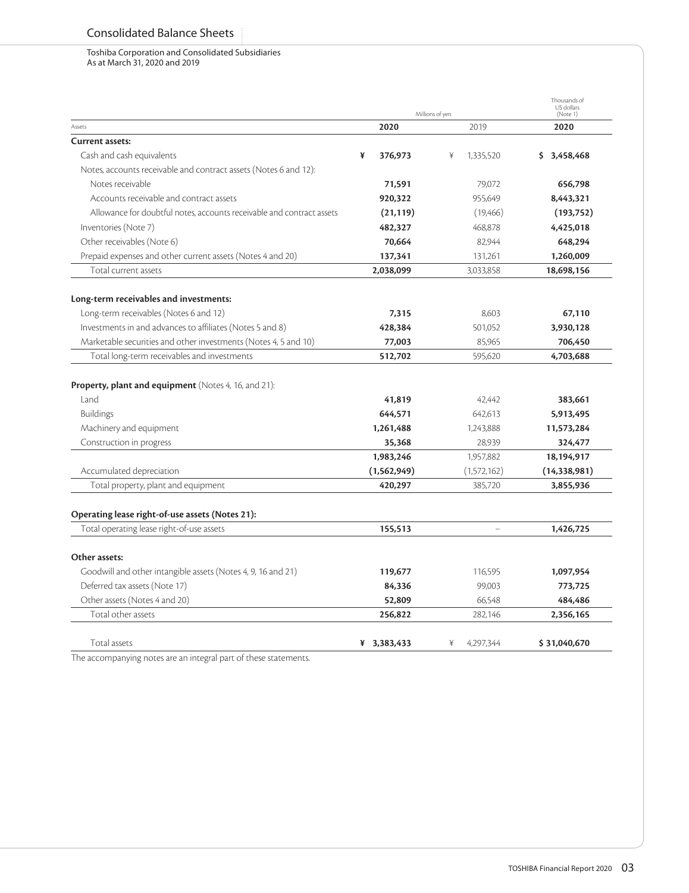# Consolidated Balance Sheets

Toshiba Corporation and Consolidated Subsidiaries
As at March 31, 2020 and 2019

| | Millions of yen | | Thousands of US dollars (Note 1) |
|---|---|---|---|
| Assets | **2020** | 2019 | **2020** |
| **Current assets:** | | | |
| Cash and cash equivalents | **¥ 376,973** | ¥ 1,335,520 | **$ 3,458,468** |
| Notes, accounts receivable and contract assets (Notes 6 and 12): | | | |
| Notes receivable | **71,591** | 79,072 | **656,798** |
| Accounts receivable and contract assets | **920,322** | 955,649 | **8,443,321** |
| Allowance for doubtful notes, accounts receivable and contract assets | **(21,119)** | (19,466) | **(193,752)** |
| Inventories (Note 7) | **482,327** | 468,878 | **4,425,018** |
| Other receivables (Note 6) | **70,664** | 82,944 | **648,294** |
| Prepaid expenses and other current assets (Notes 4 and 20) | **137,341** | 131,261 | **1,260,009** |
| Total current assets | **2,038,099** | 3,033,858 | **18,698,156** |
| **Long-term receivables and investments:** | | | |
| Long-term receivables (Notes 6 and 12) | **7,315** | 8,603 | **67,110** |
| Investments in and advances to affiliates (Notes 5 and 8) | **428,384** | 501,052 | **3,930,128** |
| Marketable securities and other investments (Notes 4, 5 and 10) | **77,003** | 85,965 | **706,450** |
| Total long-term receivables and investments | **512,702** | 595,620 | **4,703,688** |
| **Property, plant and equipment** (Notes 4, 16, and 21): | | | |
| Land | **41,819** | 42,442 | **383,661** |
| Buildings | **644,571** | 642,613 | **5,913,495** |
| Machinery and equipment | **1,261,488** | 1,243,888 | **11,573,284** |
| Construction in progress | **35,368** | 28,939 | **324,477** |
| | **1,983,246** | 1,957,882 | **18,194,917** |
| Accumulated depreciation | **(1,562,949)** | (1,572,162) | **(14,338,981)** |
| Total property, plant and equipment | **420,297** | 385,720 | **3,855,936** |
| **Operating lease right-of-use assets (Notes 21):** | | | |
| Total operating lease right-of-use assets | **155,513** | – | **1,426,725** |
| **Other assets:** | | | |
| Goodwill and other intangible assets (Notes 4, 9, 16 and 21) | **119,677** | 116,595 | **1,097,954** |
| Deferred tax assets (Note 17) | **84,336** | 99,003 | **773,725** |
| Other assets (Notes 4 and 20) | **52,809** | 66,548 | **484,486** |
| Total other assets | **256,822** | 282,146 | **2,356,165** |
| Total assets | **¥ 3,383,433** | ¥ 4,297,344 | **$ 31,040,670** |

The accompanying notes are an integral part of these statements.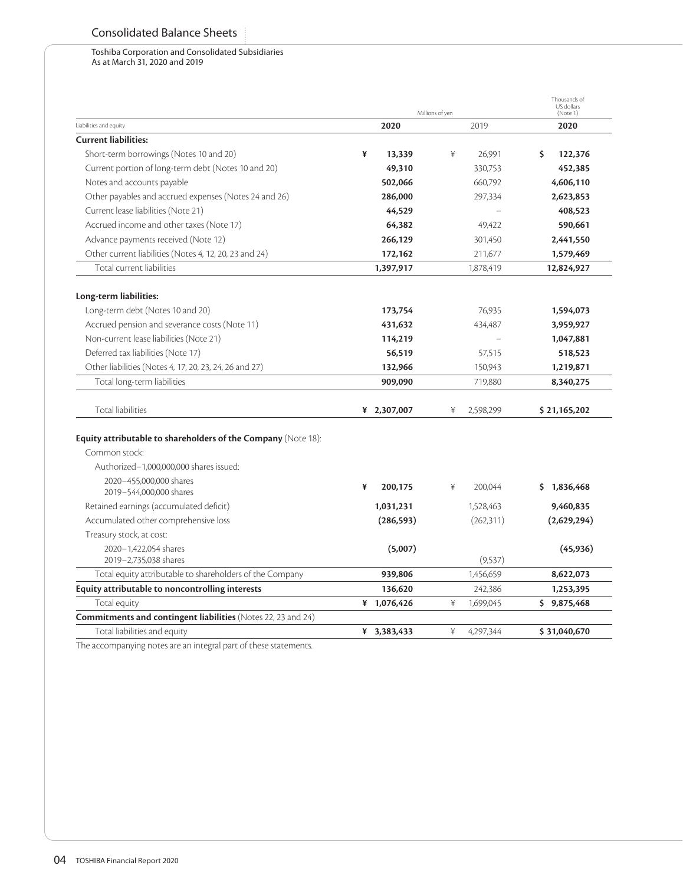# Consolidated Balance Sheets

Toshiba Corporation and Consolidated Subsidiaries
As at March 31, 2020 and 2019

| Liabilities and equity | Millions of yen 2020 | Millions of yen 2019 | Thousands of US dollars (Note 1) 2020 |
|---|---|---|---|
| **Current liabilities:** | | | |
| Short-term borrowings (Notes 10 and 20) | ¥ **13,339** | ¥ 26,991 | $ **122,376** |
| Current portion of long-term debt (Notes 10 and 20) | **49,310** | 330,753 | **452,385** |
| Notes and accounts payable | **502,066** | 660,792 | **4,606,110** |
| Other payables and accrued expenses (Notes 24 and 26) | **286,000** | 297,334 | **2,623,853** |
| Current lease liabilities (Note 21) | **44,529** | – | **408,523** |
| Accrued income and other taxes (Note 17) | **64,382** | 49,422 | **590,661** |
| Advance payments received (Note 12) | **266,129** | 301,450 | **2,441,550** |
| Other current liabilities (Notes 4, 12, 20, 23 and 24) | **172,162** | 211,677 | **1,579,469** |
| Total current liabilities | **1,397,917** | 1,878,419 | **12,824,927** |
| **Long-term liabilities:** | | | |
| Long-term debt (Notes 10 and 20) | **173,754** | 76,935 | **1,594,073** |
| Accrued pension and severance costs (Note 11) | **431,632** | 434,487 | **3,959,927** |
| Non-current lease liabilities (Note 21) | **114,219** | – | **1,047,881** |
| Deferred tax liabilities (Note 17) | **56,519** | 57,515 | **518,523** |
| Other liabilities (Notes 4, 17, 20, 23, 24, 26 and 27) | **132,966** | 150,943 | **1,219,871** |
| Total long-term liabilities | **909,090** | 719,880 | **8,340,275** |
| Total liabilities | ¥ **2,307,007** | ¥ 2,598,299 | $ **21,165,202** |
| **Equity attributable to shareholders of the Company** (Note 18): | | | |
| Common stock: | | | |
| Authorized–1,000,000,000 shares issued: | | | |
| 2020–455,000,000 shares<br>2019–544,000,000 shares | ¥ **200,175** | ¥ 200,044 | $ **1,836,468** |
| Retained earnings (accumulated deficit) | **1,031,231** | 1,528,463 | **9,460,835** |
| Accumulated other comprehensive loss | **(286,593)** | (262,311) | **(2,629,294)** |
| Treasury stock, at cost: | | | |
| 2020–1,422,054 shares<br>2019–2,735,038 shares | **(5,007)** | (9,537) | **(45,936)** |
| Total equity attributable to shareholders of the Company | **939,806** | 1,456,659 | **8,622,073** |
| **Equity attributable to noncontrolling interests** | **136,620** | 242,386 | **1,253,395** |
| Total equity | ¥ **1,076,426** | ¥ 1,699,045 | $ **9,875,468** |
| **Commitments and contingent liabilities** (Notes 22, 23 and 24) | | | |
| Total liabilities and equity | ¥ **3,383,433** | ¥ 4,297,344 | $ **31,040,670** |

The accompanying notes are an integral part of these statements.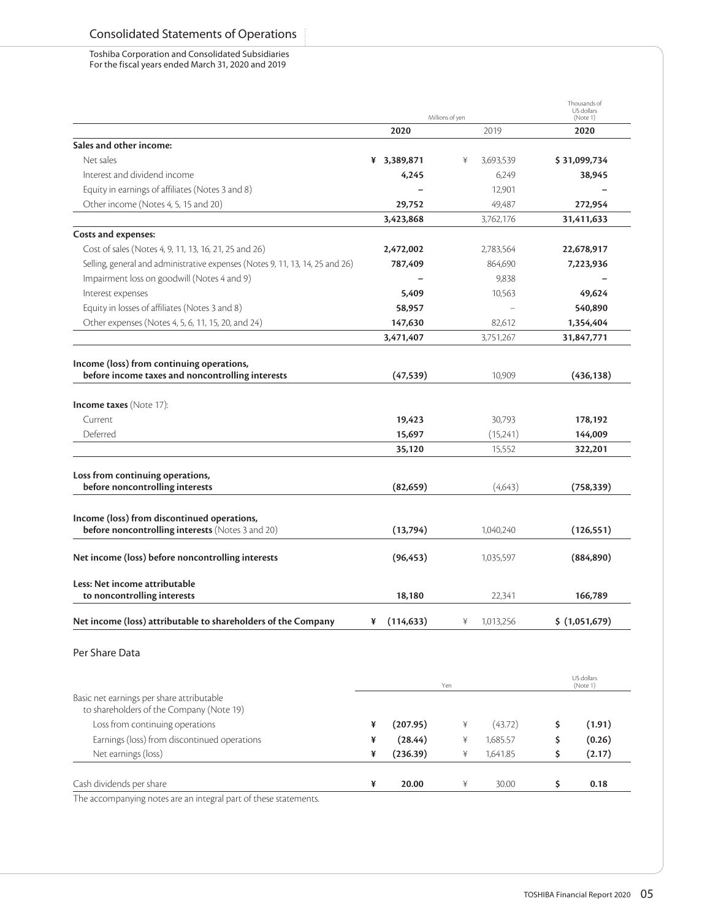# Consolidated Statements of Operations

Toshiba Corporation and Consolidated Subsidiaries
For the fiscal years ended March 31, 2020 and 2019

| | Millions of yen | | Thousands of US dollars (Note 1) |
|---|---|---|---|
| | **2020** | 2019 | **2020** |
| **Sales and other income:** | | | |
| Net sales | **¥ 3,389,871** | ¥ 3,693,539 | **$ 31,099,734** |
| Interest and dividend income | **4,245** | 6,249 | **38,945** |
| Equity in earnings of affiliates (Notes 3 and 8) | **–** | 12,901 | **–** |
| Other income (Notes 4, 5, 15 and 20) | **29,752** | 49,487 | **272,954** |
| | **3,423,868** | 3,762,176 | **31,411,633** |
| **Costs and expenses:** | | | |
| Cost of sales (Notes 4, 9, 11, 13, 16, 21, 25 and 26) | **2,472,002** | 2,783,564 | **22,678,917** |
| Selling, general and administrative expenses (Notes 9, 11, 13, 14, 25 and 26) | **787,409** | 864,690 | **7,223,936** |
| Impairment loss on goodwill (Notes 4 and 9) | **–** | 9,838 | **–** |
| Interest expenses | **5,409** | 10,563 | **49,624** |
| Equity in losses of affiliates (Notes 3 and 8) | **58,957** | – | **540,890** |
| Other expenses (Notes 4, 5, 6, 11, 15, 20, and 24) | **147,630** | 82,612 | **1,354,404** |
| | **3,471,407** | 3,751,267 | **31,847,771** |
| **Income (loss) from continuing operations, before income taxes and noncontrolling interests** | **(47,539)** | 10,909 | **(436,138)** |
| **Income taxes** (Note 17): | | | |
| Current | **19,423** | 30,793 | **178,192** |
| Deferred | **15,697** | (15,241) | **144,009** |
| | **35,120** | 15,552 | **322,201** |
| **Loss from continuing operations, before noncontrolling interests** | **(82,659)** | (4,643) | **(758,339)** |
| **Income (loss) from discontinued operations, before noncontrolling interests** (Notes 3 and 20) | **(13,794)** | 1,040,240 | **(126,551)** |
| **Net income (loss) before noncontrolling interests** | **(96,453)** | 1,035,597 | **(884,890)** |
| **Less: Net income attributable to noncontrolling interests** | **18,180** | 22,341 | **166,789** |
| **Net income (loss) attributable to shareholders of the Company** | **¥ (114,633)** | ¥ 1,013,256 | **$ (1,051,679)** |

## Per Share Data

| | Yen | | US dollars (Note 1) |
|---|---|---|---|
| Basic net earnings per share attributable to shareholders of the Company (Note 19) | | | |
| Loss from continuing operations | **¥ (207.95)** | ¥ (43.72) | **$ (1.91)** |
| Earnings (loss) from discontinued operations | **¥ (28.44)** | ¥ 1,685.57 | **$ (0.26)** |
| Net earnings (loss) | **¥ (236.39)** | ¥ 1,641.85 | **$ (2.17)** |
| Cash dividends per share | **¥ 20.00** | ¥ 30.00 | **$ 0.18** |

The accompanying notes are an integral part of these statements.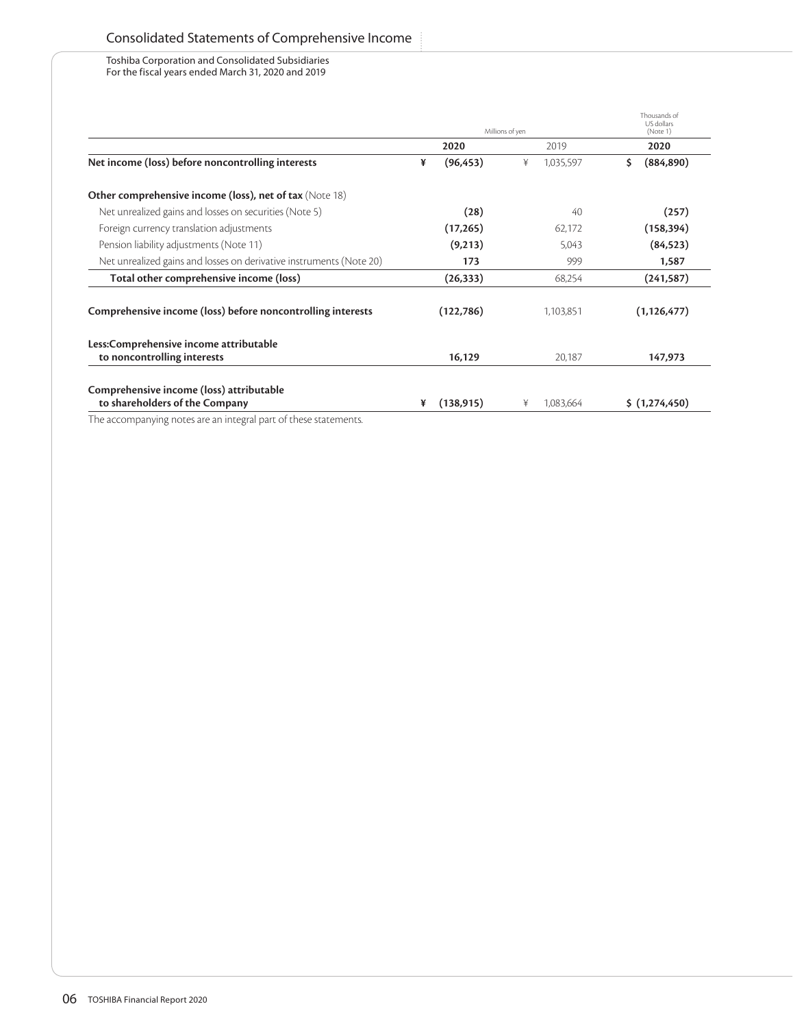# Consolidated Statements of Comprehensive Income

Toshiba Corporation and Consolidated Subsidiaries
For the fiscal years ended March 31, 2020 and 2019

| | Millions of yen | | Thousands of US dollars (Note 1) |
|---|---|---|---|
| | **2020** | 2019 | **2020** |
| **Net income (loss) before noncontrolling interests** | **¥ (96,453)** | ¥ 1,035,597 | **$ (884,890)** |
| **Other comprehensive income (loss), net of tax** (Note 18) | | | |
| Net unrealized gains and losses on securities (Note 5) | **(28)** | 40 | **(257)** |
| Foreign currency translation adjustments | **(17,265)** | 62,172 | **(158,394)** |
| Pension liability adjustments (Note 11) | **(9,213)** | 5,043 | **(84,523)** |
| Net unrealized gains and losses on derivative instruments (Note 20) | **173** | 999 | **1,587** |
| **Total other comprehensive income (loss)** | **(26,333)** | 68,254 | **(241,587)** |
| **Comprehensive income (loss) before noncontrolling interests** | **(122,786)** | 1,103,851 | **(1,126,477)** |
| **Less:Comprehensive income attributable to noncontrolling interests** | **16,129** | 20,187 | **147,973** |
| **Comprehensive income (loss) attributable to shareholders of the Company** | **¥ (138,915)** | ¥ 1,083,664 | **$ (1,274,450)** |

The accompanying notes are an integral part of these statements.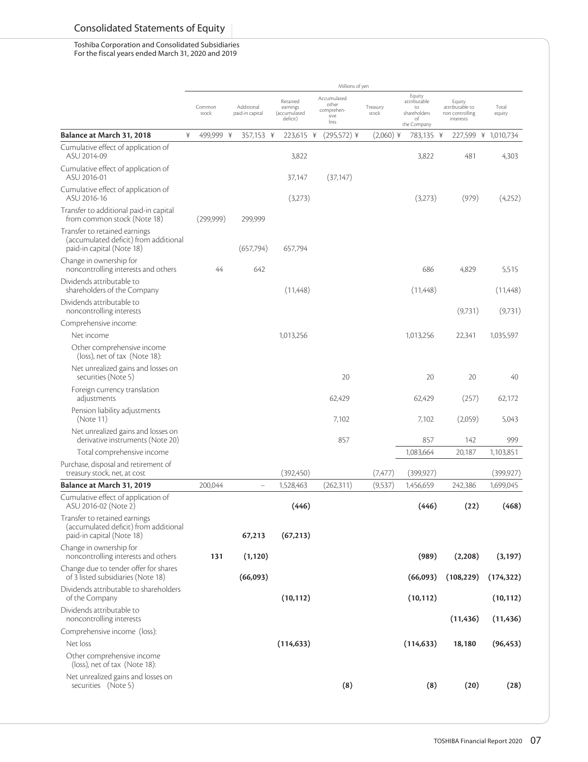# Consolidated Statements of Equity

Toshiba Corporation and Consolidated Subsidiaries
For the fiscal years ended March 31, 2020 and 2019

| | Millions of yen | | | | | | | |
|---|---|---|---|---|---|---|---|---|
| | Common stock | Additional paid-in capital | Retained earnings (accumulated deficit) | Accumulated other comprehensive loss | Treasury stock | Equity attributable to shareholders of the Company | Equity attributable to non controlling interests | Total equity |
| **Balance at March 31, 2018** | ¥ 499,999 | ¥ 357,153 | ¥ 223,615 | ¥ (295,572) | ¥ (2,060) | ¥ 783,135 | ¥ 227,599 | ¥ 1,010,734 |
| Cumulative effect of application of ASU 2014-09 | | | 3,822 | | | 3,822 | 481 | 4,303 |
| Cumulative effect of application of ASU 2016-01 | | | 37,147 | (37,147) | | | | |
| Cumulative effect of application of ASU 2016-16 | | | (3,273) | | | (3,273) | (979) | (4,252) |
| Transfer to additional paid-in capital from common stock (Note 18) | (299,999) | 299,999 | | | | | | |
| Transfer to retained earnings (accumulated deficit) from additional paid-in capital (Note 18) | | (657,794) | 657,794 | | | | | |
| Change in ownership for noncontrolling interests and others | 44 | 642 | | | | 686 | 4,829 | 5,515 |
| Dividends attributable to shareholders of the Company | | | (11,448) | | | (11,448) | | (11,448) |
| Dividends attributable to noncontrolling interests | | | | | | | (9,731) | (9,731) |
| Comprehensive income: | | | | | | | | |
| Net income | | | 1,013,256 | | | 1,013,256 | 22,341 | 1,035,597 |
| Other comprehensive income (loss), net of tax (Note 18): | | | | | | | | |
| Net unrealized gains and losses on securities (Note 5) | | | | 20 | | 20 | 20 | 40 |
| Foreign currency translation adjustments | | | | 62,429 | | 62,429 | (257) | 62,172 |
| Pension liability adjustments (Note 11) | | | | 7,102 | | 7,102 | (2,059) | 5,043 |
| Net unrealized gains and losses on derivative instruments (Note 20) | | | | 857 | | 857 | 142 | 999 |
| Total comprehensive income | | | | | | 1,083,664 | 20,187 | 1,103,851 |
| Purchase, disposal and retirement of treasury stock, net, at cost | | | (392,450) | | (7,477) | (399,927) | | (399,927) |
| **Balance at March 31, 2019** | 200,044 | – | 1,528,463 | (262,311) | (9,537) | 1,456,659 | 242,386 | 1,699,045 |
| Cumulative effect of application of ASU 2016-02 (Note 2) | | | **(446)** | | | **(446)** | **(22)** | **(468)** |
| Transfer to retained earnings (accumulated deficit) from additional paid-in capital (Note 18) | | **67,213** | **(67,213)** | | | | | |
| Change in ownership for noncontrolling interests and others | **131** | **(1,120)** | | | | **(989)** | **(2,208)** | **(3,197)** |
| Change due to tender offer for shares of 3 listed subsidiaries (Note 18) | | **(66,093)** | | | | **(66,093)** | **(108,229)** | **(174,322)** |
| Dividends attributable to shareholders of the Company | | | **(10,112)** | | | **(10,112)** | | **(10,112)** |
| Dividends attributable to noncontrolling interests | | | | | | | **(11,436)** | **(11,436)** |
| Comprehensive income (loss): | | | | | | | | |
| Net loss | | | **(114,633)** | | | **(114,633)** | **18,180** | **(96,453)** |
| Other comprehensive income (loss), net of tax (Note 18): | | | | | | | | |
| Net unrealized gains and losses on securities (Note 5) | | | | **(8)** | | **(8)** | **(20)** | **(28)** |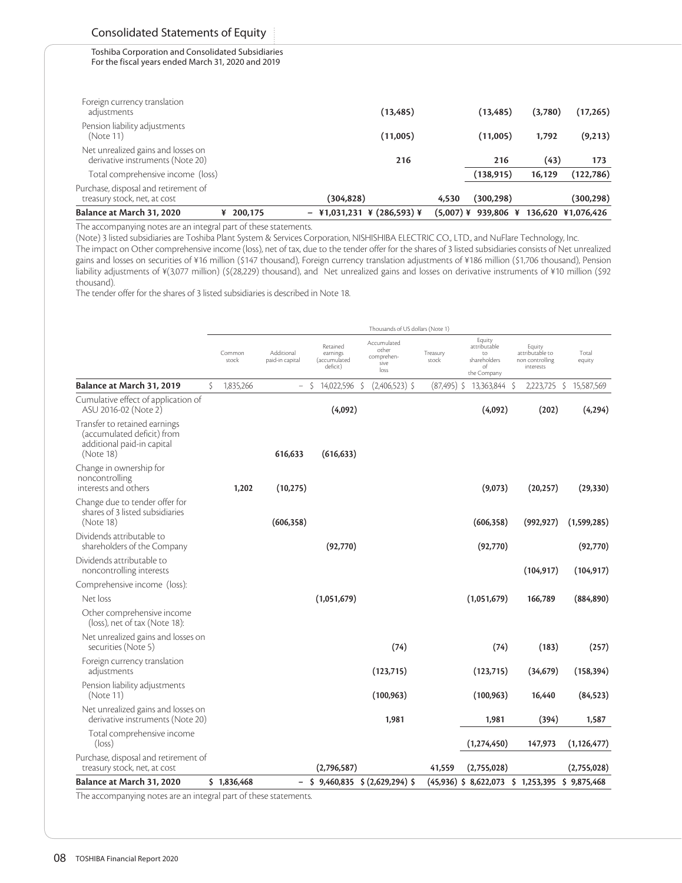## Consolidated Statements of Equity

Toshiba Corporation and Consolidated Subsidiaries
For the fiscal years ended March 31, 2020 and 2019

| | Common stock | Additional paid-in capital | Retained earnings (accumulated deficit) | Accumulated other comprehensive loss | Treasury stock | Equity attributable to shareholders of the Company | Equity attributable to non controlling interests | Total equity |
|---|---|---|---|---|---|---|---|---|
| Foreign currency translation adjustments | | | | (13,485) | | (13,485) | (3,780) | (17,265) |
| Pension liability adjustments (Note 11) | | | | (11,005) | | (11,005) | 1,792 | (9,213) |
| Net unrealized gains and losses on derivative instruments (Note 20) | | | | 216 | | 216 | (43) | 173 |
| Total comprehensive income (loss) | | | | | | (138,915) | 16,129 | (122,786) |
| Purchase, disposal and retirement of treasury stock, net, at cost | | | (304,828) | | 4,530 | (300,298) | | (300,298) |
| **Balance at March 31, 2020** | ¥ 200,175 | – | ¥1,031,231 | ¥ (286,593) | ¥ (5,007) | ¥ 939,806 | ¥ 136,620 | ¥1,076,426 |

The accompanying notes are an integral part of these statements.

(Note) 3 listed subsidiaries are Toshiba Plant System & Services Corporation, NISHISHIBA ELECTRIC CO., LTD., and NuFlare Technology, Inc.
The impact on Other comprehensive income (loss), net of tax, due to the tender offer for the shares of 3 listed subsidiaries consists of Net unrealized gains and losses on securities of ¥16 million ($147 thousand), Foreign currency translation adjustments of ¥186 million ($1,706 thousand), Pension liability adjustments of ¥(3,077 million) ($(28,229) thousand), and Net unrealized gains and losses on derivative instruments of ¥10 million ($92 thousand).
The tender offer for the shares of 3 listed subsidiaries is described in Note 18.

| | Thousands of US dollars (Note 1) | | | | | | | |
|---|---|---|---|---|---|---|---|---|
| | Common stock | Additional paid-in capital | Retained earnings (accumulated deficit) | Accumulated other comprehensive loss | Treasury stock | Equity attributable to shareholders of the Company | Equity attributable to non controlling interests | Total equity |
| **Balance at March 31, 2019** | $ 1,835,266 | – | $ 14,022,596 | $ (2,406,523) | $ (87,495) | $ 13,363,844 | $ 2,223,725 | $ 15,587,569 |
| Cumulative effect of application of ASU 2016-02 (Note 2) | | | (4,092) | | | (4,092) | (202) | (4,294) |
| Transfer to retained earnings (accumulated deficit) from additional paid-in capital (Note 18) | | 616,633 | (616,633) | | | | | |
| Change in ownership for noncontrolling interests and others | 1,202 | (10,275) | | | | (9,073) | (20,257) | (29,330) |
| Change due to tender offer for shares of 3 listed subsidiaries (Note 18) | | (606,358) | | | | (606,358) | (992,927) | (1,599,285) |
| Dividends attributable to shareholders of the Company | | | (92,770) | | | (92,770) | | (92,770) |
| Dividends attributable to noncontrolling interests | | | | | | | (104,917) | (104,917) |
| Comprehensive income (loss): | | | | | | | | |
| Net loss | | | (1,051,679) | | | (1,051,679) | 166,789 | (884,890) |
| Other comprehensive income (loss), net of tax (Note 18): | | | | | | | | |
| Net unrealized gains and losses on securities (Note 5) | | | | (74) | | (74) | (183) | (257) |
| Foreign currency translation adjustments | | | | (123,715) | | (123,715) | (34,679) | (158,394) |
| Pension liability adjustments (Note 11) | | | | (100,963) | | (100,963) | 16,440 | (84,523) |
| Net unrealized gains and losses on derivative instruments (Note 20) | | | | 1,981 | | 1,981 | (394) | 1,587 |
| Total comprehensive income (loss) | | | | | | (1,274,450) | 147,973 | (1,126,477) |
| Purchase, disposal and retirement of treasury stock, net, at cost | | | (2,796,587) | | 41,559 | (2,755,028) | | (2,755,028) |
| **Balance at March 31, 2020** | $ 1,836,468 | – | $ 9,460,835 | $ (2,629,294) | $ (45,936) | $ 8,622,073 | $ 1,253,395 | $ 9,875,468 |

The accompanying notes are an integral part of these statements.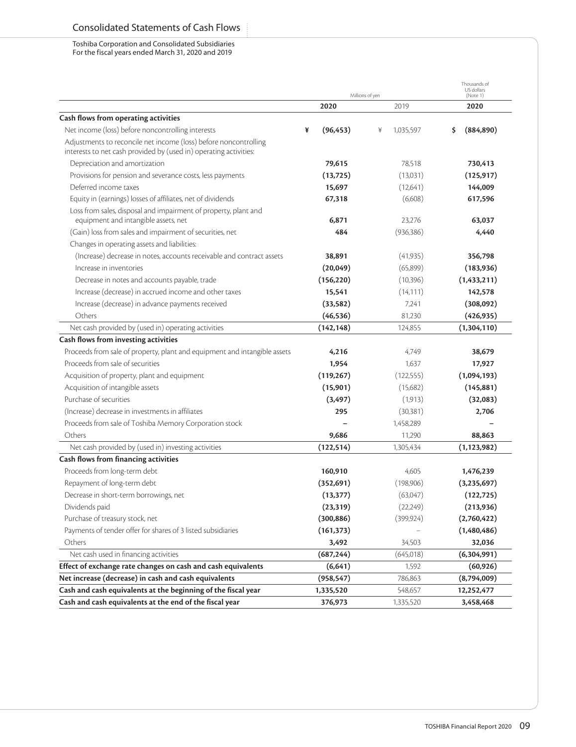# Consolidated Statements of Cash Flows

Toshiba Corporation and Consolidated Subsidiaries
For the fiscal years ended March 31, 2020 and 2019

| | Millions of yen | | Thousands of US dollars (Note 1) |
|---|---|---|---|
| | **2020** | 2019 | **2020** |
| **Cash flows from operating activities** | | | |
| Net income (loss) before noncontrolling interests | **¥ (96,453)** | ¥ 1,035,597 | **$ (884,890)** |
| Adjustments to reconcile net income (loss) before noncontrolling interests to net cash provided by (used in) operating activities: | | | |
| Depreciation and amortization | **79,615** | 78,518 | **730,413** |
| Provisions for pension and severance costs, less payments | **(13,725)** | (13,031) | **(125,917)** |
| Deferred income taxes | **15,697** | (12,641) | **144,009** |
| Equity in (earnings) losses of affiliates, net of dividends | **67,318** | (6,608) | **617,596** |
| Loss from sales, disposal and impairment of property, plant and equipment and intangible assets, net | **6,871** | 23,276 | **63,037** |
| (Gain) loss from sales and impairment of securities, net | **484** | (936,386) | **4,440** |
| Changes in operating assets and liabilities: | | | |
| (Increase) decrease in notes, accounts receivable and contract assets | **38,891** | (41,935) | **356,798** |
| Increase in inventories | **(20,049)** | (65,899) | **(183,936)** |
| Decrease in notes and accounts payable, trade | **(156,220)** | (10,396) | **(1,433,211)** |
| Increase (decrease) in accrued income and other taxes | **15,541** | (14,111) | **142,578** |
| Increase (decrease) in advance payments received | **(33,582)** | 7,241 | **(308,092)** |
| Others | **(46,536)** | 81,230 | **(426,935)** |
| Net cash provided by (used in) operating activities | **(142,148)** | 124,855 | **(1,304,110)** |
| **Cash flows from investing activities** | | | |
| Proceeds from sale of property, plant and equipment and intangible assets | **4,216** | 4,749 | **38,679** |
| Proceeds from sale of securities | **1,954** | 1,637 | **17,927** |
| Acquisition of property, plant and equipment | **(119,267)** | (122,555) | **(1,094,193)** |
| Acquisition of intangible assets | **(15,901)** | (15,682) | **(145,881)** |
| Purchase of securities | **(3,497)** | (1,913) | **(32,083)** |
| (Increase) decrease in investments in affiliates | **295** | (30,381) | **2,706** |
| Proceeds from sale of Toshiba Memory Corporation stock | **–** | 1,458,289 | **–** |
| Others | **9,686** | 11,290 | **88,863** |
| Net cash provided by (used in) investing activities | **(122,514)** | 1,305,434 | **(1,123,982)** |
| **Cash flows from financing activities** | | | |
| Proceeds from long-term debt | **160,910** | 4,605 | **1,476,239** |
| Repayment of long-term debt | **(352,691)** | (198,906) | **(3,235,697)** |
| Decrease in short-term borrowings, net | **(13,377)** | (63,047) | **(122,725)** |
| Dividends paid | **(23,319)** | (22,249) | **(213,936)** |
| Purchase of treasury stock, net | **(300,886)** | (399,924) | **(2,760,422)** |
| Payments of tender offer for shares of 3 listed subsidiaries | **(161,373)** | – | **(1,480,486)** |
| Others | **3,492** | 34,503 | **32,036** |
| Net cash used in financing activities | **(687,244)** | (645,018) | **(6,304,991)** |
| **Effect of exchange rate changes on cash and cash equivalents** | **(6,641)** | 1,592 | **(60,926)** |
| **Net increase (decrease) in cash and cash equivalents** | **(958,547)** | 786,863 | **(8,794,009)** |
| **Cash and cash equivalents at the beginning of the fiscal year** | **1,335,520** | 548,657 | **12,252,477** |
| **Cash and cash equivalents at the end of the fiscal year** | **376,973** | 1,335,520 | **3,458,468** |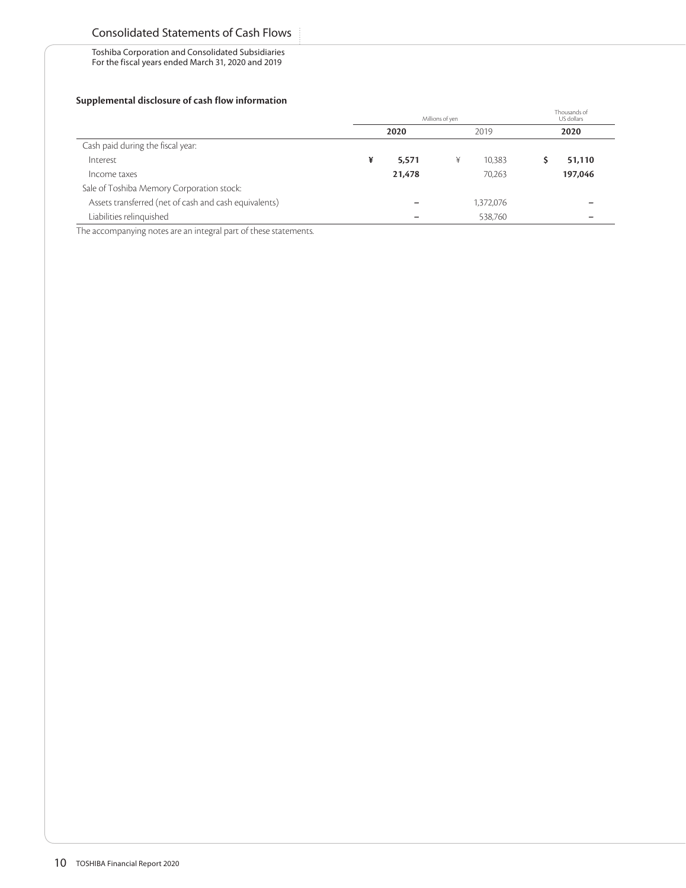# Consolidated Statements of Cash Flows

Toshiba Corporation and Consolidated Subsidiaries
For the fiscal years ended March 31, 2020 and 2019

### Supplemental disclosure of cash flow information

| | Millions of yen | | Thousands of US dollars |
|---|---|---|---|
| | **2020** | 2019 | **2020** |
| Cash paid during the fiscal year: | | | |
| Interest | **¥ 5,571** | ¥ 10,383 | **$ 51,110** |
| Income taxes | **21,478** | 70,263 | **197,046** |
| Sale of Toshiba Memory Corporation stock: | | | |
| Assets transferred (net of cash and cash equivalents) | **–** | 1,372,076 | **–** |
| Liabilities relinquished | **–** | 538,760 | **–** |

The accompanying notes are an integral part of these statements.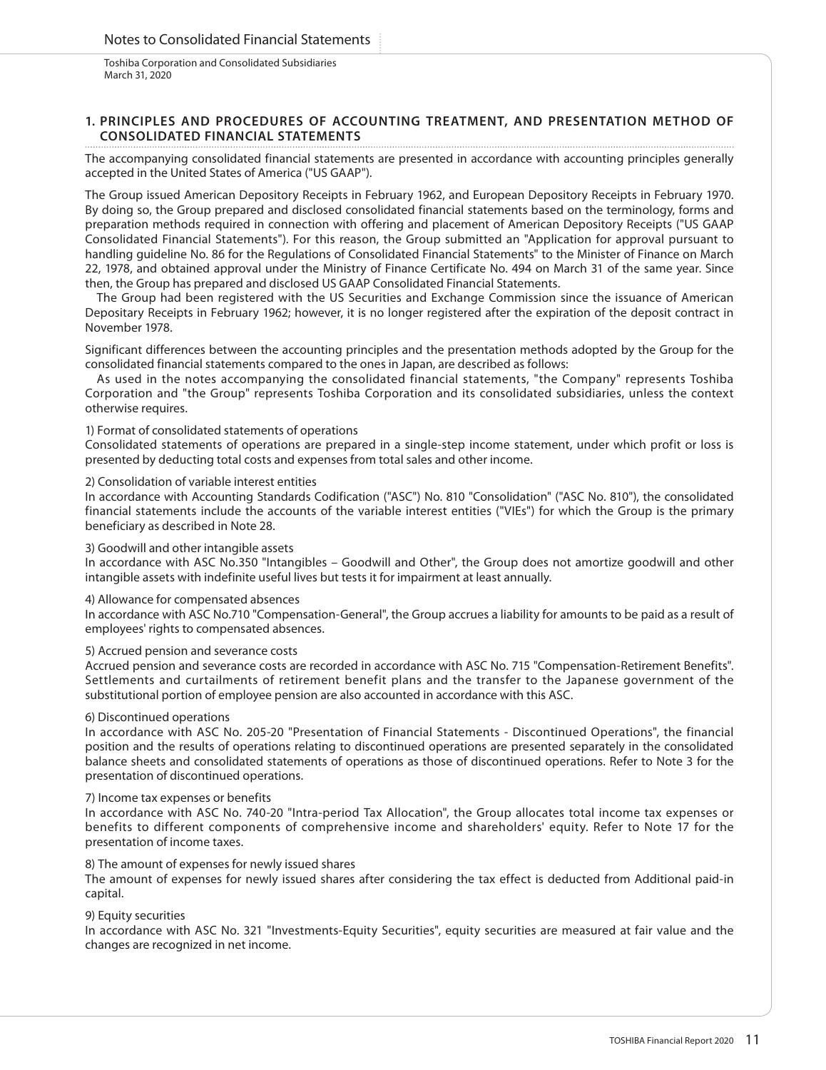Notes to Consolidated Financial Statements

Toshiba Corporation and Consolidated Subsidiaries
March 31, 2020

## 1. PRINCIPLES AND PROCEDURES OF ACCOUNTING TREATMENT, AND PRESENTATION METHOD OF CONSOLIDATED FINANCIAL STATEMENTS

The accompanying consolidated financial statements are presented in accordance with accounting principles generally accepted in the United States of America ("US GAAP").

The Group issued American Depository Receipts in February 1962, and European Depository Receipts in February 1970. By doing so, the Group prepared and disclosed consolidated financial statements based on the terminology, forms and preparation methods required in connection with offering and placement of American Depository Receipts ("US GAAP Consolidated Financial Statements"). For this reason, the Group submitted an "Application for approval pursuant to handling guideline No. 86 for the Regulations of Consolidated Financial Statements" to the Minister of Finance on March 22, 1978, and obtained approval under the Ministry of Finance Certificate No. 494 on March 31 of the same year. Since then, the Group has prepared and disclosed US GAAP Consolidated Financial Statements.

The Group had been registered with the US Securities and Exchange Commission since the issuance of American Depositary Receipts in February 1962; however, it is no longer registered after the expiration of the deposit contract in November 1978.

Significant differences between the accounting principles and the presentation methods adopted by the Group for the consolidated financial statements compared to the ones in Japan, are described as follows:

As used in the notes accompanying the consolidated financial statements, "the Company" represents Toshiba Corporation and "the Group" represents Toshiba Corporation and its consolidated subsidiaries, unless the context otherwise requires.

1) Format of consolidated statements of operations

Consolidated statements of operations are prepared in a single-step income statement, under which profit or loss is presented by deducting total costs and expenses from total sales and other income.

2) Consolidation of variable interest entities

In accordance with Accounting Standards Codification ("ASC") No. 810 "Consolidation" ("ASC No. 810"), the consolidated financial statements include the accounts of the variable interest entities ("VIEs") for which the Group is the primary beneficiary as described in Note 28.

3) Goodwill and other intangible assets

In accordance with ASC No.350 "Intangibles – Goodwill and Other", the Group does not amortize goodwill and other intangible assets with indefinite useful lives but tests it for impairment at least annually.

4) Allowance for compensated absences

In accordance with ASC No.710 "Compensation-General", the Group accrues a liability for amounts to be paid as a result of employees' rights to compensated absences.

5) Accrued pension and severance costs

Accrued pension and severance costs are recorded in accordance with ASC No. 715 "Compensation-Retirement Benefits". Settlements and curtailments of retirement benefit plans and the transfer to the Japanese government of the substitutional portion of employee pension are also accounted in accordance with this ASC.

6) Discontinued operations

In accordance with ASC No. 205-20 "Presentation of Financial Statements - Discontinued Operations", the financial position and the results of operations relating to discontinued operations are presented separately in the consolidated balance sheets and consolidated statements of operations as those of discontinued operations. Refer to Note 3 for the presentation of discontinued operations.

7) Income tax expenses or benefits

In accordance with ASC No. 740-20 "Intra-period Tax Allocation", the Group allocates total income tax expenses or benefits to different components of comprehensive income and shareholders' equity. Refer to Note 17 for the presentation of income taxes.

8) The amount of expenses for newly issued shares

The amount of expenses for newly issued shares after considering the tax effect is deducted from Additional paid-in capital.

9) Equity securities

In accordance with ASC No. 321 "Investments-Equity Securities", equity securities are measured at fair value and the changes are recognized in net income.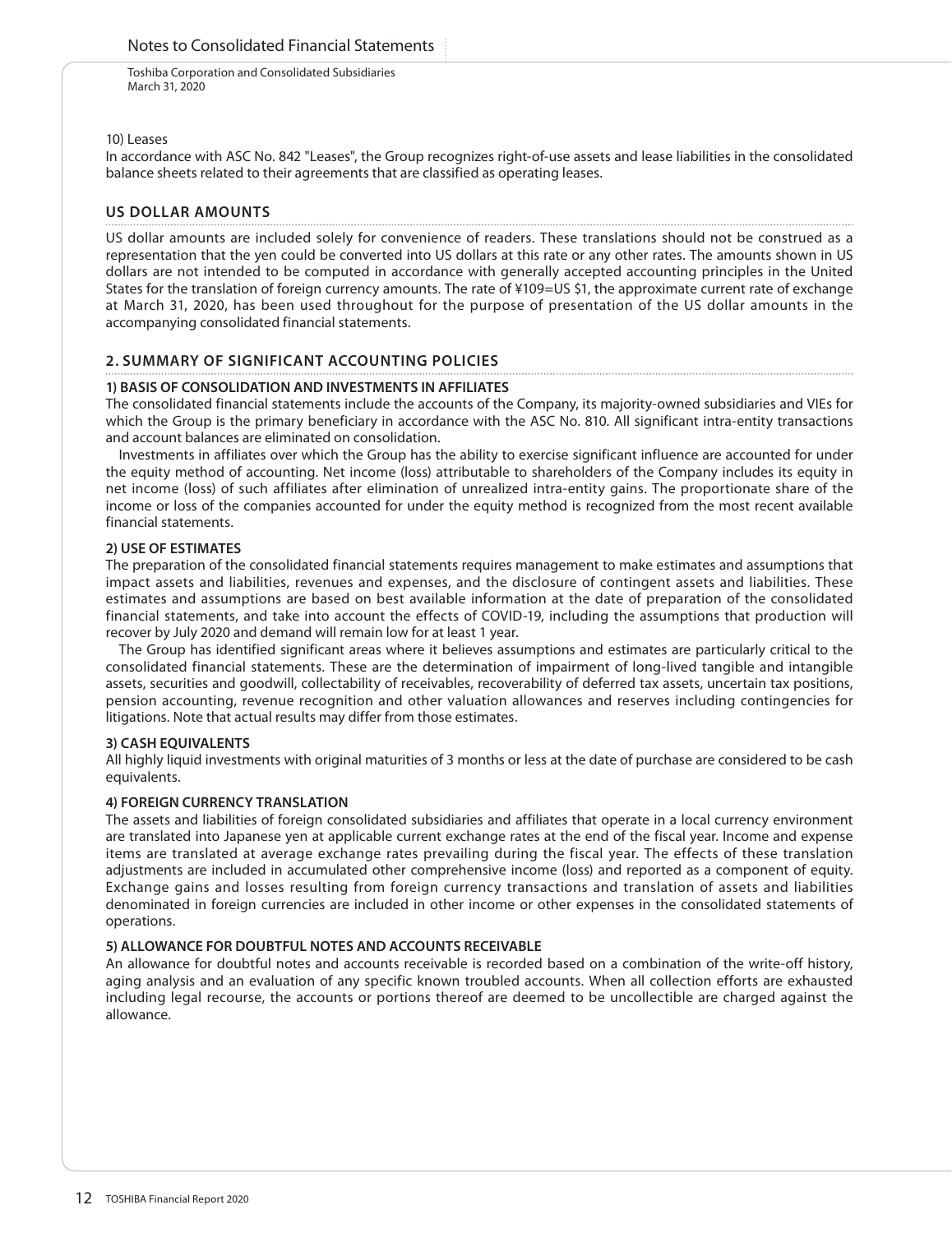10) Leases

In accordance with ASC No. 842 "Leases", the Group recognizes right-of-use assets and lease liabilities in the consolidated balance sheets related to their agreements that are classified as operating leases.

## US DOLLAR AMOUNTS

US dollar amounts are included solely for convenience of readers. These translations should not be construed as a representation that the yen could be converted into US dollars at this rate or any other rates. The amounts shown in US dollars are not intended to be computed in accordance with generally accepted accounting principles in the United States for the translation of foreign currency amounts. The rate of ¥109=US $1, the approximate current rate of exchange at March 31, 2020, has been used throughout for the purpose of presentation of the US dollar amounts in the accompanying consolidated financial statements.

## 2. SUMMARY OF SIGNIFICANT ACCOUNTING POLICIES

### 1) BASIS OF CONSOLIDATION AND INVESTMENTS IN AFFILIATES

The consolidated financial statements include the accounts of the Company, its majority-owned subsidiaries and VIEs for which the Group is the primary beneficiary in accordance with the ASC No. 810. All significant intra-entity transactions and account balances are eliminated on consolidation.

Investments in affiliates over which the Group has the ability to exercise significant influence are accounted for under the equity method of accounting. Net income (loss) attributable to shareholders of the Company includes its equity in net income (loss) of such affiliates after elimination of unrealized intra-entity gains. The proportionate share of the income or loss of the companies accounted for under the equity method is recognized from the most recent available financial statements.

### 2) USE OF ESTIMATES

The preparation of the consolidated financial statements requires management to make estimates and assumptions that impact assets and liabilities, revenues and expenses, and the disclosure of contingent assets and liabilities. These estimates and assumptions are based on best available information at the date of preparation of the consolidated financial statements, and take into account the effects of COVID-19, including the assumptions that production will recover by July 2020 and demand will remain low for at least 1 year.

The Group has identified significant areas where it believes assumptions and estimates are particularly critical to the consolidated financial statements. These are the determination of impairment of long-lived tangible and intangible assets, securities and goodwill, collectability of receivables, recoverability of deferred tax assets, uncertain tax positions, pension accounting, revenue recognition and other valuation allowances and reserves including contingencies for litigations. Note that actual results may differ from those estimates.

### 3) CASH EQUIVALENTS

All highly liquid investments with original maturities of 3 months or less at the date of purchase are considered to be cash equivalents.

### 4) FOREIGN CURRENCY TRANSLATION

The assets and liabilities of foreign consolidated subsidiaries and affiliates that operate in a local currency environment are translated into Japanese yen at applicable current exchange rates at the end of the fiscal year. Income and expense items are translated at average exchange rates prevailing during the fiscal year. The effects of these translation adjustments are included in accumulated other comprehensive income (loss) and reported as a component of equity. Exchange gains and losses resulting from foreign currency transactions and translation of assets and liabilities denominated in foreign currencies are included in other income or other expenses in the consolidated statements of operations.

### 5) ALLOWANCE FOR DOUBTFUL NOTES AND ACCOUNTS RECEIVABLE

An allowance for doubtful notes and accounts receivable is recorded based on a combination of the write-off history, aging analysis and an evaluation of any specific known troubled accounts. When all collection efforts are exhausted including legal recourse, the accounts or portions thereof are deemed to be uncollectible are charged against the allowance.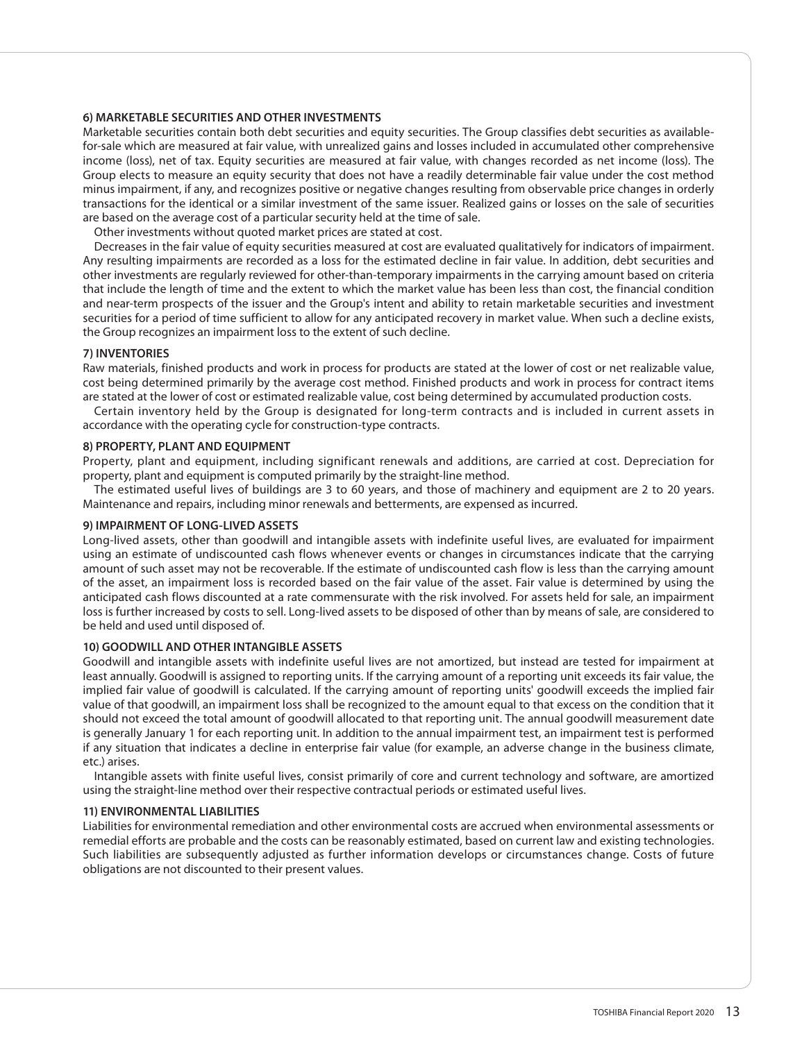#### 6) MARKETABLE SECURITIES AND OTHER INVESTMENTS

Marketable securities contain both debt securities and equity securities. The Group classifies debt securities as available-for-sale which are measured at fair value, with unrealized gains and losses included in accumulated other comprehensive income (loss), net of tax. Equity securities are measured at fair value, with changes recorded as net income (loss). The Group elects to measure an equity security that does not have a readily determinable fair value under the cost method minus impairment, if any, and recognizes positive or negative changes resulting from observable price changes in orderly transactions for the identical or a similar investment of the same issuer. Realized gains or losses on the sale of securities are based on the average cost of a particular security held at the time of sale.

Other investments without quoted market prices are stated at cost.

Decreases in the fair value of equity securities measured at cost are evaluated qualitatively for indicators of impairment. Any resulting impairments are recorded as a loss for the estimated decline in fair value. In addition, debt securities and other investments are regularly reviewed for other-than-temporary impairments in the carrying amount based on criteria that include the length of time and the extent to which the market value has been less than cost, the financial condition and near-term prospects of the issuer and the Group's intent and ability to retain marketable securities and investment securities for a period of time sufficient to allow for any anticipated recovery in market value. When such a decline exists, the Group recognizes an impairment loss to the extent of such decline.

#### 7) INVENTORIES

Raw materials, finished products and work in process for products are stated at the lower of cost or net realizable value, cost being determined primarily by the average cost method. Finished products and work in process for contract items are stated at the lower of cost or estimated realizable value, cost being determined by accumulated production costs.

Certain inventory held by the Group is designated for long-term contracts and is included in current assets in accordance with the operating cycle for construction-type contracts.

#### 8) PROPERTY, PLANT AND EQUIPMENT

Property, plant and equipment, including significant renewals and additions, are carried at cost. Depreciation for property, plant and equipment is computed primarily by the straight-line method.

The estimated useful lives of buildings are 3 to 60 years, and those of machinery and equipment are 2 to 20 years. Maintenance and repairs, including minor renewals and betterments, are expensed as incurred.

#### 9) IMPAIRMENT OF LONG-LIVED ASSETS

Long-lived assets, other than goodwill and intangible assets with indefinite useful lives, are evaluated for impairment using an estimate of undiscounted cash flows whenever events or changes in circumstances indicate that the carrying amount of such asset may not be recoverable. If the estimate of undiscounted cash flow is less than the carrying amount of the asset, an impairment loss is recorded based on the fair value of the asset. Fair value is determined by using the anticipated cash flows discounted at a rate commensurate with the risk involved. For assets held for sale, an impairment loss is further increased by costs to sell. Long-lived assets to be disposed of other than by means of sale, are considered to be held and used until disposed of.

#### 10) GOODWILL AND OTHER INTANGIBLE ASSETS

Goodwill and intangible assets with indefinite useful lives are not amortized, but instead are tested for impairment at least annually. Goodwill is assigned to reporting units. If the carrying amount of a reporting unit exceeds its fair value, the implied fair value of goodwill is calculated. If the carrying amount of reporting units' goodwill exceeds the implied fair value of that goodwill, an impairment loss shall be recognized to the amount equal to that excess on the condition that it should not exceed the total amount of goodwill allocated to that reporting unit. The annual goodwill measurement date is generally January 1 for each reporting unit. In addition to the annual impairment test, an impairment test is performed if any situation that indicates a decline in enterprise fair value (for example, an adverse change in the business climate, etc.) arises.

Intangible assets with finite useful lives, consist primarily of core and current technology and software, are amortized using the straight-line method over their respective contractual periods or estimated useful lives.

#### 11) ENVIRONMENTAL LIABILITIES

Liabilities for environmental remediation and other environmental costs are accrued when environmental assessments or remedial efforts are probable and the costs can be reasonably estimated, based on current law and existing technologies. Such liabilities are subsequently adjusted as further information develops or circumstances change. Costs of future obligations are not discounted to their present values.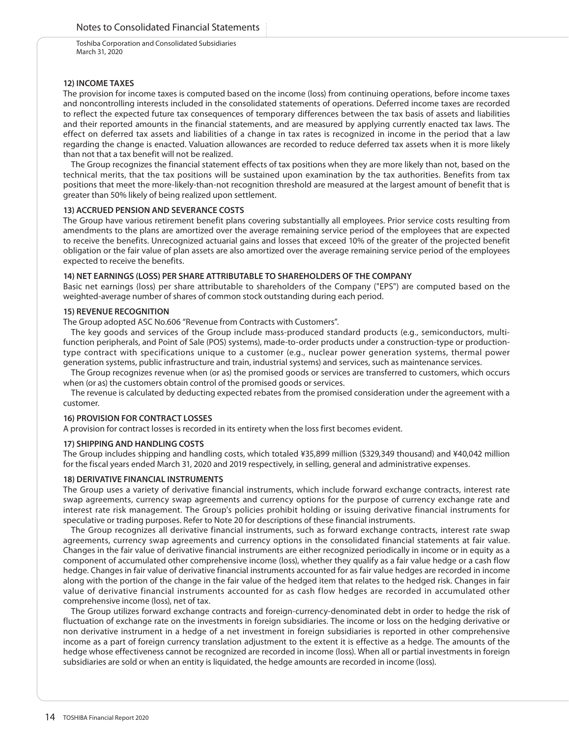Toshiba Corporation and Consolidated Subsidiaries
March 31, 2020

#### 12) INCOME TAXES

The provision for income taxes is computed based on the income (loss) from continuing operations, before income taxes and noncontrolling interests included in the consolidated statements of operations. Deferred income taxes are recorded to reflect the expected future tax consequences of temporary differences between the tax basis of assets and liabilities and their reported amounts in the financial statements, and are measured by applying currently enacted tax laws. The effect on deferred tax assets and liabilities of a change in tax rates is recognized in income in the period that a law regarding the change is enacted. Valuation allowances are recorded to reduce deferred tax assets when it is more likely than not that a tax benefit will not be realized.

The Group recognizes the financial statement effects of tax positions when they are more likely than not, based on the technical merits, that the tax positions will be sustained upon examination by the tax authorities. Benefits from tax positions that meet the more-likely-than-not recognition threshold are measured at the largest amount of benefit that is greater than 50% likely of being realized upon settlement.

#### 13) ACCRUED PENSION AND SEVERANCE COSTS

The Group have various retirement benefit plans covering substantially all employees. Prior service costs resulting from amendments to the plans are amortized over the average remaining service period of the employees that are expected to receive the benefits. Unrecognized actuarial gains and losses that exceed 10% of the greater of the projected benefit obligation or the fair value of plan assets are also amortized over the average remaining service period of the employees expected to receive the benefits.

#### 14) NET EARNINGS (LOSS) PER SHARE ATTRIBUTABLE TO SHAREHOLDERS OF THE COMPANY

Basic net earnings (loss) per share attributable to shareholders of the Company ("EPS") are computed based on the weighted-average number of shares of common stock outstanding during each period.

#### 15) REVENUE RECOGNITION

The Group adopted ASC No.606 "Revenue from Contracts with Customers".

The key goods and services of the Group include mass-produced standard products (e.g., semiconductors, multi-function peripherals, and Point of Sale (POS) systems), made-to-order products under a construction-type or production-type contract with specifications unique to a customer (e.g., nuclear power generation systems, thermal power generation systems, public infrastructure and train, industrial systems) and services, such as maintenance services.

The Group recognizes revenue when (or as) the promised goods or services are transferred to customers, which occurs when (or as) the customers obtain control of the promised goods or services.

The revenue is calculated by deducting expected rebates from the promised consideration under the agreement with a customer.

#### 16) PROVISION FOR CONTRACT LOSSES

A provision for contract losses is recorded in its entirety when the loss first becomes evident.

#### 17) SHIPPING AND HANDLING COSTS

The Group includes shipping and handling costs, which totaled ¥35,899 million ($329,349 thousand) and ¥40,042 million for the fiscal years ended March 31, 2020 and 2019 respectively, in selling, general and administrative expenses.

#### 18) DERIVATIVE FINANCIAL INSTRUMENTS

The Group uses a variety of derivative financial instruments, which include forward exchange contracts, interest rate swap agreements, currency swap agreements and currency options for the purpose of currency exchange rate and interest rate risk management. The Group's policies prohibit holding or issuing derivative financial instruments for speculative or trading purposes. Refer to Note 20 for descriptions of these financial instruments.

The Group recognizes all derivative financial instruments, such as forward exchange contracts, interest rate swap agreements, currency swap agreements and currency options in the consolidated financial statements at fair value. Changes in the fair value of derivative financial instruments are either recognized periodically in income or in equity as a component of accumulated other comprehensive income (loss), whether they qualify as a fair value hedge or a cash flow hedge. Changes in fair value of derivative financial instruments accounted for as fair value hedges are recorded in income along with the portion of the change in the fair value of the hedged item that relates to the hedged risk. Changes in fair value of derivative financial instruments accounted for as cash flow hedges are recorded in accumulated other comprehensive income (loss), net of tax.

The Group utilizes forward exchange contracts and foreign-currency-denominated debt in order to hedge the risk of fluctuation of exchange rate on the investments in foreign subsidiaries. The income or loss on the hedging derivative or non derivative instrument in a hedge of a net investment in foreign subsidiaries is reported in other comprehensive income as a part of foreign currency translation adjustment to the extent it is effective as a hedge. The amounts of the hedge whose effectiveness cannot be recognized are recorded in income (loss). When all or partial investments in foreign subsidiaries are sold or when an entity is liquidated, the hedge amounts are recorded in income (loss).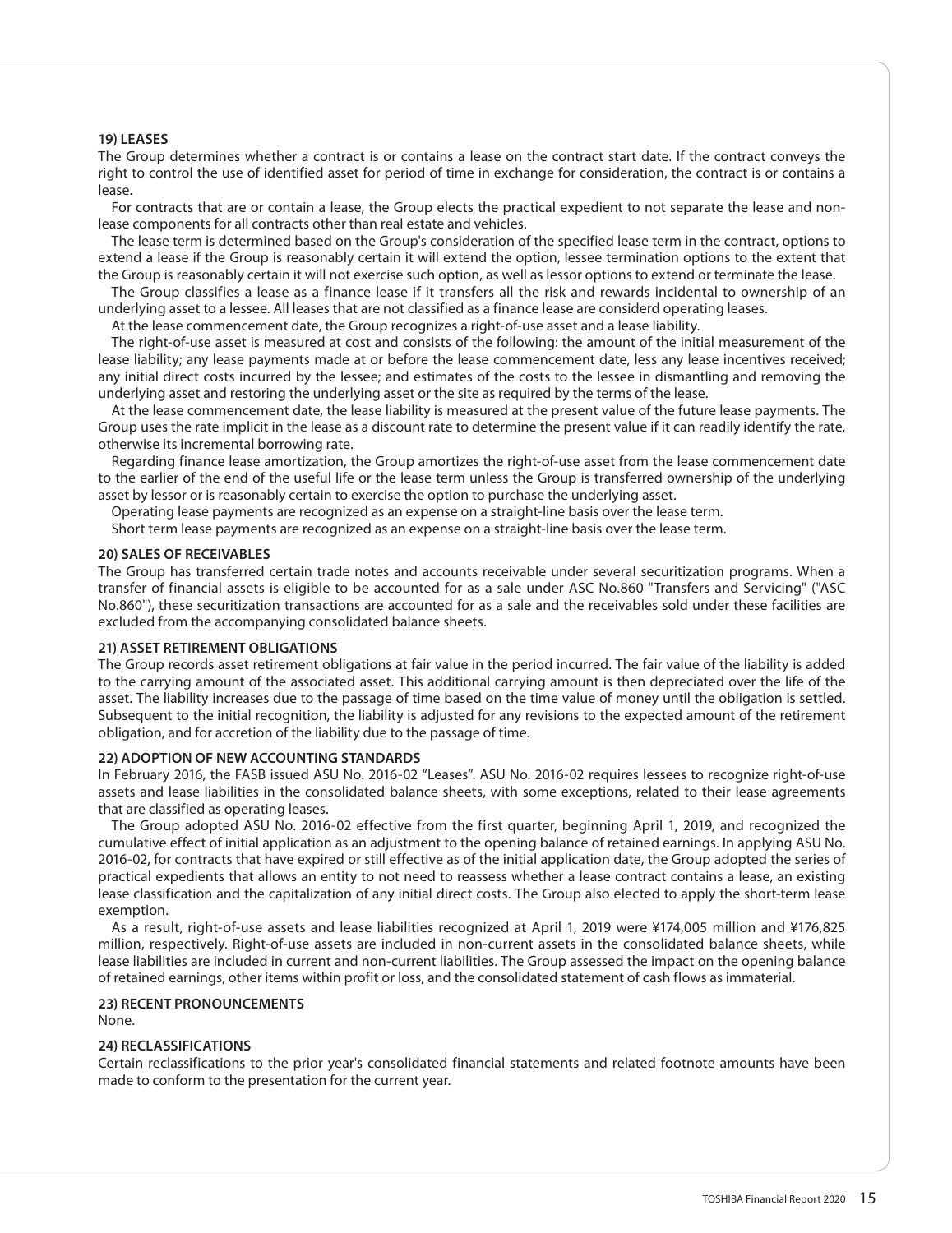**19) LEASES**

The Group determines whether a contract is or contains a lease on the contract start date. If the contract conveys the right to control the use of identified asset for period of time in exchange for consideration, the contract is or contains a lease.

For contracts that are or contain a lease, the Group elects the practical expedient to not separate the lease and non-lease components for all contracts other than real estate and vehicles.

The lease term is determined based on the Group's consideration of the specified lease term in the contract, options to extend a lease if the Group is reasonably certain it will extend the option, lessee termination options to the extent that the Group is reasonably certain it will not exercise such option, as well as lessor options to extend or terminate the lease.

The Group classifies a lease as a finance lease if it transfers all the risk and rewards incidental to ownership of an underlying asset to a lessee. All leases that are not classified as a finance lease are considerd operating leases.

At the lease commencement date, the Group recognizes a right-of-use asset and a lease liability.

The right-of-use asset is measured at cost and consists of the following: the amount of the initial measurement of the lease liability; any lease payments made at or before the lease commencement date, less any lease incentives received; any initial direct costs incurred by the lessee; and estimates of the costs to the lessee in dismantling and removing the underlying asset and restoring the underlying asset or the site as required by the terms of the lease.

At the lease commencement date, the lease liability is measured at the present value of the future lease payments. The Group uses the rate implicit in the lease as a discount rate to determine the present value if it can readily identify the rate, otherwise its incremental borrowing rate.

Regarding finance lease amortization, the Group amortizes the right-of-use asset from the lease commencement date to the earlier of the end of the useful life or the lease term unless the Group is transferred ownership of the underlying asset by lessor or is reasonably certain to exercise the option to purchase the underlying asset.

Operating lease payments are recognized as an expense on a straight-line basis over the lease term.

Short term lease payments are recognized as an expense on a straight-line basis over the lease term.

**20) SALES OF RECEIVABLES**

The Group has transferred certain trade notes and accounts receivable under several securitization programs. When a transfer of financial assets is eligible to be accounted for as a sale under ASC No.860 "Transfers and Servicing" ("ASC No.860"), these securitization transactions are accounted for as a sale and the receivables sold under these facilities are excluded from the accompanying consolidated balance sheets.

**21) ASSET RETIREMENT OBLIGATIONS**

The Group records asset retirement obligations at fair value in the period incurred. The fair value of the liability is added to the carrying amount of the associated asset. This additional carrying amount is then depreciated over the life of the asset. The liability increases due to the passage of time based on the time value of money until the obligation is settled. Subsequent to the initial recognition, the liability is adjusted for any revisions to the expected amount of the retirement obligation, and for accretion of the liability due to the passage of time.

**22) ADOPTION OF NEW ACCOUNTING STANDARDS**

In February 2016, the FASB issued ASU No. 2016-02 “Leases”. ASU No. 2016-02 requires lessees to recognize right-of-use assets and lease liabilities in the consolidated balance sheets, with some exceptions, related to their lease agreements that are classified as operating leases.

The Group adopted ASU No. 2016-02 effective from the first quarter, beginning April 1, 2019, and recognized the cumulative effect of initial application as an adjustment to the opening balance of retained earnings. In applying ASU No. 2016-02, for contracts that have expired or still effective as of the initial application date, the Group adopted the series of practical expedients that allows an entity to not need to reassess whether a lease contract contains a lease, an existing lease classification and the capitalization of any initial direct costs. The Group also elected to apply the short-term lease exemption.

As a result, right-of-use assets and lease liabilities recognized at April 1, 2019 were ¥174,005 million and ¥176,825 million, respectively. Right-of-use assets are included in non-current assets in the consolidated balance sheets, while lease liabilities are included in current and non-current liabilities. The Group assessed the impact on the opening balance of retained earnings, other items within profit or loss, and the consolidated statement of cash flows as immaterial.

**23) RECENT PRONOUNCEMENTS**

None.

**24) RECLASSIFICATIONS**

Certain reclassifications to the prior year's consolidated financial statements and related footnote amounts have been made to conform to the presentation for the current year.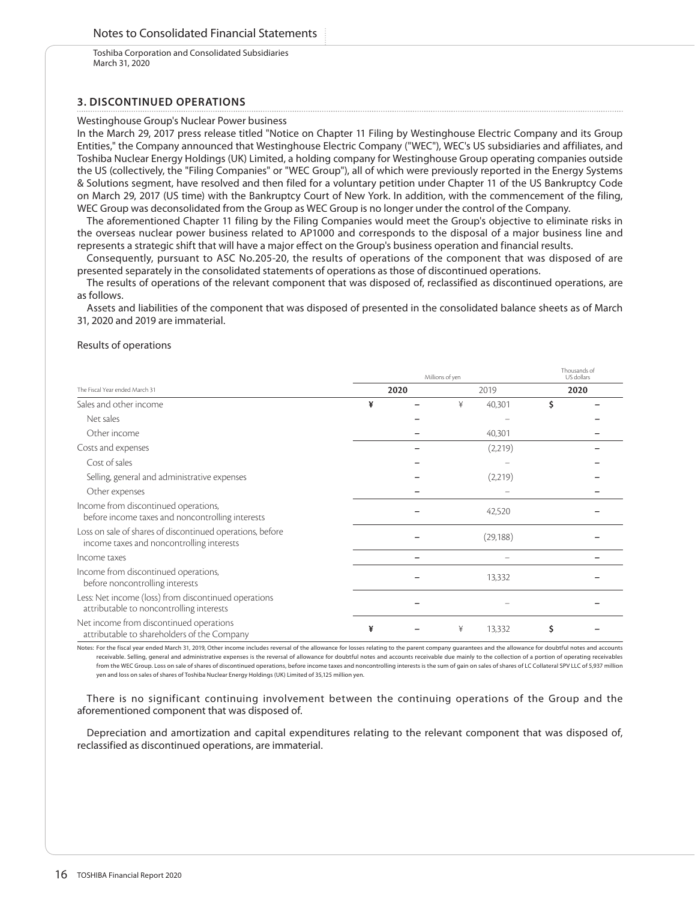Toshiba Corporation and Consolidated Subsidiaries
March 31, 2020

## 3. DISCONTINUED OPERATIONS

Westinghouse Group's Nuclear Power business

In the March 29, 2017 press release titled "Notice on Chapter 11 Filing by Westinghouse Electric Company and its Group Entities," the Company announced that Westinghouse Electric Company ("WEC"), WEC's US subsidiaries and affiliates, and Toshiba Nuclear Energy Holdings (UK) Limited, a holding company for Westinghouse Group operating companies outside the US (collectively, the "Filing Companies" or "WEC Group"), all of which were previously reported in the Energy Systems & Solutions segment, have resolved and then filed for a voluntary petition under Chapter 11 of the US Bankruptcy Code on March 29, 2017 (US time) with the Bankruptcy Court of New York. In addition, with the commencement of the filing, WEC Group was deconsolidated from the Group as WEC Group is no longer under the control of the Company.

The aforementioned Chapter 11 filing by the Filing Companies would meet the Group's objective to eliminate risks in the overseas nuclear power business related to AP1000 and corresponds to the disposal of a major business line and represents a strategic shift that will have a major effect on the Group's business operation and financial results.

Consequently, pursuant to ASC No.205-20, the results of operations of the component that was disposed of are presented separately in the consolidated statements of operations as those of discontinued operations.

The results of operations of the relevant component that was disposed of, reclassified as discontinued operations, are as follows.

Assets and liabilities of the component that was disposed of presented in the consolidated balance sheets as of March 31, 2020 and 2019 are immaterial.

Results of operations

| | Millions of yen | | Thousands of US dollars |
|---|---|---|---|
| The Fiscal Year ended March 31 | 2020 | 2019 | 2020 |
| Sales and other income | ¥ – | ¥ 40,301 | $ – |
| Net sales | – | – | – |
| Other income | – | 40,301 | – |
| Costs and expenses | – | (2,219) | – |
| Cost of sales | – | – | – |
| Selling, general and administrative expenses | – | (2,219) | – |
| Other expenses | – | – | – |
| Income from discontinued operations, before income taxes and noncontrolling interests | – | 42,520 | – |
| Loss on sale of shares of discontinued operations, before income taxes and noncontrolling interests | – | (29,188) | – |
| Income taxes | – | – | – |
| Income from discontinued operations, before noncontrolling interests | – | 13,332 | – |
| Less: Net income (loss) from discontinued operations attributable to noncontrolling interests | – | – | – |
| Net income from discontinued operations attributable to shareholders of the Company | ¥ – | ¥ 13,332 | $ – |

Notes: For the fiscal year ended March 31, 2019, Other income includes reversal of the allowance for losses relating to the parent company guarantees and the allowance for doubtful notes and accounts receivable. Selling, general and administrative expenses is the reversal of allowance for doubtful notes and accounts receivable due mainly to the collection of a portion of operating receivables from the WEC Group. Loss on sale of shares of discontinued operations, before income taxes and noncontrolling interests is the sum of gain on sales of shares of LC Collateral SPV LLC of 5,937 million yen and loss on sales of shares of Toshiba Nuclear Energy Holdings (UK) Limited of 35,125 million yen.

There is no significant continuing involvement between the continuing operations of the Group and the aforementioned component that was disposed of.

Depreciation and amortization and capital expenditures relating to the relevant component that was disposed of, reclassified as discontinued operations, are immaterial.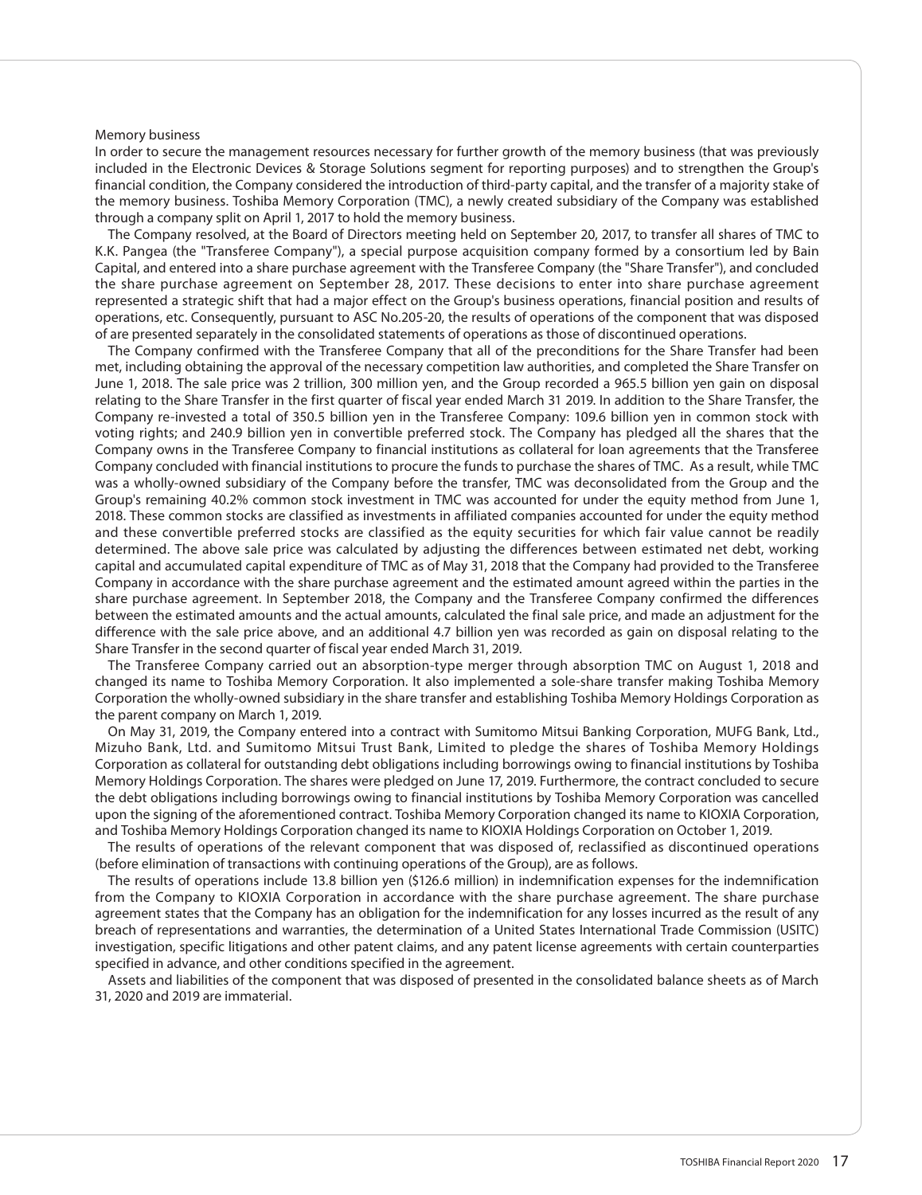Memory business

In order to secure the management resources necessary for further growth of the memory business (that was previously included in the Electronic Devices & Storage Solutions segment for reporting purposes) and to strengthen the Group's financial condition, the Company considered the introduction of third-party capital, and the transfer of a majority stake of the memory business. Toshiba Memory Corporation (TMC), a newly created subsidiary of the Company was established through a company split on April 1, 2017 to hold the memory business.

The Company resolved, at the Board of Directors meeting held on September 20, 2017, to transfer all shares of TMC to K.K. Pangea (the "Transferee Company"), a special purpose acquisition company formed by a consortium led by Bain Capital, and entered into a share purchase agreement with the Transferee Company (the "Share Transfer"), and concluded the share purchase agreement on September 28, 2017. These decisions to enter into share purchase agreement represented a strategic shift that had a major effect on the Group's business operations, financial position and results of operations, etc. Consequently, pursuant to ASC No.205-20, the results of operations of the component that was disposed of are presented separately in the consolidated statements of operations as those of discontinued operations.

The Company confirmed with the Transferee Company that all of the preconditions for the Share Transfer had been met, including obtaining the approval of the necessary competition law authorities, and completed the Share Transfer on June 1, 2018. The sale price was 2 trillion, 300 million yen, and the Group recorded a 965.5 billion yen gain on disposal relating to the Share Transfer in the first quarter of fiscal year ended March 31 2019. In addition to the Share Transfer, the Company re-invested a total of 350.5 billion yen in the Transferee Company: 109.6 billion yen in common stock with voting rights; and 240.9 billion yen in convertible preferred stock. The Company has pledged all the shares that the Company owns in the Transferee Company to financial institutions as collateral for loan agreements that the Transferee Company concluded with financial institutions to procure the funds to purchase the shares of TMC. As a result, while TMC was a wholly-owned subsidiary of the Company before the transfer, TMC was deconsolidated from the Group and the Group's remaining 40.2% common stock investment in TMC was accounted for under the equity method from June 1, 2018. These common stocks are classified as investments in affiliated companies accounted for under the equity method and these convertible preferred stocks are classified as the equity securities for which fair value cannot be readily determined. The above sale price was calculated by adjusting the differences between estimated net debt, working capital and accumulated capital expenditure of TMC as of May 31, 2018 that the Company had provided to the Transferee Company in accordance with the share purchase agreement and the estimated amount agreed within the parties in the share purchase agreement. In September 2018, the Company and the Transferee Company confirmed the differences between the estimated amounts and the actual amounts, calculated the final sale price, and made an adjustment for the difference with the sale price above, and an additional 4.7 billion yen was recorded as gain on disposal relating to the Share Transfer in the second quarter of fiscal year ended March 31, 2019.

The Transferee Company carried out an absorption-type merger through absorption TMC on August 1, 2018 and changed its name to Toshiba Memory Corporation. It also implemented a sole-share transfer making Toshiba Memory Corporation the wholly-owned subsidiary in the share transfer and establishing Toshiba Memory Holdings Corporation as the parent company on March 1, 2019.

On May 31, 2019, the Company entered into a contract with Sumitomo Mitsui Banking Corporation, MUFG Bank, Ltd., Mizuho Bank, Ltd. and Sumitomo Mitsui Trust Bank, Limited to pledge the shares of Toshiba Memory Holdings Corporation as collateral for outstanding debt obligations including borrowings owing to financial institutions by Toshiba Memory Holdings Corporation. The shares were pledged on June 17, 2019. Furthermore, the contract concluded to secure the debt obligations including borrowings owing to financial institutions by Toshiba Memory Corporation was cancelled upon the signing of the aforementioned contract. Toshiba Memory Corporation changed its name to KIOXIA Corporation, and Toshiba Memory Holdings Corporation changed its name to KIOXIA Holdings Corporation on October 1, 2019.

The results of operations of the relevant component that was disposed of, reclassified as discontinued operations (before elimination of transactions with continuing operations of the Group), are as follows.

The results of operations include 13.8 billion yen ($126.6 million) in indemnification expenses for the indemnification from the Company to KIOXIA Corporation in accordance with the share purchase agreement. The share purchase agreement states that the Company has an obligation for the indemnification for any losses incurred as the result of any breach of representations and warranties, the determination of a United States International Trade Commission (USITC) investigation, specific litigations and other patent claims, and any patent license agreements with certain counterparties specified in advance, and other conditions specified in the agreement.

Assets and liabilities of the component that was disposed of presented in the consolidated balance sheets as of March 31, 2020 and 2019 are immaterial.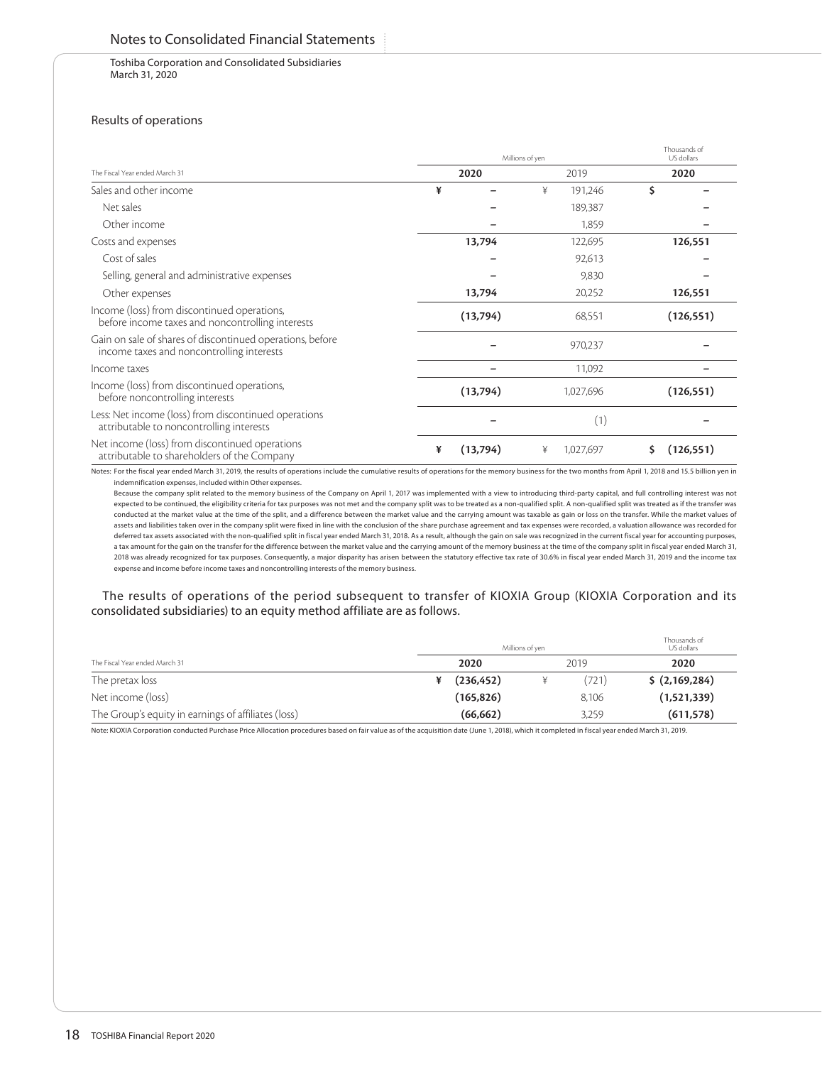Notes to Consolidated Financial Statements

Toshiba Corporation and Consolidated Subsidiaries
March 31, 2020

### Results of operations

| The Fiscal Year ended March 31 | Millions of yen | | Thousands of US dollars |
|---|---|---|---|
| | **2020** | 2019 | **2020** |
| Sales and other income | **¥ –** | ¥ 191,246 | **$ –** |
| Net sales | **–** | 189,387 | **–** |
| Other income | **–** | 1,859 | **–** |
| Costs and expenses | **13,794** | 122,695 | **126,551** |
| Cost of sales | **–** | 92,613 | **–** |
| Selling, general and administrative expenses | **–** | 9,830 | **–** |
| Other expenses | **13,794** | 20,252 | **126,551** |
| Income (loss) from discontinued operations, before income taxes and noncontrolling interests | **(13,794)** | 68,551 | **(126,551)** |
| Gain on sale of shares of discontinued operations, before income taxes and noncontrolling interests | **–** | 970,237 | **–** |
| Income taxes | **–** | 11,092 | **–** |
| Income (loss) from discontinued operations, before noncontrolling interests | **(13,794)** | 1,027,696 | **(126,551)** |
| Less: Net income (loss) from discontinued operations attributable to noncontrolling interests | **–** | (1) | **–** |
| Net income (loss) from discontinued operations attributable to shareholders of the Company | **¥ (13,794)** | ¥ 1,027,697 | **$ (126,551)** |

Notes: For the fiscal year ended March 31, 2019, the results of operations include the cumulative results of operations for the memory business for the two months from April 1, 2018 and 15.5 billion yen in indemnification expenses, included within Other expenses.

Because the company split related to the memory business of the Company on April 1, 2017 was implemented with a view to introducing third-party capital, and full controlling interest was not expected to be continued, the eligibility criteria for tax purposes was not met and the company split was to be treated as a non-qualified split. A non-qualified split was treated as if the transfer was conducted at the market value at the time of the split, and a difference between the market value and the carrying amount was taxable as gain or loss on the transfer. While the market values of assets and liabilities taken over in the company split were fixed in line with the conclusion of the share purchase agreement and tax expenses were recorded, a valuation allowance was recorded for deferred tax assets associated with the non-qualified split in fiscal year ended March 31, 2018. As a result, although the gain on sale was recognized in the current fiscal year for accounting purposes, a tax amount for the gain on the transfer for the difference between the market value and the carrying amount of the memory business at the time of the company split in fiscal year ended March 31, 2018 was already recognized for tax purposes. Consequently, a major disparity has arisen between the statutory effective tax rate of 30.6% in fiscal year ended March 31, 2019 and the income tax expense and income before income taxes and noncontrolling interests of the memory business.

The results of operations of the period subsequent to transfer of KIOXIA Group (KIOXIA Corporation and its consolidated subsidiaries) to an equity method affiliate are as follows.

| The Fiscal Year ended March 31 | Millions of yen | | Thousands of US dollars |
|---|---|---|---|
| | **2020** | 2019 | **2020** |
| The pretax loss | **¥ (236,452)** | ¥ (721) | **$ (2,169,284)** |
| Net income (loss) | **(165,826)** | 8,106 | **(1,521,339)** |
| The Group's equity in earnings of affiliates (loss) | **(66,662)** | 3,259 | **(611,578)** |

Note: KIOXIA Corporation conducted Purchase Price Allocation procedures based on fair value as of the acquisition date (June 1, 2018), which it completed in fiscal year ended March 31, 2019.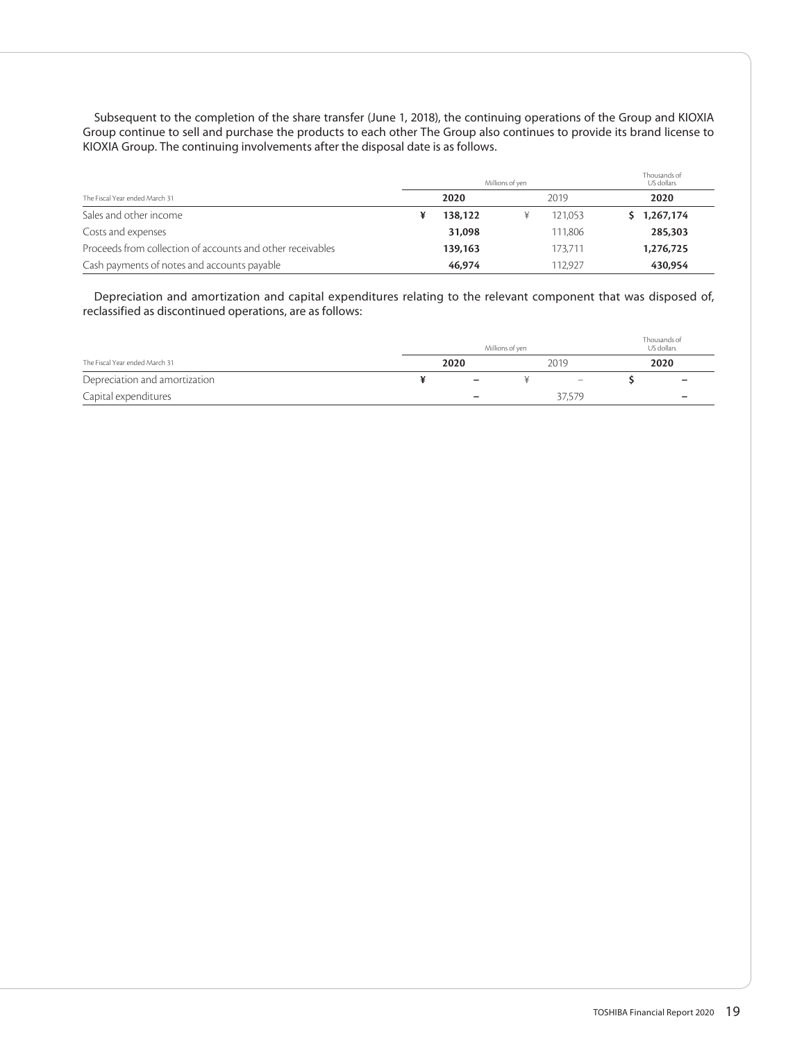Subsequent to the completion of the share transfer (June 1, 2018), the continuing operations of the Group and KIOXIA Group continue to sell and purchase the products to each other The Group also continues to provide its brand license to KIOXIA Group. The continuing involvements after the disposal date is as follows.

| | Millions of yen | | Thousands of US dollars |
|---|---|---|---|
| The Fiscal Year ended March 31 | **2020** | 2019 | **2020** |
| Sales and other income | **¥ 138,122** | ¥ 121,053 | **$ 1,267,174** |
| Costs and expenses | **31,098** | 111,806 | **285,303** |
| Proceeds from collection of accounts and other receivables | **139,163** | 173,711 | **1,276,725** |
| Cash payments of notes and accounts payable | **46,974** | 112,927 | **430,954** |

Depreciation and amortization and capital expenditures relating to the relevant component that was disposed of, reclassified as discontinued operations, are as follows:

| | Millions of yen | | Thousands of US dollars |
|---|---|---|---|
| The Fiscal Year ended March 31 | **2020** | 2019 | **2020** |
| Depreciation and amortization | **¥ –** | ¥ – | **$ –** |
| Capital expenditures | **–** | 37,579 | **–** |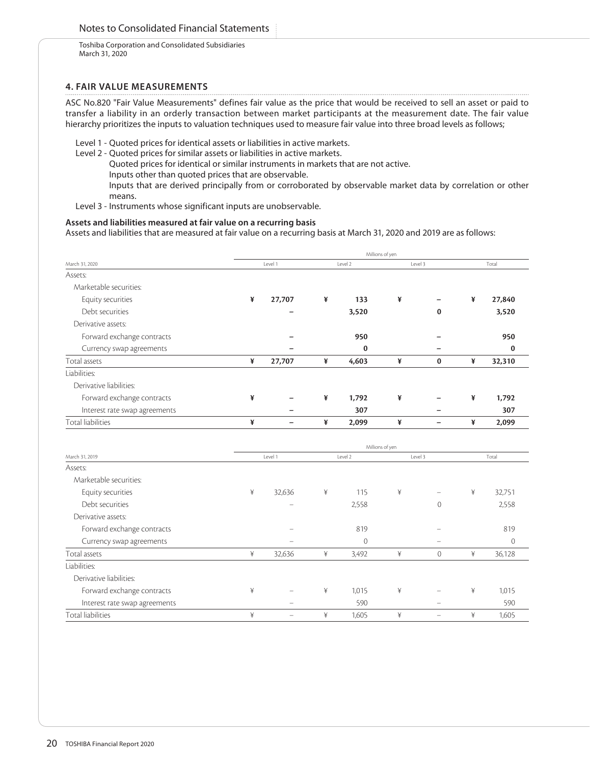Notes to Consolidated Financial Statements

Toshiba Corporation and Consolidated Subsidiaries
March 31, 2020

## 4. FAIR VALUE MEASUREMENTS

ASC No.820 "Fair Value Measurements" defines fair value as the price that would be received to sell an asset or paid to transfer a liability in an orderly transaction between market participants at the measurement date. The fair value hierarchy prioritizes the inputs to valuation techniques used to measure fair value into three broad levels as follows;

Level 1 - Quoted prices for identical assets or liabilities in active markets.
Level 2 - Quoted prices for similar assets or liabilities in active markets.
Quoted prices for identical or similar instruments in markets that are not active.
Inputs other than quoted prices that are observable.
Inputs that are derived principally from or corroborated by observable market data by correlation or other means.
Level 3 - Instruments whose significant inputs are unobservable.

**Assets and liabilities measured at fair value on a recurring basis**

Assets and liabilities that are measured at fair value on a recurring basis at March 31, 2020 and 2019 are as follows:

| | Millions of yen | | | |
|---|---|---|---|---|
| March 31, 2020 | Level 1 | Level 2 | Level 3 | Total |
| Assets: | | | | |
| Marketable securities: | | | | |
| Equity securities | **¥ 27,707** | **¥ 133** | **¥ –** | **¥ 27,840** |
| Debt securities | **–** | **3,520** | **0** | **3,520** |
| Derivative assets: | | | | |
| Forward exchange contracts | **–** | **950** | **–** | **950** |
| Currency swap agreements | **–** | **0** | **–** | **0** |
| Total assets | **¥ 27,707** | **¥ 4,603** | **¥ 0** | **¥ 32,310** |
| Liabilities: | | | | |
| Derivative liabilities: | | | | |
| Forward exchange contracts | **¥ –** | **¥ 1,792** | **¥ –** | **¥ 1,792** |
| Interest rate swap agreements | **–** | **307** | **–** | **307** |
| Total liabilities | **¥ –** | **¥ 2,099** | **¥ –** | **¥ 2,099** |

| | Millions of yen | | | |
|---|---|---|---|---|
| March 31, 2019 | Level 1 | Level 2 | Level 3 | Total |
| Assets: | | | | |
| Marketable securities: | | | | |
| Equity securities | ¥ 32,636 | ¥ 115 | ¥ – | ¥ 32,751 |
| Debt securities | – | 2,558 | 0 | 2,558 |
| Derivative assets: | | | | |
| Forward exchange contracts | – | 819 | – | 819 |
| Currency swap agreements | – | 0 | – | 0 |
| Total assets | ¥ 32,636 | ¥ 3,492 | ¥ 0 | ¥ 36,128 |
| Liabilities: | | | | |
| Derivative liabilities: | | | | |
| Forward exchange contracts | ¥ – | ¥ 1,015 | ¥ – | ¥ 1,015 |
| Interest rate swap agreements | – | 590 | – | 590 |
| Total liabilities | ¥ – | ¥ 1,605 | ¥ – | ¥ 1,605 |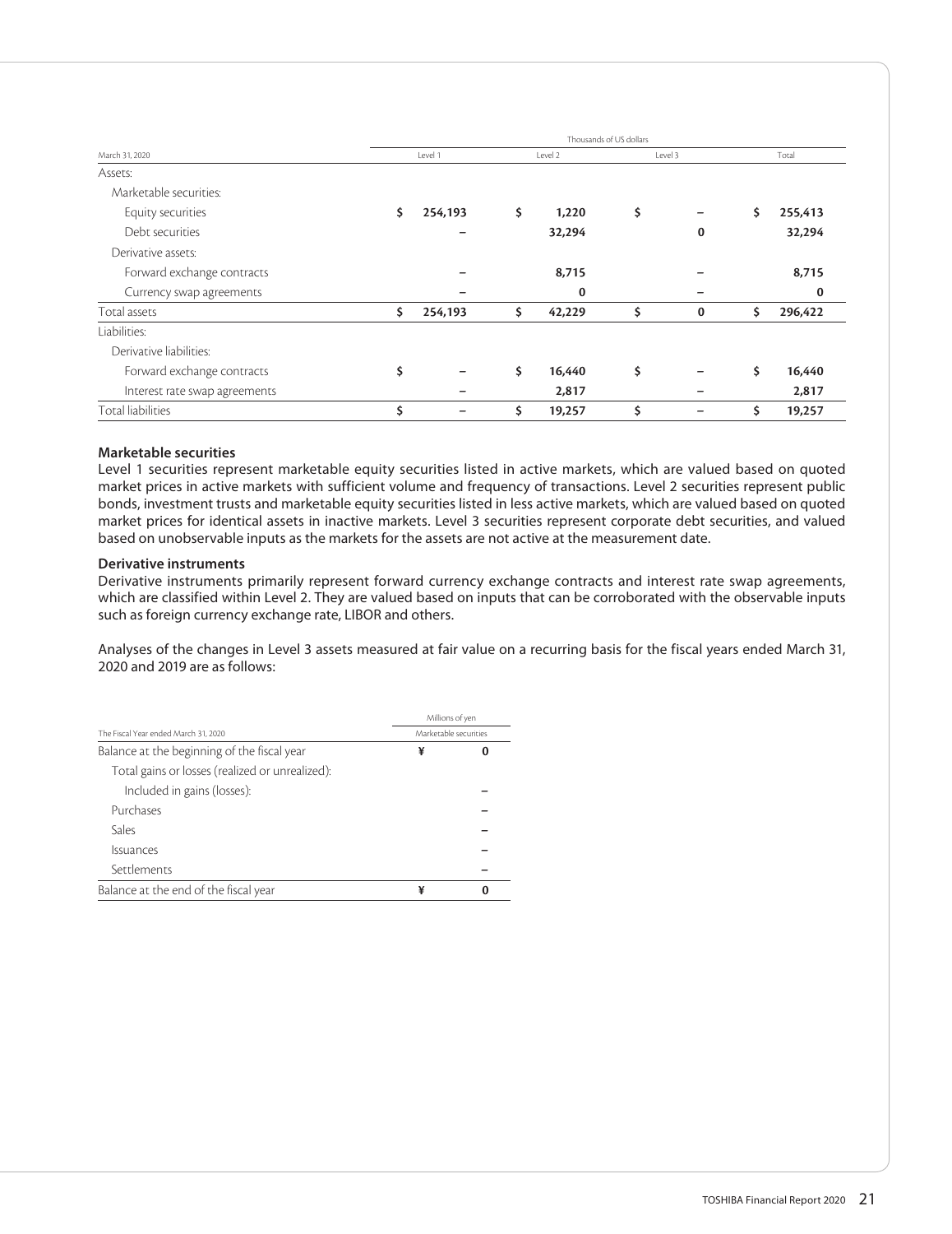| March 31, 2020 | Thousands of US dollars | | | |
|---|---|---|---|---|
| | Level 1 | Level 2 | Level 3 | Total |
| Assets: | | | | |
| Marketable securities: | | | | |
| Equity securities | $ 254,193 | $ 1,220 | $ – | $ 255,413 |
| Debt securities | – | 32,294 | 0 | 32,294 |
| Derivative assets: | | | | |
| Forward exchange contracts | – | 8,715 | – | 8,715 |
| Currency swap agreements | – | 0 | – | 0 |
| Total assets | $ 254,193 | $ 42,229 | $ 0 | $ 296,422 |
| Liabilities: | | | | |
| Derivative liabilities: | | | | |
| Forward exchange contracts | $ – | $ 16,440 | $ – | $ 16,440 |
| Interest rate swap agreements | – | 2,817 | – | 2,817 |
| Total liabilities | $ – | $ 19,257 | $ – | $ 19,257 |

**Marketable securities**

Level 1 securities represent marketable equity securities listed in active markets, which are valued based on quoted market prices in active markets with sufficient volume and frequency of transactions. Level 2 securities represent public bonds, investment trusts and marketable equity securities listed in less active markets, which are valued based on quoted market prices for identical assets in inactive markets. Level 3 securities represent corporate debt securities, and valued based on unobservable inputs as the markets for the assets are not active at the measurement date.

**Derivative instruments**

Derivative instruments primarily represent forward currency exchange contracts and interest rate swap agreements, which are classified within Level 2. They are valued based on inputs that can be corroborated with the observable inputs such as foreign currency exchange rate, LIBOR and others.

Analyses of the changes in Level 3 assets measured at fair value on a recurring basis for the fiscal years ended March 31, 2020 and 2019 are as follows:

| The Fiscal Year ended March 31, 2020 | Millions of yen |
|---|---|
| | Marketable securities |
| Balance at the beginning of the fiscal year | ¥ 0 |
| Total gains or losses (realized or unrealized): | |
| Included in gains (losses): | – |
| Purchases | – |
| Sales | – |
| Issuances | – |
| Settlements | – |
| Balance at the end of the fiscal year | ¥ 0 |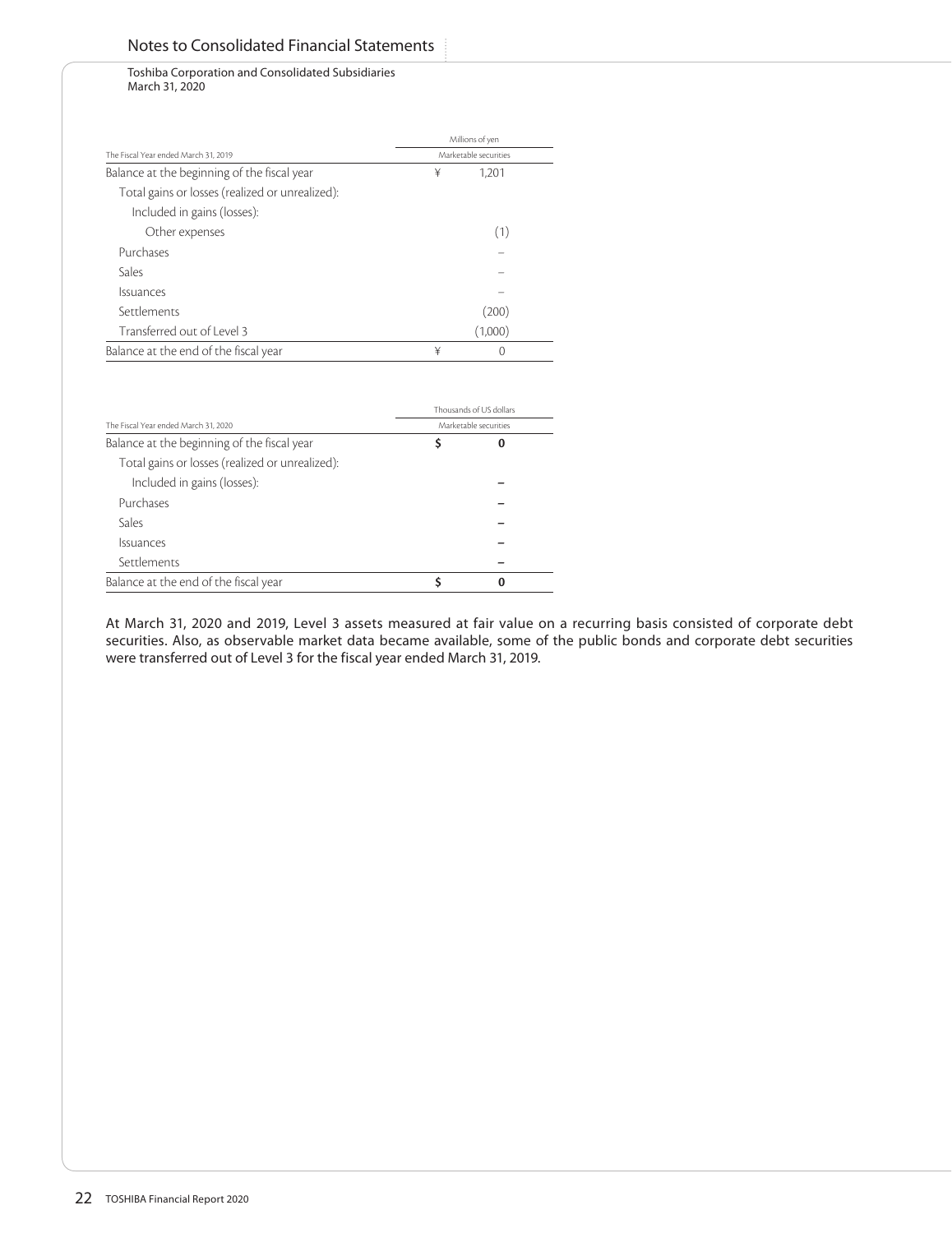| The Fiscal Year ended March 31, 2019 | Millions of yen |
|---|---|
| | Marketable securities |
| Balance at the beginning of the fiscal year | ¥ 1,201 |
| Total gains or losses (realized or unrealized): | |
| Included in gains (losses): | |
| Other expenses | (1) |
| Purchases | – |
| Sales | – |
| Issuances | – |
| Settlements | (200) |
| Transferred out of Level 3 | (1,000) |
| Balance at the end of the fiscal year | ¥ 0 |

| The Fiscal Year ended March 31, 2020 | Thousands of US dollars |
|---|---|
| | Marketable securities |
| Balance at the beginning of the fiscal year | **$ 0** |
| Total gains or losses (realized or unrealized): | |
| Included in gains (losses): | **–** |
| Purchases | **–** |
| Sales | **–** |
| Issuances | **–** |
| Settlements | **–** |
| Balance at the end of the fiscal year | **$ 0** |

At March 31, 2020 and 2019, Level 3 assets measured at fair value on a recurring basis consisted of corporate debt securities. Also, as observable market data became available, some of the public bonds and corporate debt securities were transferred out of Level 3 for the fiscal year ended March 31, 2019.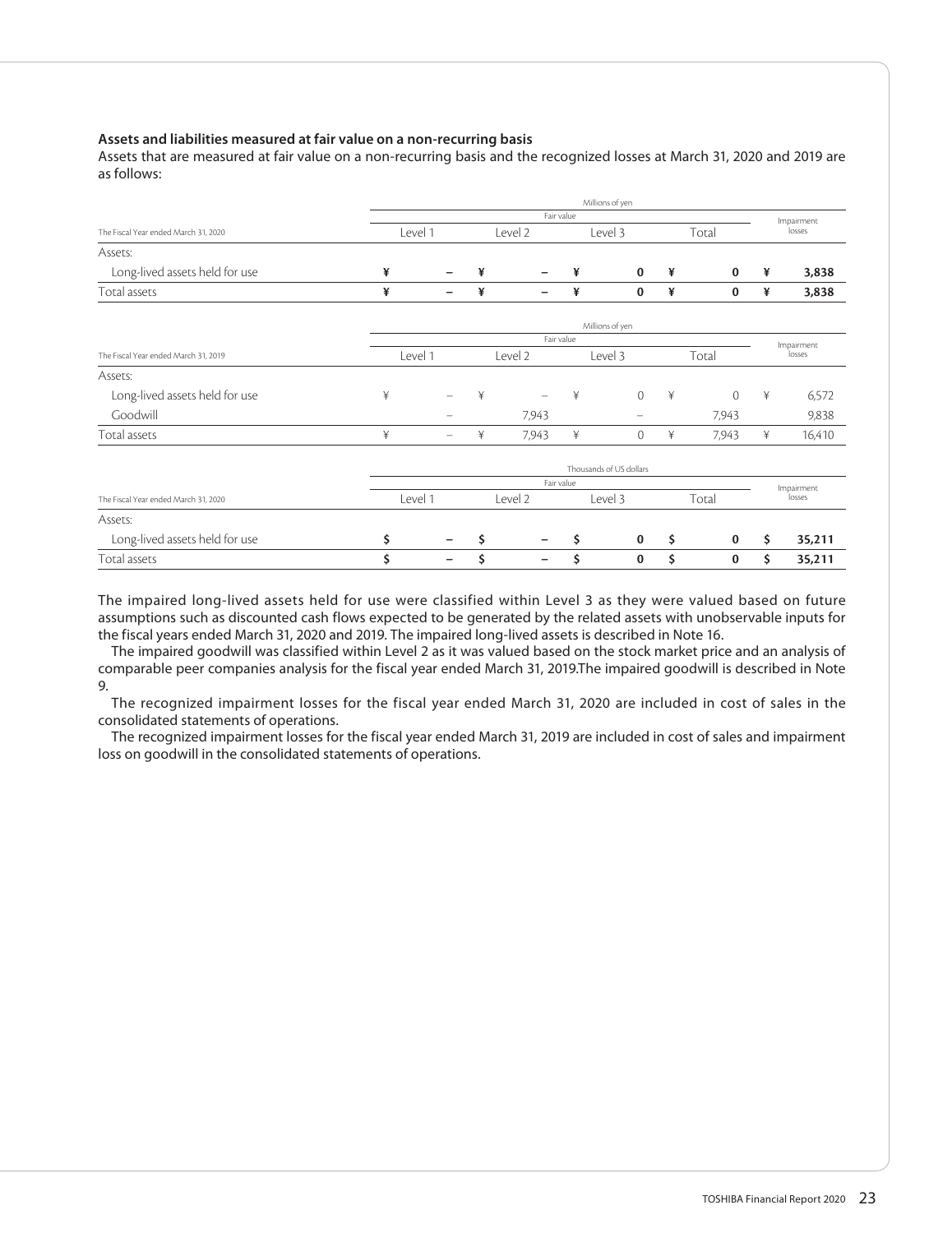**Assets and liabilities measured at fair value on a non-recurring basis**

Assets that are measured at fair value on a non-recurring basis and the recognized losses at March 31, 2020 and 2019 are as follows:

| | Millions of yen | | | | |
|---|---|---|---|---|---|
| | Fair value | | | | Impairment losses |
| The Fiscal Year ended March 31, 2020 | Level 1 | Level 2 | Level 3 | Total | |
| Assets: | | | | | |
| Long-lived assets held for use | **¥ –** | **¥ –** | **¥ 0** | **¥ 0** | **¥ 3,838** |
| Total assets | **¥ –** | **¥ –** | **¥ 0** | **¥ 0** | **¥ 3,838** |

| | Millions of yen | | | | |
|---|---|---|---|---|---|
| | Fair value | | | | Impairment losses |
| The Fiscal Year ended March 31, 2019 | Level 1 | Level 2 | Level 3 | Total | |
| Assets: | | | | | |
| Long-lived assets held for use | ¥ – | ¥ – | ¥ 0 | ¥ 0 | ¥ 6,572 |
| Goodwill | – | 7,943 | – | 7,943 | 9,838 |
| Total assets | ¥ – | ¥ 7,943 | ¥ 0 | ¥ 7,943 | ¥ 16,410 |

| | Thousands of US dollars | | | | |
|---|---|---|---|---|---|
| | Fair value | | | | Impairment losses |
| The Fiscal Year ended March 31, 2020 | Level 1 | Level 2 | Level 3 | Total | |
| Assets: | | | | | |
| Long-lived assets held for use | **$ –** | **$ –** | **$ 0** | **$ 0** | **$ 35,211** |
| Total assets | **$ –** | **$ –** | **$ 0** | **$ 0** | **$ 35,211** |

The impaired long-lived assets held for use were classified within Level 3 as they were valued based on future assumptions such as discounted cash flows expected to be generated by the related assets with unobservable inputs for the fiscal years ended March 31, 2020 and 2019. The impaired long-lived assets is described in Note 16.

The impaired goodwill was classified within Level 2 as it was valued based on the stock market price and an analysis of comparable peer companies analysis for the fiscal year ended March 31, 2019.The impaired goodwill is described in Note 9.

The recognized impairment losses for the fiscal year ended March 31, 2020 are included in cost of sales in the consolidated statements of operations.

The recognized impairment losses for the fiscal year ended March 31, 2019 are included in cost of sales and impairment loss on goodwill in the consolidated statements of operations.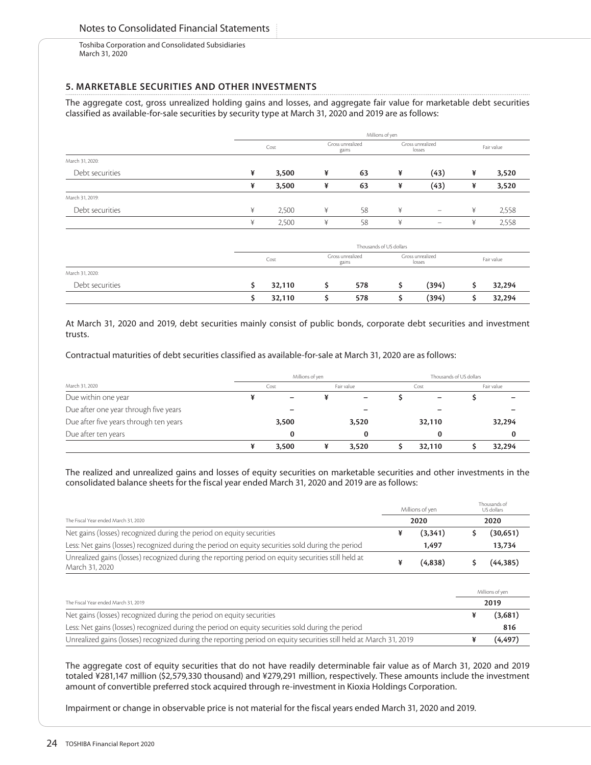## 5. MARKETABLE SECURITIES AND OTHER INVESTMENTS

The aggregate cost, gross unrealized holding gains and losses, and aggregate fair value for marketable debt securities classified as available-for-sale securities by security type at March 31, 2020 and 2019 are as follows:

| | Millions of yen | | | |
|---|---|---|---|---|
| | Cost | Gross unrealized gains | Gross unrealized losses | Fair value |
| March 31, 2020: | | | | |
| Debt securities | ¥ 3,500 | ¥ 63 | ¥ (43) | ¥ 3,520 |
| | ¥ 3,500 | ¥ 63 | ¥ (43) | ¥ 3,520 |
| March 31, 2019: | | | | |
| Debt securities | ¥ 2,500 | ¥ 58 | ¥ – | ¥ 2,558 |
| | ¥ 2,500 | ¥ 58 | ¥ – | ¥ 2,558 |

| | Thousands of US dollars | | | |
|---|---|---|---|---|
| | Cost | Gross unrealized gains | Gross unrealized losses | Fair value |
| March 31, 2020: | | | | |
| Debt securities | $ 32,110 | $ 578 | $ (394) | $ 32,294 |
| | $ 32,110 | $ 578 | $ (394) | $ 32,294 |

At March 31, 2020 and 2019, debt securities mainly consist of public bonds, corporate debt securities and investment trusts.

Contractual maturities of debt securities classified as available-for-sale at March 31, 2020 are as follows:

| | Millions of yen | | Thousands of US dollars | |
|---|---|---|---|---|
| March 31, 2020 | Cost | Fair value | Cost | Fair value |
| Due within one year | ¥ – | ¥ – | $ – | $ – |
| Due after one year through five years | – | – | – | – |
| Due after five years through ten years | 3,500 | 3,520 | 32,110 | 32,294 |
| Due after ten years | 0 | 0 | 0 | 0 |
| | ¥ 3,500 | ¥ 3,520 | $ 32,110 | $ 32,294 |

The realized and unrealized gains and losses of equity securities on marketable securities and other investments in the consolidated balance sheets for the fiscal year ended March 31, 2020 and 2019 are as follows:

| | Millions of yen | Thousands of US dollars |
|---|---|---|
| The Fiscal Year ended March 31, 2020 | 2020 | 2020 |
| Net gains (losses) recognized during the period on equity securities | ¥ (3,341) | $ (30,651) |
| Less: Net gains (losses) recognized during the period on equity securities sold during the period | 1,497 | 13,734 |
| Unrealized gains (losses) recognized during the reporting period on equity securities still held at March 31, 2020 | ¥ (4,838) | $ (44,385) |

| | Millions of yen |
|---|---|
| The Fiscal Year ended March 31, 2019 | 2019 |
| Net gains (losses) recognized during the period on equity securities | ¥ (3,681) |
| Less: Net gains (losses) recognized during the period on equity securities sold during the period | 816 |
| Unrealized gains (losses) recognized during the reporting period on equity securities still held at March 31, 2019 | ¥ (4,497) |

The aggregate cost of equity securities that do not have readily determinable fair value as of March 31, 2020 and 2019 totaled ¥281,147 million ($2,579,330 thousand) and ¥279,291 million, respectively. These amounts include the investment amount of convertible preferred stock acquired through re-investment in Kioxia Holdings Corporation.

Impairment or change in observable price is not material for the fiscal years ended March 31, 2020 and 2019.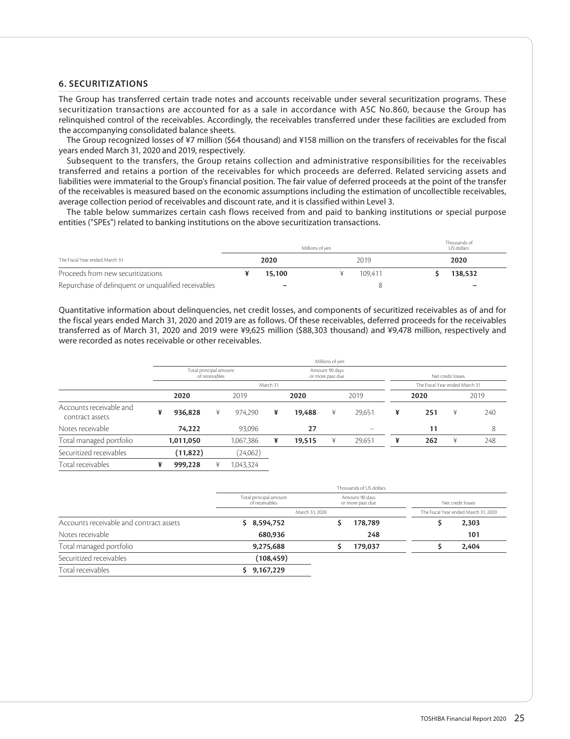## 6. SECURITIZATIONS

The Group has transferred certain trade notes and accounts receivable under several securitization programs. These securitization transactions are accounted for as a sale in accordance with ASC No.860, because the Group has relinquished control of the receivables. Accordingly, the receivables transferred under these facilities are excluded from the accompanying consolidated balance sheets.

The Group recognized losses of ¥7 million ($64 thousand) and ¥158 million on the transfers of receivables for the fiscal years ended March 31, 2020 and 2019, respectively.

Subsequent to the transfers, the Group retains collection and administrative responsibilities for the receivables transferred and retains a portion of the receivables for which proceeds are deferred. Related servicing assets and liabilities were immaterial to the Group's financial position. The fair value of deferred proceeds at the point of the transfer of the receivables is measured based on the economic assumptions including the estimation of uncollectible receivables, average collection period of receivables and discount rate, and it is classified within Level 3.

The table below summarizes certain cash flows received from and paid to banking institutions or special purpose entities ("SPEs") related to banking institutions on the above securitization transactions.

| | Millions of yen | | Thousands of US dollars |
|---|---|---|---|
| The Fiscal Year ended March 31 | 2020 | 2019 | 2020 |
| Proceeds from new securitizations | ¥ 15,100 | ¥ 109,411 | $ 138,532 |
| Repurchase of delinquent or unqualified receivables | – | 8 | – |

Quantitative information about delinquencies, net credit losses, and components of securitized receivables as of and for the fiscal years ended March 31, 2020 and 2019 are as follows. Of these receivables, deferred proceeds for the receivables transferred as of March 31, 2020 and 2019 were ¥9,625 million ($88,303 thousand) and ¥9,478 million, respectively and were recorded as notes receivable or other receivables.

| | Millions of yen | | | | | |
|---|---|---|---|---|---|---|
| | Total principal amount of receivables | | Amount 90 days or more past due | | Net credit losses | |
| | March 31 | | | | The Fiscal Year ended March 31 | |
| | 2020 | 2019 | 2020 | 2019 | 2020 | 2019 |
| Accounts receivable and contract assets | ¥ 936,828 | ¥ 974,290 | ¥ 19,488 | ¥ 29,651 | ¥ 251 | ¥ 240 |
| Notes receivable | 74,222 | 93,096 | 27 | – | 11 | 8 |
| Total managed portfolio | 1,011,050 | 1,067,386 | ¥ 19,515 | ¥ 29,651 | ¥ 262 | ¥ 248 |
| Securitized receivables | (11,822) | (24,062) | | | | |
| Total receivables | ¥ 999,228 | ¥ 1,043,324 | | | | |

| | Thousands of US dollars | | |
|---|---|---|---|
| | Total principal amount of receivables | Amount 90 days or more past due | Net credit losses |
| | March 31, 2020 | | The Fiscal Year ended March 31, 2020 |
| Accounts receivable and contract assets | $ 8,594,752 | $ 178,789 | $ 2,303 |
| Notes receivable | 680,936 | 248 | 101 |
| Total managed portfolio | 9,275,688 | $ 179,037 | $ 2,404 |
| Securitized receivables | (108,459) | | |
| Total receivables | $ 9,167,229 | | |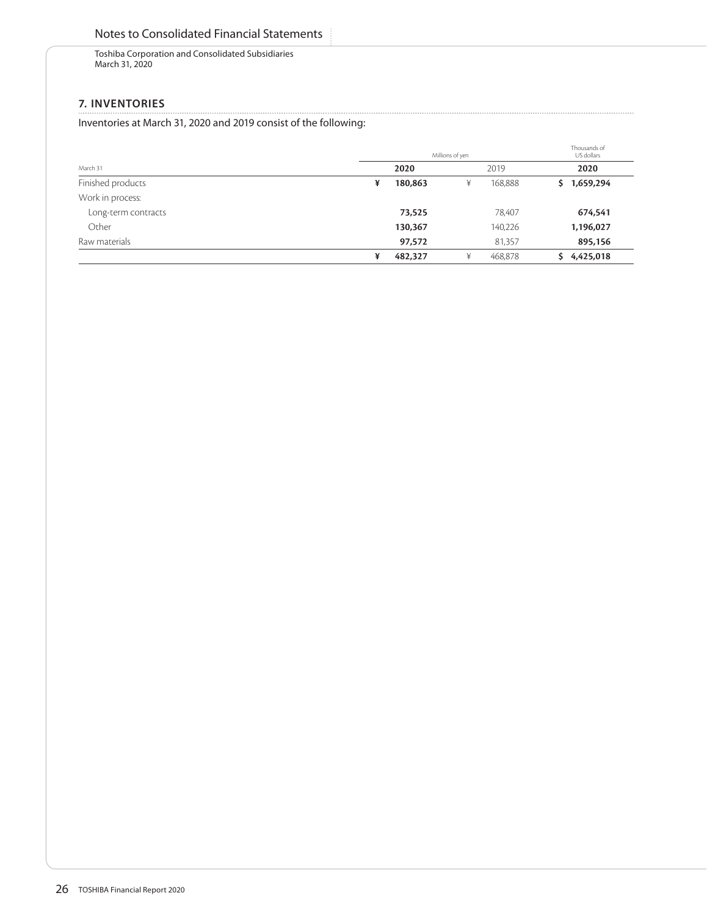## 7. INVENTORIES

Inventories at March 31, 2020 and 2019 consist of the following:

| | Millions of yen | | Thousands of US dollars |
|---|---|---|---|
| March 31 | **2020** | 2019 | **2020** |
| Finished products | **¥ 180,863** | ¥ 168,888 | **$ 1,659,294** |
| Work in process: | | | |
| Long-term contracts | **73,525** | 78,407 | **674,541** |
| Other | **130,367** | 140,226 | **1,196,027** |
| Raw materials | **97,572** | 81,357 | **895,156** |
| | **¥ 482,327** | ¥ 468,878 | **$ 4,425,018** |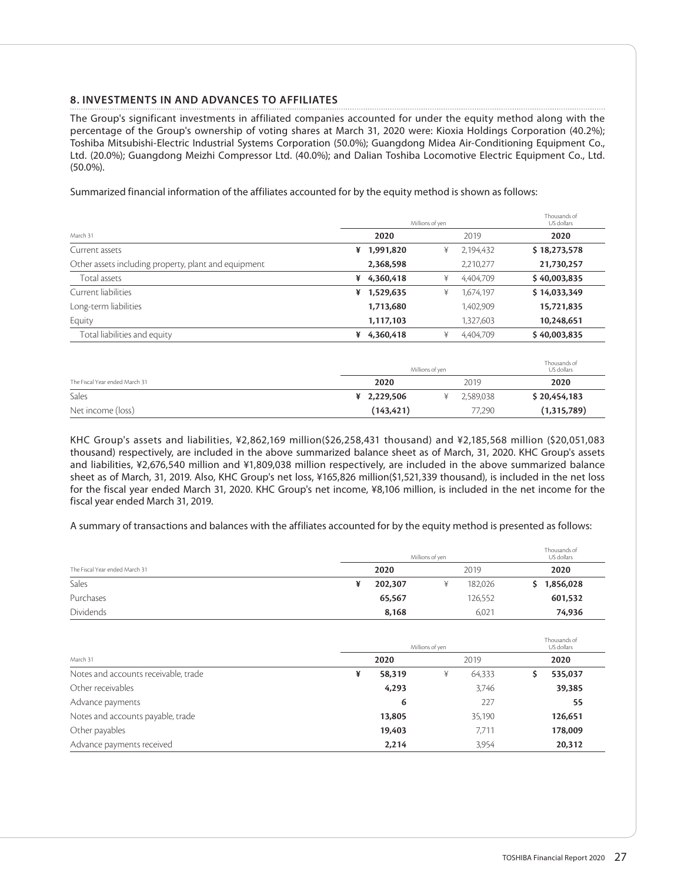## 8. INVESTMENTS IN AND ADVANCES TO AFFILIATES

The Group's significant investments in affiliated companies accounted for under the equity method along with the percentage of the Group's ownership of voting shares at March 31, 2020 were: Kioxia Holdings Corporation (40.2%); Toshiba Mitsubishi-Electric Industrial Systems Corporation (50.0%); Guangdong Midea Air-Conditioning Equipment Co., Ltd. (20.0%); Guangdong Meizhi Compressor Ltd. (40.0%); and Dalian Toshiba Locomotive Electric Equipment Co., Ltd. (50.0%).

Summarized financial information of the affiliates accounted for by the equity method is shown as follows:

| | Millions of yen | | Thousands of US dollars |
|---|---|---|---|
| March 31 | **2020** | 2019 | **2020** |
| Current assets | **¥ 1,991,820** | ¥ 2,194,432 | **$ 18,273,578** |
| Other assets including property, plant and equipment | **2,368,598** | 2,210,277 | **21,730,257** |
| Total assets | **¥ 4,360,418** | ¥ 4,404,709 | **$ 40,003,835** |
| Current liabilities | **¥ 1,529,635** | ¥ 1,674,197 | **$ 14,033,349** |
| Long-term liabilities | **1,713,680** | 1,402,909 | **15,721,835** |
| Equity | **1,117,103** | 1,327,603 | **10,248,651** |
| Total liabilities and equity | **¥ 4,360,418** | ¥ 4,404,709 | **$ 40,003,835** |

| | Millions of yen | | Thousands of US dollars |
|---|---|---|---|
| The Fiscal Year ended March 31 | **2020** | 2019 | **2020** |
| Sales | **¥ 2,229,506** | ¥ 2,589,038 | **$ 20,454,183** |
| Net income (loss) | **(143,421)** | 77,290 | **(1,315,789)** |

KHC Group's assets and liabilities, ¥2,862,169 million($26,258,431 thousand) and ¥2,185,568 million ($20,051,083 thousand) respectively, are included in the above summarized balance sheet as of March, 31, 2020. KHC Group's assets and liabilities, ¥2,676,540 million and ¥1,809,038 million respectively, are included in the above summarized balance sheet as of March, 31, 2019. Also, KHC Group's net loss, ¥165,826 million($1,521,339 thousand), is included in the net loss for the fiscal year ended March 31, 2020. KHC Group's net income, ¥8,106 million, is included in the net income for the fiscal year ended March 31, 2019.

A summary of transactions and balances with the affiliates accounted for by the equity method is presented as follows:

| | Millions of yen | | Thousands of US dollars |
|---|---|---|---|
| The Fiscal Year ended March 31 | **2020** | 2019 | **2020** |
| Sales | **¥ 202,307** | ¥ 182,026 | **$ 1,856,028** |
| Purchases | **65,567** | 126,552 | **601,532** |
| Dividends | **8,168** | 6,021 | **74,936** |

| | Millions of yen | | Thousands of US dollars |
|---|---|---|---|
| March 31 | **2020** | 2019 | **2020** |
| Notes and accounts receivable, trade | **¥ 58,319** | ¥ 64,333 | **$ 535,037** |
| Other receivables | **4,293** | 3,746 | **39,385** |
| Advance payments | **6** | 227 | **55** |
| Notes and accounts payable, trade | **13,805** | 35,190 | **126,651** |
| Other payables | **19,403** | 7,711 | **178,009** |
| Advance payments received | **2,214** | 3,954 | **20,312** |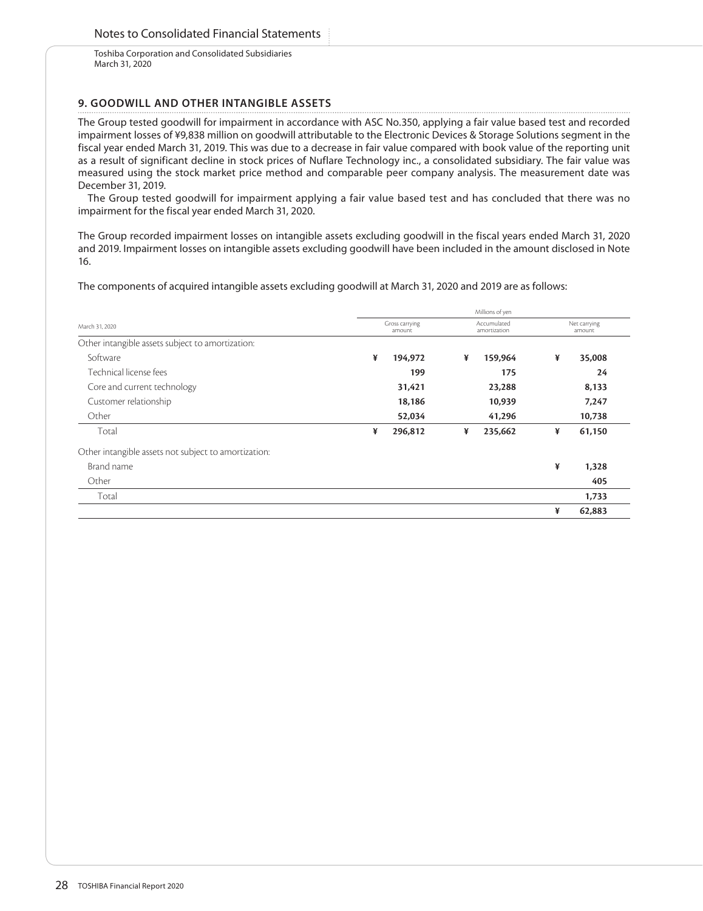## 9. GOODWILL AND OTHER INTANGIBLE ASSETS

The Group tested goodwill for impairment in accordance with ASC No.350, applying a fair value based test and recorded impairment losses of ¥9,838 million on goodwill attributable to the Electronic Devices & Storage Solutions segment in the fiscal year ended March 31, 2019. This was due to a decrease in fair value compared with book value of the reporting unit as a result of significant decline in stock prices of Nuflare Technology inc., a consolidated subsidiary. The fair value was measured using the stock market price method and comparable peer company analysis. The measurement date was December 31, 2019.

The Group tested goodwill for impairment applying a fair value based test and has concluded that there was no impairment for the fiscal year ended March 31, 2020.

The Group recorded impairment losses on intangible assets excluding goodwill in the fiscal years ended March 31, 2020 and 2019. Impairment losses on intangible assets excluding goodwill have been included in the amount disclosed in Note 16.

The components of acquired intangible assets excluding goodwill at March 31, 2020 and 2019 are as follows:

| | Millions of yen | | |
|---|---|---|---|
| March 31, 2020 | Gross carrying amount | Accumulated amortization | Net carrying amount |
| Other intangible assets subject to amortization: | | | |
| Software | ¥ 194,972 | ¥ 159,964 | ¥ 35,008 |
| Technical license fees | 199 | 175 | 24 |
| Core and current technology | 31,421 | 23,288 | 8,133 |
| Customer relationship | 18,186 | 10,939 | 7,247 |
| Other | 52,034 | 41,296 | 10,738 |
| Total | ¥ 296,812 | ¥ 235,662 | ¥ 61,150 |
| Other intangible assets not subject to amortization: | | | |
| Brand name | | | ¥ 1,328 |
| Other | | | 405 |
| Total | | | 1,733 |
| | | | ¥ 62,883 |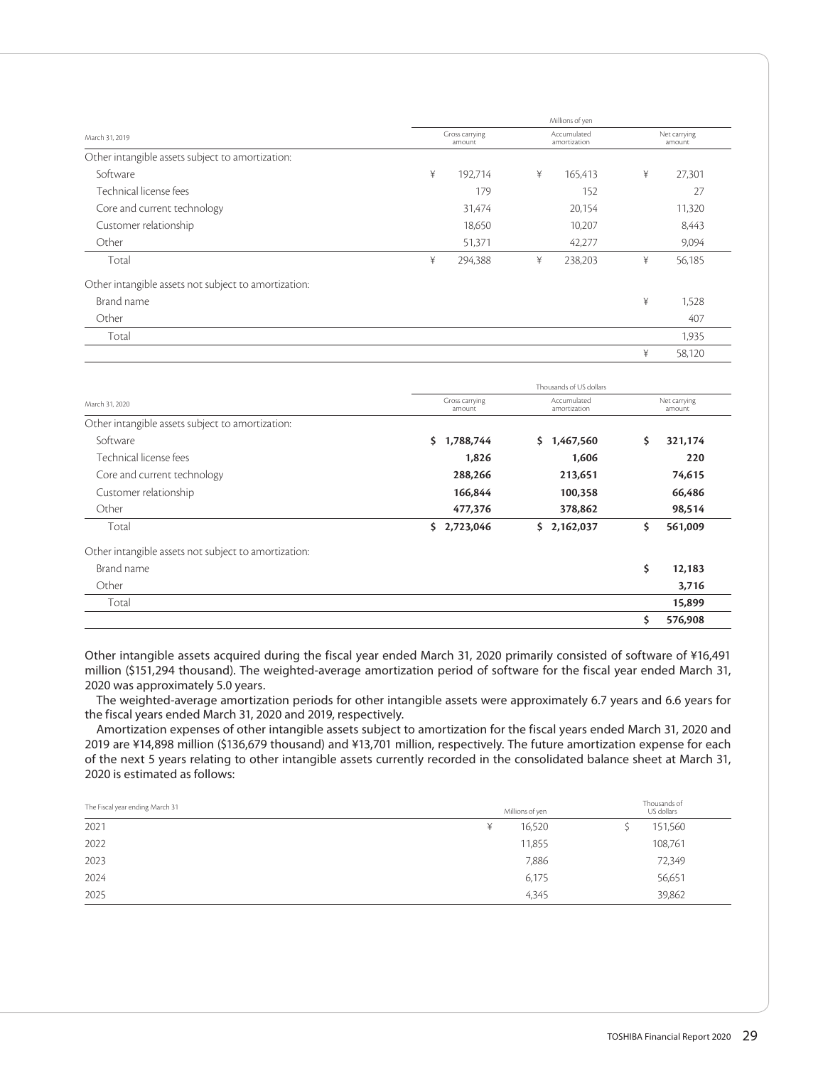| March 31, 2019 | Millions of yen | | |
|---|---|---|---|
| | Gross carrying amount | Accumulated amortization | Net carrying amount |
| Other intangible assets subject to amortization: | | | |
| Software | ¥ 192,714 | ¥ 165,413 | ¥ 27,301 |
| Technical license fees | 179 | 152 | 27 |
| Core and current technology | 31,474 | 20,154 | 11,320 |
| Customer relationship | 18,650 | 10,207 | 8,443 |
| Other | 51,371 | 42,277 | 9,094 |
| Total | ¥ 294,388 | ¥ 238,203 | ¥ 56,185 |
| Other intangible assets not subject to amortization: | | | |
| Brand name | | | ¥ 1,528 |
| Other | | | 407 |
| Total | | | 1,935 |
| | | | ¥ 58,120 |

| March 31, 2020 | Thousands of US dollars | | |
|---|---|---|---|
| | Gross carrying amount | Accumulated amortization | Net carrying amount |
| Other intangible assets subject to amortization: | | | |
| Software | **$ 1,788,744** | **$ 1,467,560** | **$ 321,174** |
| Technical license fees | **1,826** | **1,606** | **220** |
| Core and current technology | **288,266** | **213,651** | **74,615** |
| Customer relationship | **166,844** | **100,358** | **66,486** |
| Other | **477,376** | **378,862** | **98,514** |
| Total | **$ 2,723,046** | **$ 2,162,037** | **$ 561,009** |
| Other intangible assets not subject to amortization: | | | |
| Brand name | | | **$ 12,183** |
| Other | | | **3,716** |
| Total | | | **15,899** |
| | | | **$ 576,908** |

Other intangible assets acquired during the fiscal year ended March 31, 2020 primarily consisted of software of ¥16,491 million ($151,294 thousand). The weighted-average amortization period of software for the fiscal year ended March 31, 2020 was approximately 5.0 years.

The weighted-average amortization periods for other intangible assets were approximately 6.7 years and 6.6 years for the fiscal years ended March 31, 2020 and 2019, respectively.

Amortization expenses of other intangible assets subject to amortization for the fiscal years ended March 31, 2020 and 2019 are ¥14,898 million ($136,679 thousand) and ¥13,701 million, respectively. The future amortization expense for each of the next 5 years relating to other intangible assets currently recorded in the consolidated balance sheet at March 31, 2020 is estimated as follows:

| The Fiscal year ending March 31 | Millions of yen | Thousands of US dollars |
|---|---|---|
| 2021 | ¥ 16,520 | $ 151,560 |
| 2022 | 11,855 | 108,761 |
| 2023 | 7,886 | 72,349 |
| 2024 | 6,175 | 56,651 |
| 2025 | 4,345 | 39,862 |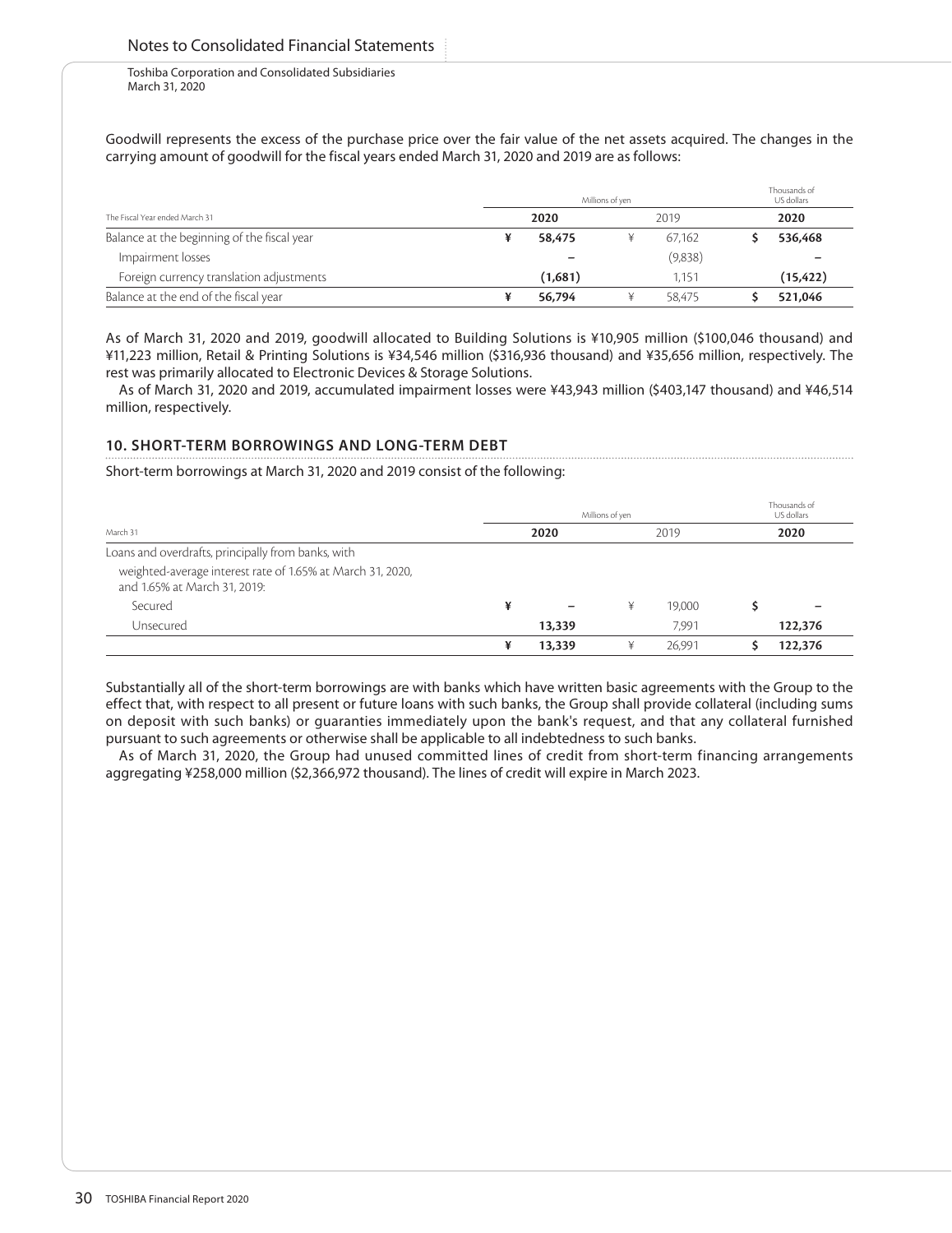Goodwill represents the excess of the purchase price over the fair value of the net assets acquired. The changes in the carrying amount of goodwill for the fiscal years ended March 31, 2020 and 2019 are as follows:

| | Millions of yen | | Thousands of US dollars |
|---|---|---|---|
| The Fiscal Year ended March 31 | **2020** | 2019 | **2020** |
| Balance at the beginning of the fiscal year | ¥ **58,475** | ¥ 67,162 | $ **536,468** |
| Impairment losses | **–** | (9,838) | **–** |
| Foreign currency translation adjustments | **(1,681)** | 1,151 | **(15,422)** |
| Balance at the end of the fiscal year | ¥ **56,794** | ¥ 58,475 | $ **521,046** |

As of March 31, 2020 and 2019, goodwill allocated to Building Solutions is ¥10,905 million ($100,046 thousand) and ¥11,223 million, Retail & Printing Solutions is ¥34,546 million ($316,936 thousand) and ¥35,656 million, respectively. The rest was primarily allocated to Electronic Devices & Storage Solutions.

As of March 31, 2020 and 2019, accumulated impairment losses were ¥43,943 million ($403,147 thousand) and ¥46,514 million, respectively.

## 10. SHORT-TERM BORROWINGS AND LONG-TERM DEBT

Short-term borrowings at March 31, 2020 and 2019 consist of the following:

| | Millions of yen | | Thousands of US dollars |
|---|---|---|---|
| March 31 | **2020** | 2019 | **2020** |
| Loans and overdrafts, principally from banks, with | | | |
| weighted-average interest rate of 1.65% at March 31, 2020, and 1.65% at March 31, 2019: | | | |
| Secured | ¥ **–** | ¥ 19,000 | $ **–** |
| Unsecured | **13,339** | 7,991 | **122,376** |
| | ¥ **13,339** | ¥ 26,991 | $ **122,376** |

Substantially all of the short-term borrowings are with banks which have written basic agreements with the Group to the effect that, with respect to all present or future loans with such banks, the Group shall provide collateral (including sums on deposit with such banks) or guaranties immediately upon the bank's request, and that any collateral furnished pursuant to such agreements or otherwise shall be applicable to all indebtedness to such banks.

As of March 31, 2020, the Group had unused committed lines of credit from short-term financing arrangements aggregating ¥258,000 million ($2,366,972 thousand). The lines of credit will expire in March 2023.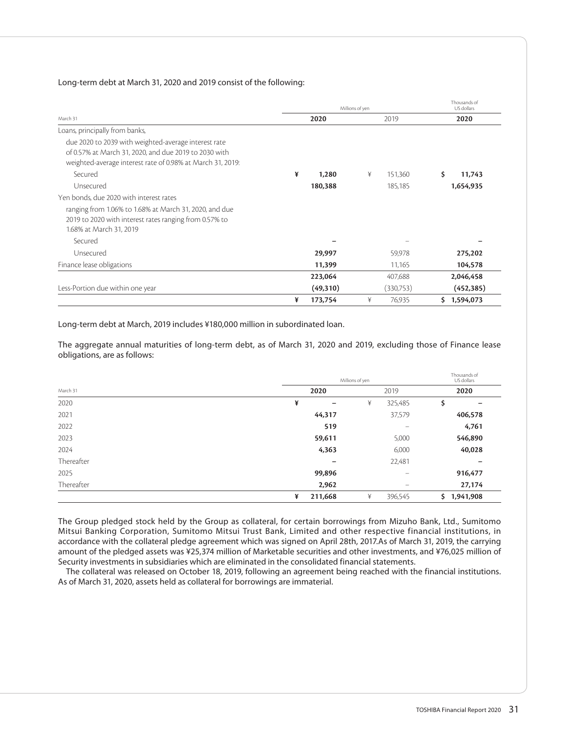Long-term debt at March 31, 2020 and 2019 consist of the following:

| March 31 | Millions of yen 2020 | Millions of yen 2019 | Thousands of US dollars 2020 |
|---|---|---|---|
| Loans, principally from banks, | | | |
| due 2020 to 2039 with weighted-average interest rate of 0.57% at March 31, 2020, and due 2019 to 2030 with weighted-average interest rate of 0.98% at March 31, 2019: | | | |
| Secured | ¥ 1,280 | ¥ 151,360 | $ 11,743 |
| Unsecured | 180,388 | 185,185 | 1,654,935 |
| Yen bonds, due 2020 with interest rates | | | |
| ranging from 1.06% to 1.68% at March 31, 2020, and due 2019 to 2020 with interest rates ranging from 0.57% to 1.68% at March 31, 2019 | | | |
| Secured | – | – | – |
| Unsecured | 29,997 | 59,978 | 275,202 |
| Finance lease obligations | 11,399 | 11,165 | 104,578 |
| | 223,064 | 407,688 | 2,046,458 |
| Less-Portion due within one year | (49,310) | (330,753) | (452,385) |
| | ¥ 173,754 | ¥ 76,935 | $ 1,594,073 |

Long-term debt at March, 2019 includes ¥180,000 million in subordinated loan.

The aggregate annual maturities of long-term debt, as of March 31, 2020 and 2019, excluding those of Finance lease obligations, are as follows:

| March 31 | Millions of yen 2020 | Millions of yen 2019 | Thousands of US dollars 2020 |
|---|---|---|---|
| 2020 | ¥ – | ¥ 325,485 | $ – |
| 2021 | 44,317 | 37,579 | 406,578 |
| 2022 | 519 | – | 4,761 |
| 2023 | 59,611 | 5,000 | 546,890 |
| 2024 | 4,363 | 6,000 | 40,028 |
| Thereafter | – | 22,481 | – |
| 2025 | 99,896 | – | 916,477 |
| Thereafter | 2,962 | – | 27,174 |
| | ¥ 211,668 | ¥ 396,545 | $ 1,941,908 |

The Group pledged stock held by the Group as collateral, for certain borrowings from Mizuho Bank, Ltd., Sumitomo Mitsui Banking Corporation, Sumitomo Mitsui Trust Bank, Limited and other respective financial institutions, in accordance with the collateral pledge agreement which was signed on April 28th, 2017.As of March 31, 2019, the carrying amount of the pledged assets was ¥25,374 million of Marketable securities and other investments, and ¥76,025 million of Security investments in subsidiaries which are eliminated in the consolidated financial statements.

The collateral was released on October 18, 2019, following an agreement being reached with the financial institutions. As of March 31, 2020, assets held as collateral for borrowings are immaterial.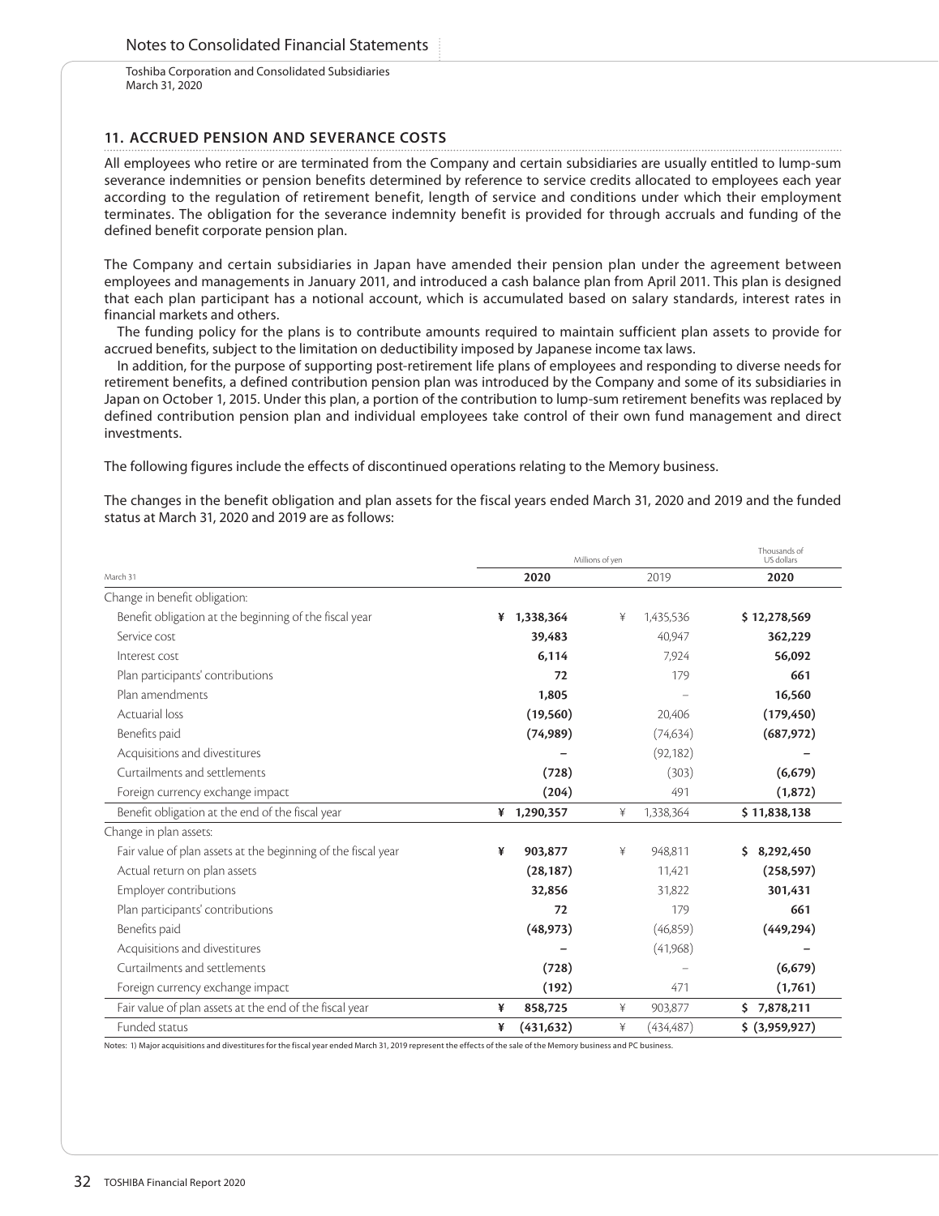## 11. ACCRUED PENSION AND SEVERANCE COSTS

All employees who retire or are terminated from the Company and certain subsidiaries are usually entitled to lump-sum severance indemnities or pension benefits determined by reference to service credits allocated to employees each year according to the regulation of retirement benefit, length of service and conditions under which their employment terminates. The obligation for the severance indemnity benefit is provided for through accruals and funding of the defined benefit corporate pension plan.

The Company and certain subsidiaries in Japan have amended their pension plan under the agreement between employees and managements in January 2011, and introduced a cash balance plan from April 2011. This plan is designed that each plan participant has a notional account, which is accumulated based on salary standards, interest rates in financial markets and others.

The funding policy for the plans is to contribute amounts required to maintain sufficient plan assets to provide for accrued benefits, subject to the limitation on deductibility imposed by Japanese income tax laws.

In addition, for the purpose of supporting post-retirement life plans of employees and responding to diverse needs for retirement benefits, a defined contribution pension plan was introduced by the Company and some of its subsidiaries in Japan on October 1, 2015. Under this plan, a portion of the contribution to lump-sum retirement benefits was replaced by defined contribution pension plan and individual employees take control of their own fund management and direct investments.

The following figures include the effects of discontinued operations relating to the Memory business.

The changes in the benefit obligation and plan assets for the fiscal years ended March 31, 2020 and 2019 and the funded status at March 31, 2020 and 2019 are as follows:

| March 31 | Millions of yen | | Thousands of US dollars |
|---|---|---|---|
| | **2020** | 2019 | **2020** |
| Change in benefit obligation: | | | |
| Benefit obligation at the beginning of the fiscal year | **¥ 1,338,364** | ¥ 1,435,536 | **$ 12,278,569** |
| Service cost | **39,483** | 40,947 | **362,229** |
| Interest cost | **6,114** | 7,924 | **56,092** |
| Plan participants' contributions | **72** | 179 | **661** |
| Plan amendments | **1,805** | – | **16,560** |
| Actuarial loss | **(19,560)** | 20,406 | **(179,450)** |
| Benefits paid | **(74,989)** | (74,634) | **(687,972)** |
| Acquisitions and divestitures | **–** | (92,182) | **–** |
| Curtailments and settlements | **(728)** | (303) | **(6,679)** |
| Foreign currency exchange impact | **(204)** | 491 | **(1,872)** |
| Benefit obligation at the end of the fiscal year | **¥ 1,290,357** | ¥ 1,338,364 | **$ 11,838,138** |
| Change in plan assets: | | | |
| Fair value of plan assets at the beginning of the fiscal year | **¥ 903,877** | ¥ 948,811 | **$ 8,292,450** |
| Actual return on plan assets | **(28,187)** | 11,421 | **(258,597)** |
| Employer contributions | **32,856** | 31,822 | **301,431** |
| Plan participants' contributions | **72** | 179 | **661** |
| Benefits paid | **(48,973)** | (46,859) | **(449,294)** |
| Acquisitions and divestitures | **–** | (41,968) | **–** |
| Curtailments and settlements | **(728)** | – | **(6,679)** |
| Foreign currency exchange impact | **(192)** | 471 | **(1,761)** |
| Fair value of plan assets at the end of the fiscal year | **¥ 858,725** | ¥ 903,877 | **$ 7,878,211** |
| Funded status | **¥ (431,632)** | ¥ (434,487) | **$ (3,959,927)** |

Notes: 1) Major acquisitions and divestitures for the fiscal year ended March 31, 2019 represent the effects of the sale of the Memory business and PC business.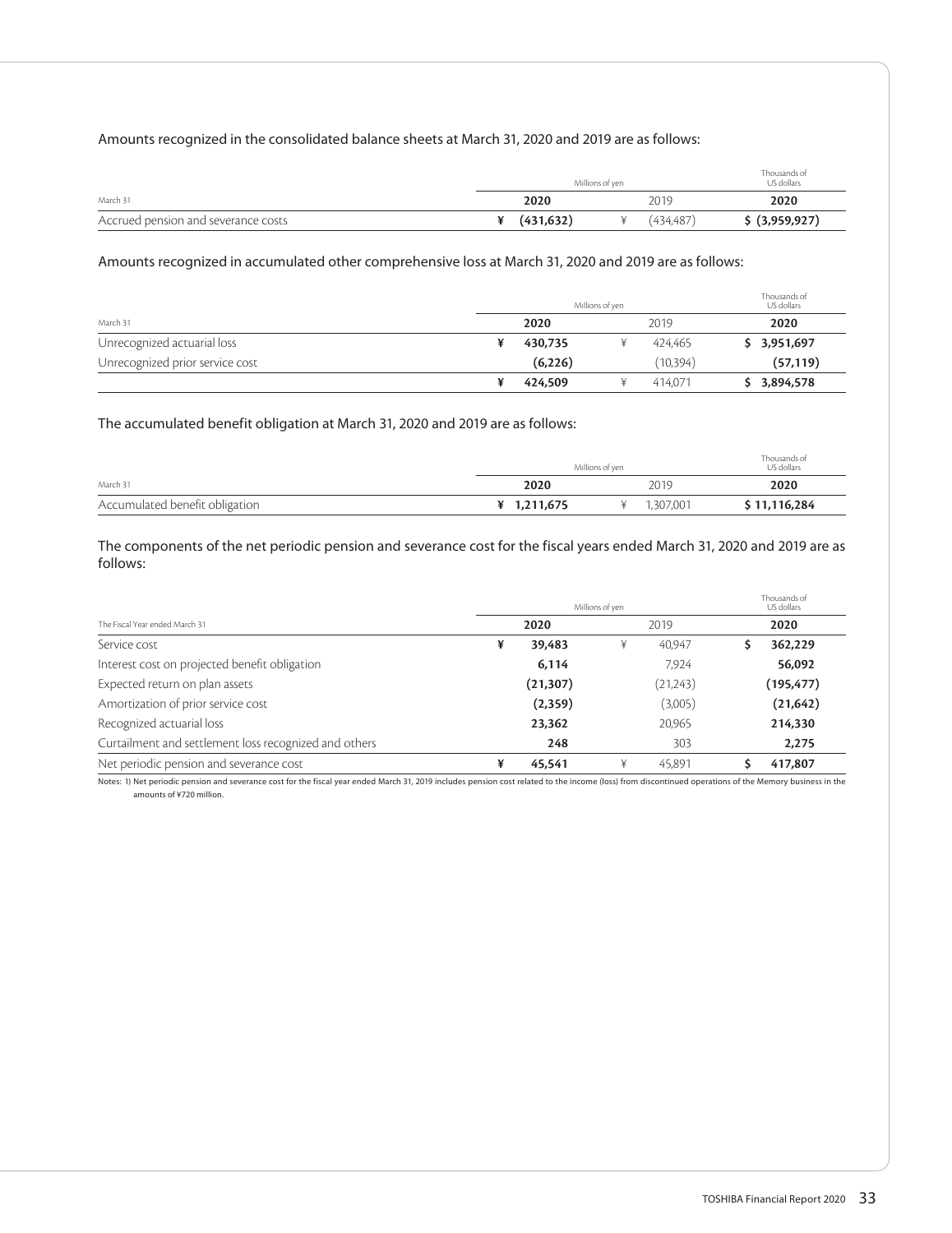Amounts recognized in the consolidated balance sheets at March 31, 2020 and 2019 are as follows:

| | Millions of yen | | Thousands of US dollars |
|---|---|---|---|
| March 31 | 2020 | 2019 | 2020 |
| Accrued pension and severance costs | ¥ (431,632) | ¥ (434,487) | $ (3,959,927) |

Amounts recognized in accumulated other comprehensive loss at March 31, 2020 and 2019 are as follows:

| | Millions of yen | | Thousands of US dollars |
|---|---|---|---|
| March 31 | 2020 | 2019 | 2020 |
| Unrecognized actuarial loss | ¥ 430,735 | ¥ 424,465 | $ 3,951,697 |
| Unrecognized prior service cost | (6,226) | (10,394) | (57,119) |
| | ¥ 424,509 | ¥ 414,071 | $ 3,894,578 |

The accumulated benefit obligation at March 31, 2020 and 2019 are as follows:

| | Millions of yen | | Thousands of US dollars |
|---|---|---|---|
| March 31 | 2020 | 2019 | 2020 |
| Accumulated benefit obligation | ¥ 1,211,675 | ¥ 1,307,001 | $ 11,116,284 |

The components of the net periodic pension and severance cost for the fiscal years ended March 31, 2020 and 2019 are as follows:

| | Millions of yen | | Thousands of US dollars |
|---|---|---|---|
| The Fiscal Year ended March 31 | 2020 | 2019 | 2020 |
| Service cost | ¥ 39,483 | ¥ 40,947 | $ 362,229 |
| Interest cost on projected benefit obligation | 6,114 | 7,924 | 56,092 |
| Expected return on plan assets | (21,307) | (21,243) | (195,477) |
| Amortization of prior service cost | (2,359) | (3,005) | (21,642) |
| Recognized actuarial loss | 23,362 | 20,965 | 214,330 |
| Curtailment and settlement loss recognized and others | 248 | 303 | 2,275 |
| Net periodic pension and severance cost | ¥ 45,541 | ¥ 45,891 | $ 417,807 |

Notes: 1) Net periodic pension and severance cost for the fiscal year ended March 31, 2019 includes pension cost related to the income (loss) from discontinued operations of the Memory business in the amounts of ¥720 million.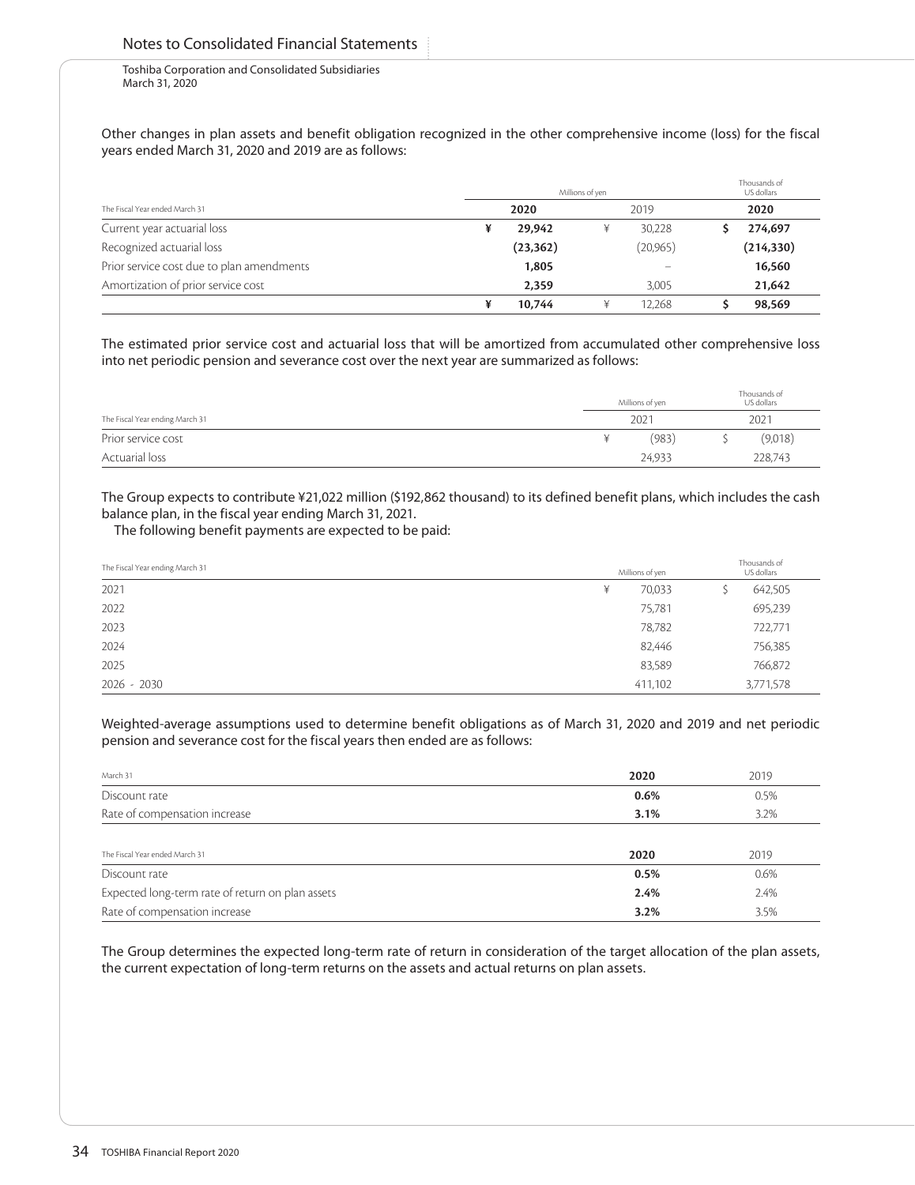Other changes in plan assets and benefit obligation recognized in the other comprehensive income (loss) for the fiscal years ended March 31, 2020 and 2019 are as follows:

| | Millions of yen | | Thousands of US dollars |
|---|---|---|---|
| The Fiscal Year ended March 31 | **2020** | 2019 | **2020** |
| Current year actuarial loss | **¥ 29,942** | ¥ 30,228 | **$ 274,697** |
| Recognized actuarial loss | **(23,362)** | (20,965) | **(214,330)** |
| Prior service cost due to plan amendments | **1,805** | – | **16,560** |
| Amortization of prior service cost | **2,359** | 3,005 | **21,642** |
| | **¥ 10,744** | ¥ 12,268 | **$ 98,569** |

The estimated prior service cost and actuarial loss that will be amortized from accumulated other comprehensive loss into net periodic pension and severance cost over the next year are summarized as follows:

| | Millions of yen | Thousands of US dollars |
|---|---|---|
| The Fiscal Year ending March 31 | 2021 | 2021 |
| Prior service cost | ¥ (983) | $ (9,018) |
| Actuarial loss | 24,933 | 228,743 |

The Group expects to contribute ¥21,022 million ($192,862 thousand) to its defined benefit plans, which includes the cash balance plan, in the fiscal year ending March 31, 2021.

The following benefit payments are expected to be paid:

| The Fiscal Year ending March 31 | Millions of yen | Thousands of US dollars |
|---|---|---|
| 2021 | ¥ 70,033 | $ 642,505 |
| 2022 | 75,781 | 695,239 |
| 2023 | 78,782 | 722,771 |
| 2024 | 82,446 | 756,385 |
| 2025 | 83,589 | 766,872 |
| 2026 - 2030 | 411,102 | 3,771,578 |

Weighted-average assumptions used to determine benefit obligations as of March 31, 2020 and 2019 and net periodic pension and severance cost for the fiscal years then ended are as follows:

| March 31 | **2020** | 2019 |
|---|---|---|
| Discount rate | **0.6%** | 0.5% |
| Rate of compensation increase | **3.1%** | 3.2% |

| The Fiscal Year ended March 31 | **2020** | 2019 |
|---|---|---|
| Discount rate | **0.5%** | 0.6% |
| Expected long-term rate of return on plan assets | **2.4%** | 2.4% |
| Rate of compensation increase | **3.2%** | 3.5% |

The Group determines the expected long-term rate of return in consideration of the target allocation of the plan assets, the current expectation of long-term returns on the assets and actual returns on plan assets.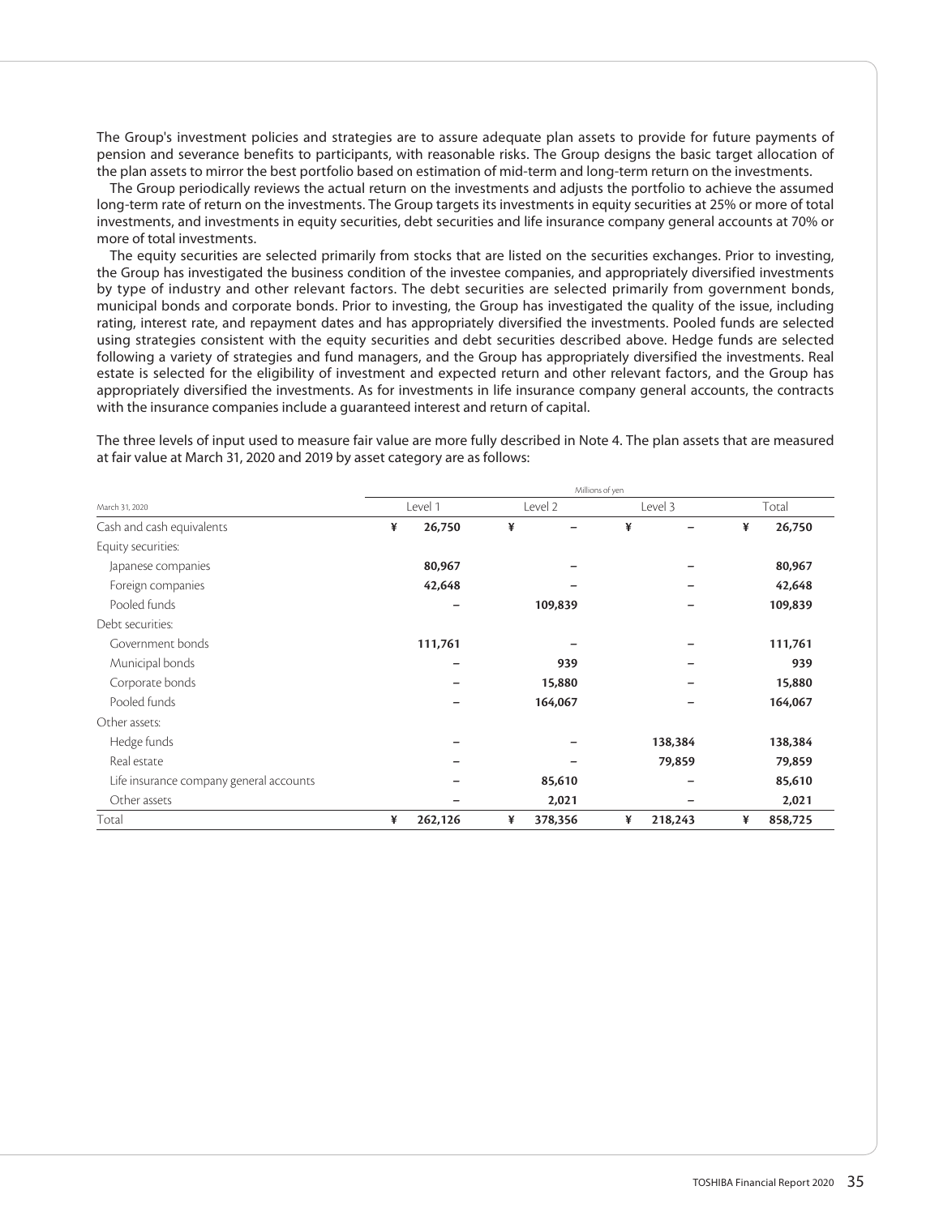The Group's investment policies and strategies are to assure adequate plan assets to provide for future payments of pension and severance benefits to participants, with reasonable risks. The Group designs the basic target allocation of the plan assets to mirror the best portfolio based on estimation of mid-term and long-term return on the investments.

The Group periodically reviews the actual return on the investments and adjusts the portfolio to achieve the assumed long-term rate of return on the investments. The Group targets its investments in equity securities at 25% or more of total investments, and investments in equity securities, debt securities and life insurance company general accounts at 70% or more of total investments.

The equity securities are selected primarily from stocks that are listed on the securities exchanges. Prior to investing, the Group has investigated the business condition of the investee companies, and appropriately diversified investments by type of industry and other relevant factors. The debt securities are selected primarily from government bonds, municipal bonds and corporate bonds. Prior to investing, the Group has investigated the quality of the issue, including rating, interest rate, and repayment dates and has appropriately diversified the investments. Pooled funds are selected using strategies consistent with the equity securities and debt securities described above. Hedge funds are selected following a variety of strategies and fund managers, and the Group has appropriately diversified the investments. Real estate is selected for the eligibility of investment and expected return and other relevant factors, and the Group has appropriately diversified the investments. As for investments in life insurance company general accounts, the contracts with the insurance companies include a guaranteed interest and return of capital.

The three levels of input used to measure fair value are more fully described in Note 4. The plan assets that are measured at fair value at March 31, 2020 and 2019 by asset category are as follows:

| | Millions of yen | | | |
|---|---|---|---|---|
| March 31, 2020 | Level 1 | Level 2 | Level 3 | Total |
| Cash and cash equivalents | ¥ 26,750 | ¥ – | ¥ – | ¥ 26,750 |
| Equity securities: | | | | |
| Japanese companies | 80,967 | – | – | 80,967 |
| Foreign companies | 42,648 | – | – | 42,648 |
| Pooled funds | – | 109,839 | – | 109,839 |
| Debt securities: | | | | |
| Government bonds | 111,761 | – | – | 111,761 |
| Municipal bonds | – | 939 | – | 939 |
| Corporate bonds | – | 15,880 | – | 15,880 |
| Pooled funds | – | 164,067 | – | 164,067 |
| Other assets: | | | | |
| Hedge funds | – | – | 138,384 | 138,384 |
| Real estate | – | – | 79,859 | 79,859 |
| Life insurance company general accounts | – | 85,610 | – | 85,610 |
| Other assets | – | 2,021 | – | 2,021 |
| Total | ¥ 262,126 | ¥ 378,356 | ¥ 218,243 | ¥ 858,725 |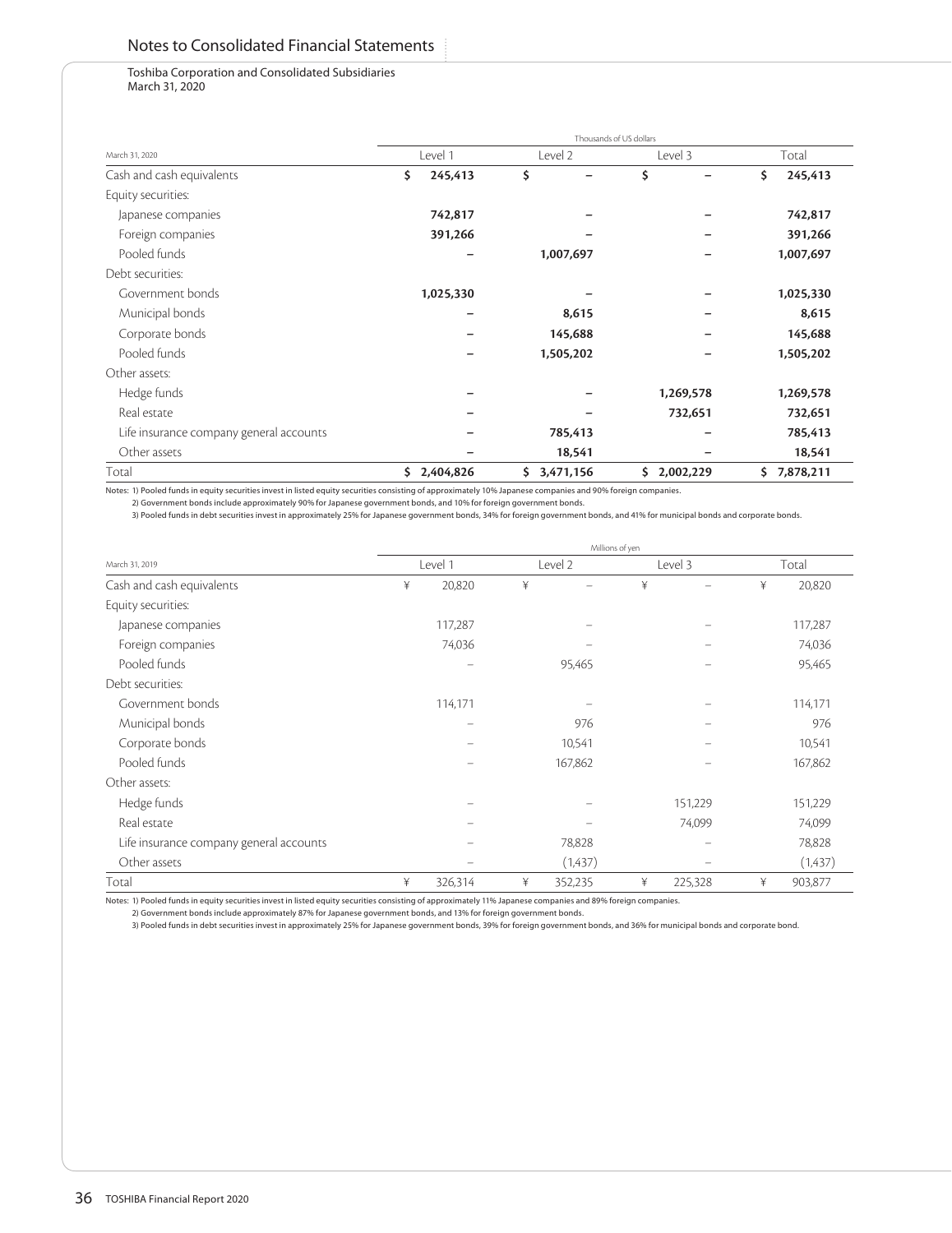Toshiba Corporation and Consolidated Subsidiaries
March 31, 2020

| | Thousands of US dollars | | | |
|---|---|---|---|---|
| March 31, 2020 | Level 1 | Level 2 | Level 3 | Total |
| Cash and cash equivalents | **$ 245,413** | **$ –** | **$ –** | **$ 245,413** |
| Equity securities: | | | | |
| Japanese companies | **742,817** | **–** | **–** | **742,817** |
| Foreign companies | **391,266** | **–** | **–** | **391,266** |
| Pooled funds | **–** | **1,007,697** | **–** | **1,007,697** |
| Debt securities: | | | | |
| Government bonds | **1,025,330** | **–** | **–** | **1,025,330** |
| Municipal bonds | **–** | **8,615** | **–** | **8,615** |
| Corporate bonds | **–** | **145,688** | **–** | **145,688** |
| Pooled funds | **–** | **1,505,202** | **–** | **1,505,202** |
| Other assets: | | | | |
| Hedge funds | **–** | **–** | **1,269,578** | **1,269,578** |
| Real estate | **–** | **–** | **732,651** | **732,651** |
| Life insurance company general accounts | **–** | **785,413** | **–** | **785,413** |
| Other assets | **–** | **18,541** | **–** | **18,541** |
| Total | **$ 2,404,826** | **$ 3,471,156** | **$ 2,002,229** | **$ 7,878,211** |

Notes: 1) Pooled funds in equity securities invest in listed equity securities consisting of approximately 10% Japanese companies and 90% foreign companies.
2) Government bonds include approximately 90% for Japanese government bonds, and 10% for foreign government bonds.
3) Pooled funds in debt securities invest in approximately 25% for Japanese government bonds, 34% for foreign government bonds, and 41% for municipal bonds and corporate bonds.

| | Millions of yen | | | |
|---|---|---|---|---|
| March 31, 2019 | Level 1 | Level 2 | Level 3 | Total |
| Cash and cash equivalents | ¥ 20,820 | ¥ – | ¥ – | ¥ 20,820 |
| Equity securities: | | | | |
| Japanese companies | 117,287 | – | – | 117,287 |
| Foreign companies | 74,036 | – | – | 74,036 |
| Pooled funds | – | 95,465 | – | 95,465 |
| Debt securities: | | | | |
| Government bonds | 114,171 | – | – | 114,171 |
| Municipal bonds | – | 976 | – | 976 |
| Corporate bonds | – | 10,541 | – | 10,541 |
| Pooled funds | – | 167,862 | – | 167,862 |
| Other assets: | | | | |
| Hedge funds | – | – | 151,229 | 151,229 |
| Real estate | – | – | 74,099 | 74,099 |
| Life insurance company general accounts | – | 78,828 | – | 78,828 |
| Other assets | – | (1,437) | – | (1,437) |
| Total | ¥ 326,314 | ¥ 352,235 | ¥ 225,328 | ¥ 903,877 |

Notes: 1) Pooled funds in equity securities invest in listed equity securities consisting of approximately 11% Japanese companies and 89% foreign companies.
2) Government bonds include approximately 87% for Japanese government bonds, and 13% for foreign government bonds.
3) Pooled funds in debt securities invest in approximately 25% for Japanese government bonds, 39% for foreign government bonds, and 36% for municipal bonds and corporate bond.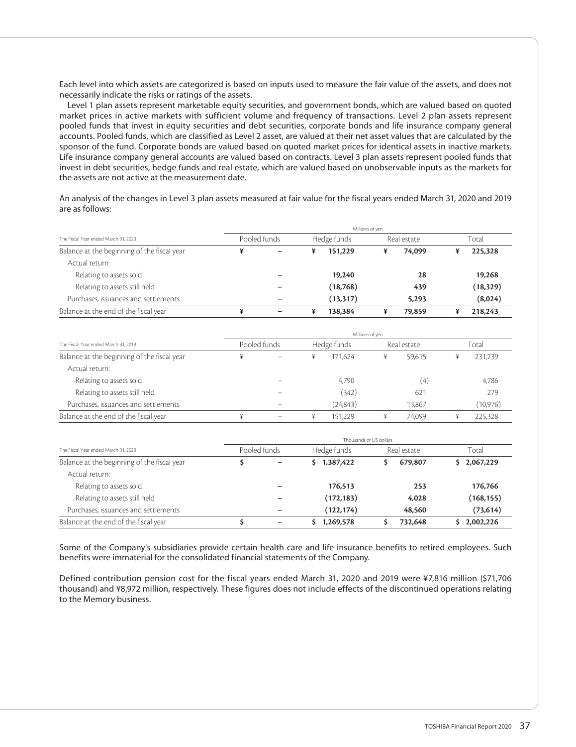Each level into which assets are categorized is based on inputs used to measure the fair value of the assets, and does not necessarily indicate the risks or ratings of the assets.

Level 1 plan assets represent marketable equity securities, and government bonds, which are valued based on quoted market prices in active markets with sufficient volume and frequency of transactions. Level 2 plan assets represent pooled funds that invest in equity securities and debt securities, corporate bonds and life insurance company general accounts. Pooled funds, which are classified as Level 2 asset, are valued at their net asset values that are calculated by the sponsor of the fund. Corporate bonds are valued based on quoted market prices for identical assets in inactive markets. Life insurance company general accounts are valued based on contracts. Level 3 plan assets represent pooled funds that invest in debt securities, hedge funds and real estate, which are valued based on unobservable inputs as the markets for the assets are not active at the measurement date.

An analysis of the changes in Level 3 plan assets measured at fair value for the fiscal years ended March 31, 2020 and 2019 are as follows:

| | Millions of yen | | | |
|---|---|---|---|---|
| The Fiscal Year ended March 31, 2020 | Pooled funds | Hedge funds | Real estate | Total |
| Balance at the beginning of the fiscal year | **¥ –** | **¥ 151,229** | **¥ 74,099** | **¥ 225,328** |
| Actual return: | | | | |
| Relating to assets sold | **–** | **19,240** | **28** | **19,268** |
| Relating to assets still held | **–** | **(18,768)** | **439** | **(18,329)** |
| Purchases, issuances and settlements | **–** | **(13,317)** | **5,293** | **(8,024)** |
| Balance at the end of the fiscal year | **¥ –** | **¥ 138,384** | **¥ 79,859** | **¥ 218,243** |

| | Millions of yen | | | |
|---|---|---|---|---|
| The Fiscal Year ended March 31, 2019 | Pooled funds | Hedge funds | Real estate | Total |
| Balance at the beginning of the fiscal year | ¥ – | ¥ 171,624 | ¥ 59,615 | ¥ 231,239 |
| Actual return: | | | | |
| Relating to assets sold | – | 4,790 | (4) | 4,786 |
| Relating to assets still held | – | (342) | 621 | 279 |
| Purchases, issuances and settlements | – | (24,843) | 13,867 | (10,976) |
| Balance at the end of the fiscal year | ¥ – | ¥ 151,229 | ¥ 74,099 | ¥ 225,328 |

| | Thousands of US dollars | | | |
|---|---|---|---|---|
| The Fiscal Year ended March 31, 2020 | Pooled funds | Hedge funds | Real estate | Total |
| Balance at the beginning of the fiscal year | **$ –** | **$ 1,387,422** | **$ 679,807** | **$ 2,067,229** |
| Actual return: | | | | |
| Relating to assets sold | **–** | **176,513** | **253** | **176,766** |
| Relating to assets still held | **–** | **(172,183)** | **4,028** | **(168,155)** |
| Purchases, issuances and settlements | **–** | **(122,174)** | **48,560** | **(73,614)** |
| Balance at the end of the fiscal year | **$ –** | **$ 1,269,578** | **$ 732,648** | **$ 2,002,226** |

Some of the Company's subsidiaries provide certain health care and life insurance benefits to retired employees. Such benefits were immaterial for the consolidated financial statements of the Company.

Defined contribution pension cost for the fiscal years ended March 31, 2020 and 2019 were ¥7,816 million ($71,706 thousand) and ¥8,972 million, respectively. These figures does not include effects of the discontinued operations relating to the Memory business.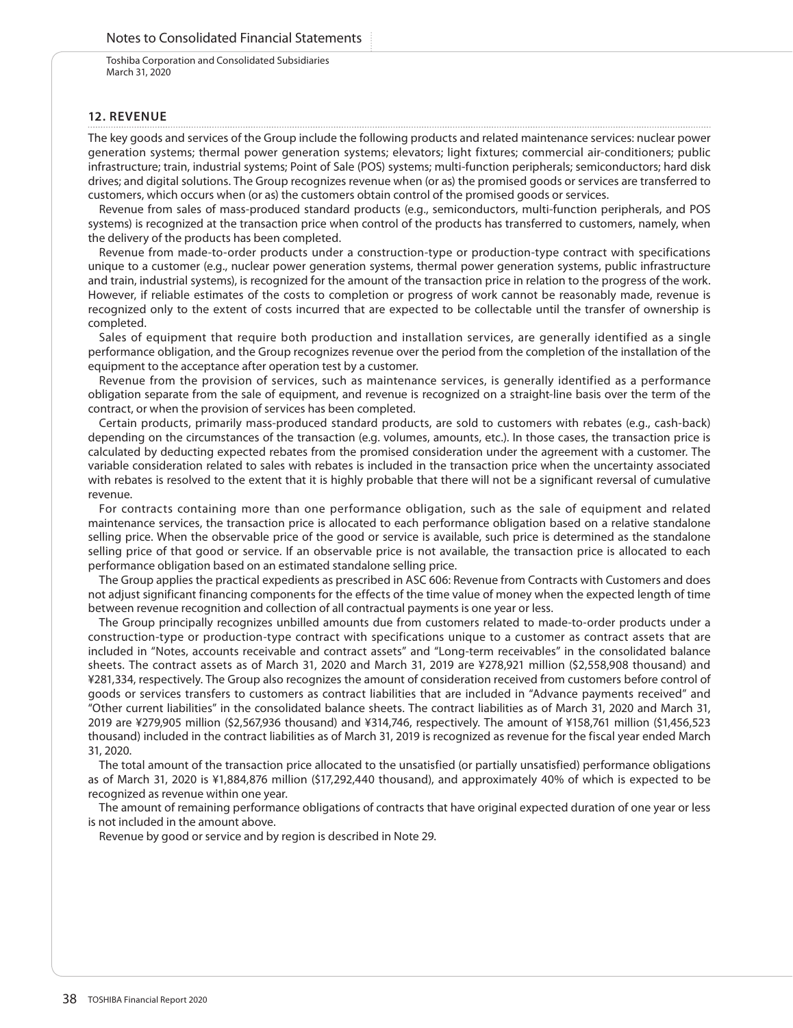## 12. REVENUE

The key goods and services of the Group include the following products and related maintenance services: nuclear power generation systems; thermal power generation systems; elevators; light fixtures; commercial air-conditioners; public infrastructure; train, industrial systems; Point of Sale (POS) systems; multi-function peripherals; semiconductors; hard disk drives; and digital solutions. The Group recognizes revenue when (or as) the promised goods or services are transferred to customers, which occurs when (or as) the customers obtain control of the promised goods or services.

Revenue from sales of mass-produced standard products (e.g., semiconductors, multi-function peripherals, and POS systems) is recognized at the transaction price when control of the products has transferred to customers, namely, when the delivery of the products has been completed.

Revenue from made-to-order products under a construction-type or production-type contract with specifications unique to a customer (e.g., nuclear power generation systems, thermal power generation systems, public infrastructure and train, industrial systems), is recognized for the amount of the transaction price in relation to the progress of the work. However, if reliable estimates of the costs to completion or progress of work cannot be reasonably made, revenue is recognized only to the extent of costs incurred that are expected to be collectable until the transfer of ownership is completed.

Sales of equipment that require both production and installation services, are generally identified as a single performance obligation, and the Group recognizes revenue over the period from the completion of the installation of the equipment to the acceptance after operation test by a customer.

Revenue from the provision of services, such as maintenance services, is generally identified as a performance obligation separate from the sale of equipment, and revenue is recognized on a straight-line basis over the term of the contract, or when the provision of services has been completed.

Certain products, primarily mass-produced standard products, are sold to customers with rebates (e.g., cash-back) depending on the circumstances of the transaction (e.g. volumes, amounts, etc.). In those cases, the transaction price is calculated by deducting expected rebates from the promised consideration under the agreement with a customer. The variable consideration related to sales with rebates is included in the transaction price when the uncertainty associated with rebates is resolved to the extent that it is highly probable that there will not be a significant reversal of cumulative revenue.

For contracts containing more than one performance obligation, such as the sale of equipment and related maintenance services, the transaction price is allocated to each performance obligation based on a relative standalone selling price. When the observable price of the good or service is available, such price is determined as the standalone selling price of that good or service. If an observable price is not available, the transaction price is allocated to each performance obligation based on an estimated standalone selling price.

The Group applies the practical expedients as prescribed in ASC 606: Revenue from Contracts with Customers and does not adjust significant financing components for the effects of the time value of money when the expected length of time between revenue recognition and collection of all contractual payments is one year or less.

The Group principally recognizes unbilled amounts due from customers related to made-to-order products under a construction-type or production-type contract with specifications unique to a customer as contract assets that are included in "Notes, accounts receivable and contract assets" and "Long-term receivables" in the consolidated balance sheets. The contract assets as of March 31, 2020 and March 31, 2019 are ¥278,921 million ($2,558,908 thousand) and ¥281,334, respectively. The Group also recognizes the amount of consideration received from customers before control of goods or services transfers to customers as contract liabilities that are included in "Advance payments received" and "Other current liabilities" in the consolidated balance sheets. The contract liabilities as of March 31, 2020 and March 31, 2019 are ¥279,905 million ($2,567,936 thousand) and ¥314,746, respectively. The amount of ¥158,761 million ($1,456,523 thousand) included in the contract liabilities as of March 31, 2019 is recognized as revenue for the fiscal year ended March 31, 2020.

The total amount of the transaction price allocated to the unsatisfied (or partially unsatisfied) performance obligations as of March 31, 2020 is ¥1,884,876 million ($17,292,440 thousand), and approximately 40% of which is expected to be recognized as revenue within one year.

The amount of remaining performance obligations of contracts that have original expected duration of one year or less is not included in the amount above.

Revenue by good or service and by region is described in Note 29.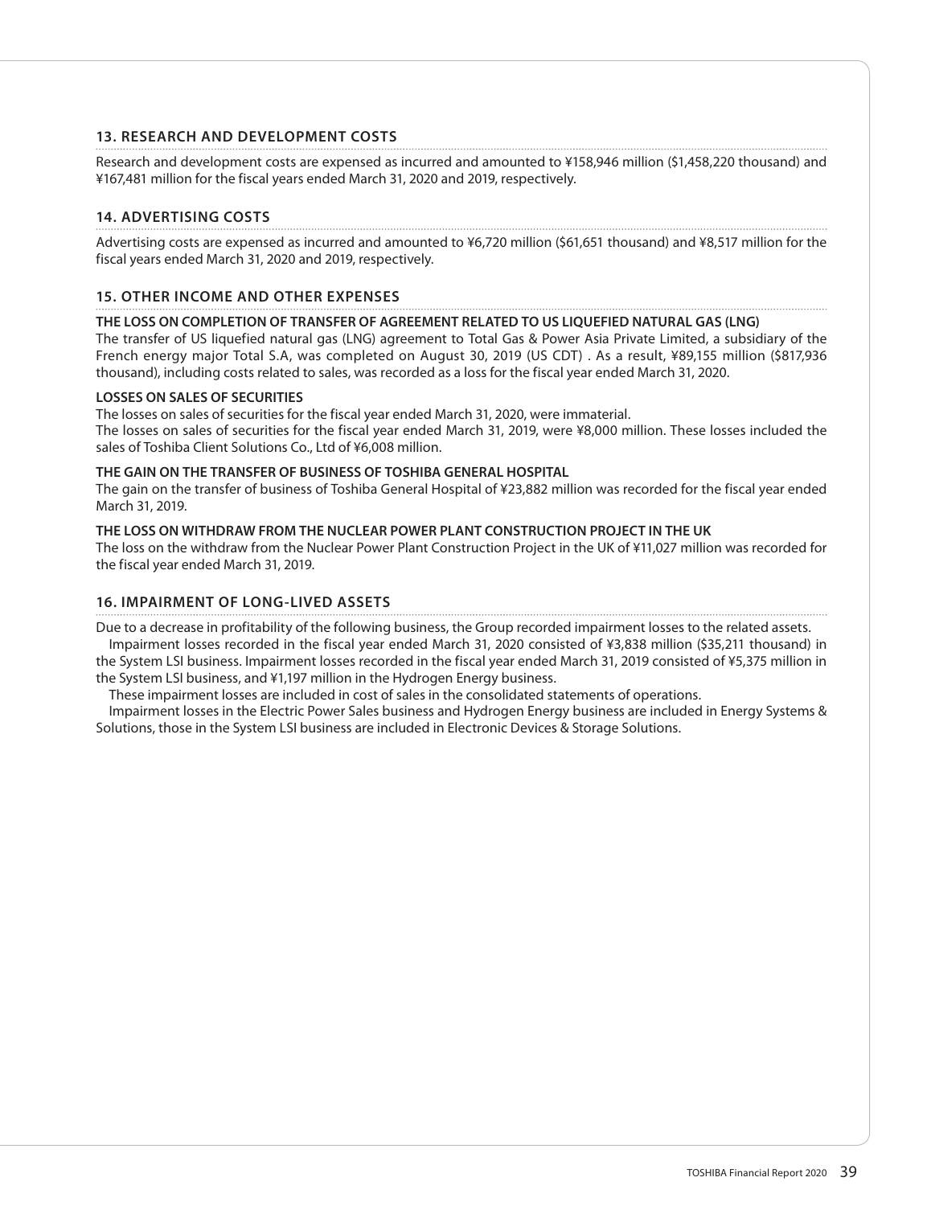## 13. RESEARCH AND DEVELOPMENT COSTS

Research and development costs are expensed as incurred and amounted to ¥158,946 million ($1,458,220 thousand) and ¥167,481 million for the fiscal years ended March 31, 2020 and 2019, respectively.

## 14. ADVERTISING COSTS

Advertising costs are expensed as incurred and amounted to ¥6,720 million ($61,651 thousand) and ¥8,517 million for the fiscal years ended March 31, 2020 and 2019, respectively.

## 15. OTHER INCOME AND OTHER EXPENSES

**THE LOSS ON COMPLETION OF TRANSFER OF AGREEMENT RELATED TO US LIQUEFIED NATURAL GAS (LNG)**

The transfer of US liquefied natural gas (LNG) agreement to Total Gas & Power Asia Private Limited, a subsidiary of the French energy major Total S.A, was completed on August 30, 2019 (US CDT) . As a result, ¥89,155 million ($817,936 thousand), including costs related to sales, was recorded as a loss for the fiscal year ended March 31, 2020.

**LOSSES ON SALES OF SECURITIES**

The losses on sales of securities for the fiscal year ended March 31, 2020, were immaterial.

The losses on sales of securities for the fiscal year ended March 31, 2019, were ¥8,000 million. These losses included the sales of Toshiba Client Solutions Co., Ltd of ¥6,008 million.

**THE GAIN ON THE TRANSFER OF BUSINESS OF TOSHIBA GENERAL HOSPITAL**

The gain on the transfer of business of Toshiba General Hospital of ¥23,882 million was recorded for the fiscal year ended March 31, 2019.

**THE LOSS ON WITHDRAW FROM THE NUCLEAR POWER PLANT CONSTRUCTION PROJECT IN THE UK**

The loss on the withdraw from the Nuclear Power Plant Construction Project in the UK of ¥11,027 million was recorded for the fiscal year ended March 31, 2019.

## 16. IMPAIRMENT OF LONG-LIVED ASSETS

Due to a decrease in profitability of the following business, the Group recorded impairment losses to the related assets.

Impairment losses recorded in the fiscal year ended March 31, 2020 consisted of ¥3,838 million ($35,211 thousand) in the System LSI business. Impairment losses recorded in the fiscal year ended March 31, 2019 consisted of ¥5,375 million in the System LSI business, and ¥1,197 million in the Hydrogen Energy business.

These impairment losses are included in cost of sales in the consolidated statements of operations.

Impairment losses in the Electric Power Sales business and Hydrogen Energy business are included in Energy Systems & Solutions, those in the System LSI business are included in Electronic Devices & Storage Solutions.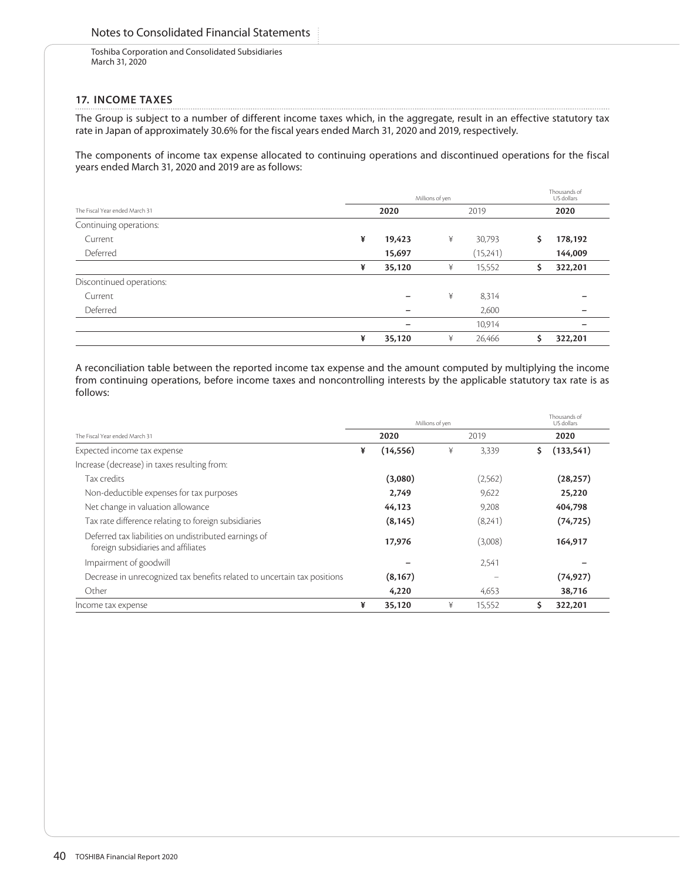## 17. INCOME TAXES

The Group is subject to a number of different income taxes which, in the aggregate, result in an effective statutory tax rate in Japan of approximately 30.6% for the fiscal years ended March 31, 2020 and 2019, respectively.

The components of income tax expense allocated to continuing operations and discontinued operations for the fiscal years ended March 31, 2020 and 2019 are as follows:

| The Fiscal Year ended March 31 | Millions of yen | | Thousands of US dollars |
|---|---|---|---|
| | **2020** | 2019 | **2020** |
| Continuing operations: | | | |
| Current | ¥ **19,423** | ¥ 30,793 | $ **178,192** |
| Deferred | **15,697** | (15,241) | **144,009** |
| | ¥ **35,120** | ¥ 15,552 | $ **322,201** |
| Discontinued operations: | | | |
| Current | **–** | ¥ 8,314 | **–** |
| Deferred | **–** | 2,600 | **–** |
| | **–** | 10,914 | **–** |
| | ¥ **35,120** | ¥ 26,466 | $ **322,201** |

A reconciliation table between the reported income tax expense and the amount computed by multiplying the income from continuing operations, before income taxes and noncontrolling interests by the applicable statutory tax rate is as follows:

| The Fiscal Year ended March 31 | Millions of yen | | Thousands of US dollars |
|---|---|---|---|
| | **2020** | 2019 | **2020** |
| Expected income tax expense | ¥ **(14,556)** | ¥ 3,339 | $ **(133,541)** |
| Increase (decrease) in taxes resulting from: | | | |
| Tax credits | **(3,080)** | (2,562) | **(28,257)** |
| Non-deductible expenses for tax purposes | **2,749** | 9,622 | **25,220** |
| Net change in valuation allowance | **44,123** | 9,208 | **404,798** |
| Tax rate difference relating to foreign subsidiaries | **(8,145)** | (8,241) | **(74,725)** |
| Deferred tax liabilities on undistributed earnings of foreign subsidiaries and affiliates | **17,976** | (3,008) | **164,917** |
| Impairment of goodwill | **–** | 2,541 | **–** |
| Decrease in unrecognized tax benefits related to uncertain tax positions | **(8,167)** | – | **(74,927)** |
| Other | **4,220** | 4,653 | **38,716** |
| Income tax expense | ¥ **35,120** | ¥ 15,552 | $ **322,201** |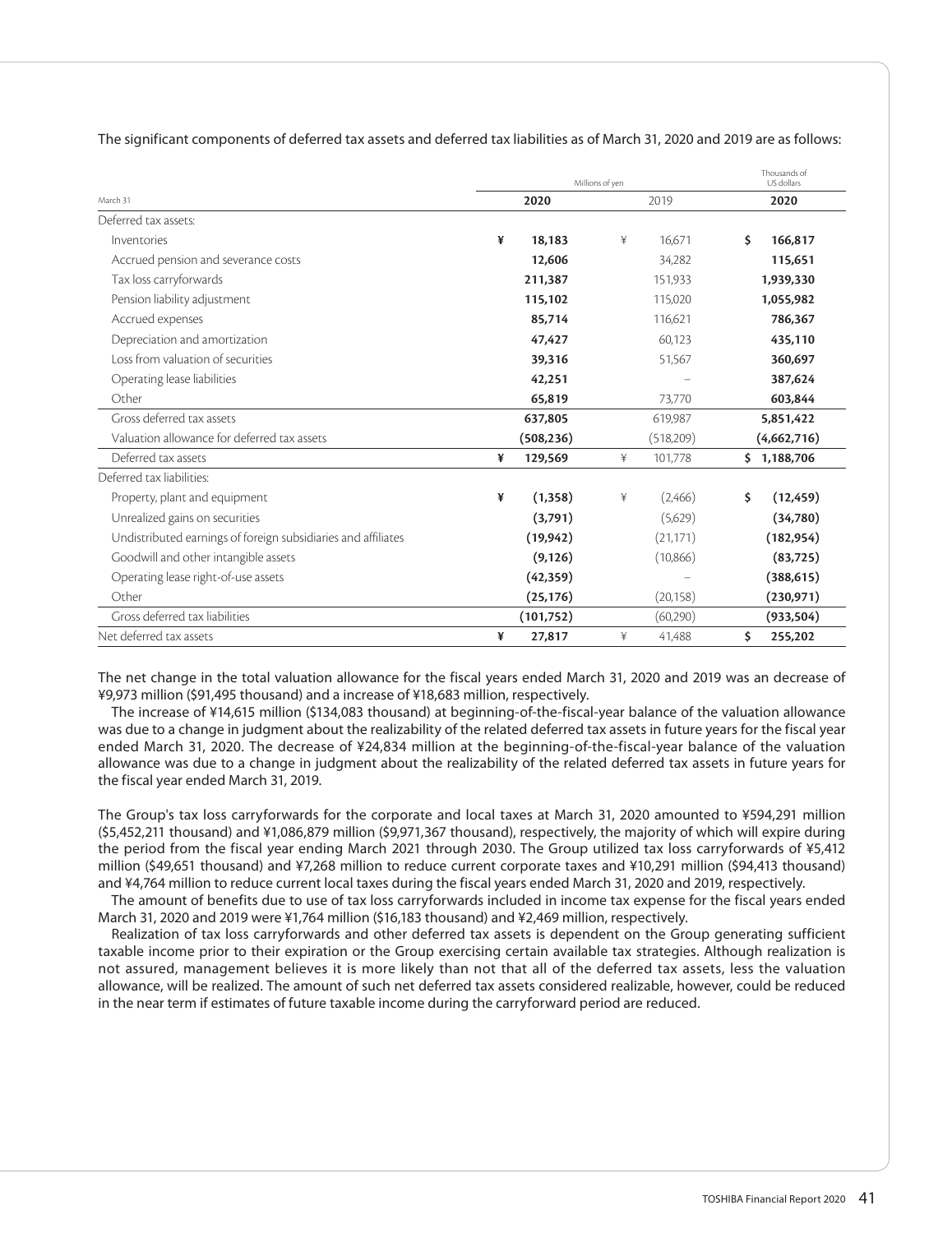The significant components of deferred tax assets and deferred tax liabilities as of March 31, 2020 and 2019 are as follows:

| March 31 | Millions of yen | | Thousands of US dollars |
|---|---|---|---|
| | **2020** | 2019 | **2020** |
| Deferred tax assets: | | | |
| Inventories | **¥ 18,183** | ¥ 16,671 | **$ 166,817** |
| Accrued pension and severance costs | **12,606** | 34,282 | **115,651** |
| Tax loss carryforwards | **211,387** | 151,933 | **1,939,330** |
| Pension liability adjustment | **115,102** | 115,020 | **1,055,982** |
| Accrued expenses | **85,714** | 116,621 | **786,367** |
| Depreciation and amortization | **47,427** | 60,123 | **435,110** |
| Loss from valuation of securities | **39,316** | 51,567 | **360,697** |
| Operating lease liabilities | **42,251** | – | **387,624** |
| Other | **65,819** | 73,770 | **603,844** |
| Gross deferred tax assets | **637,805** | 619,987 | **5,851,422** |
| Valuation allowance for deferred tax assets | **(508,236)** | (518,209) | **(4,662,716)** |
| Deferred tax assets | **¥ 129,569** | ¥ 101,778 | **$ 1,188,706** |
| Deferred tax liabilities: | | | |
| Property, plant and equipment | **¥ (1,358)** | ¥ (2,466) | **$ (12,459)** |
| Unrealized gains on securities | **(3,791)** | (5,629) | **(34,780)** |
| Undistributed earnings of foreign subsidiaries and affiliates | **(19,942)** | (21,171) | **(182,954)** |
| Goodwill and other intangible assets | **(9,126)** | (10,866) | **(83,725)** |
| Operating lease right-of-use assets | **(42,359)** | – | **(388,615)** |
| Other | **(25,176)** | (20,158) | **(230,971)** |
| Gross deferred tax liabilities | **(101,752)** | (60,290) | **(933,504)** |
| Net deferred tax assets | **¥ 27,817** | ¥ 41,488 | **$ 255,202** |

The net change in the total valuation allowance for the fiscal years ended March 31, 2020 and 2019 was an decrease of ¥9,973 million ($91,495 thousand) and a increase of ¥18,683 million, respectively.

The increase of ¥14,615 million ($134,083 thousand) at beginning-of-the-fiscal-year balance of the valuation allowance was due to a change in judgment about the realizability of the related deferred tax assets in future years for the fiscal year ended March 31, 2020. The decrease of ¥24,834 million at the beginning-of-the-fiscal-year balance of the valuation allowance was due to a change in judgment about the realizability of the related deferred tax assets in future years for the fiscal year ended March 31, 2019.

The Group's tax loss carryforwards for the corporate and local taxes at March 31, 2020 amounted to ¥594,291 million ($5,452,211 thousand) and ¥1,086,879 million ($9,971,367 thousand), respectively, the majority of which will expire during the period from the fiscal year ending March 2021 through 2030. The Group utilized tax loss carryforwards of ¥5,412 million ($49,651 thousand) and ¥7,268 million to reduce current corporate taxes and ¥10,291 million ($94,413 thousand) and ¥4,764 million to reduce current local taxes during the fiscal years ended March 31, 2020 and 2019, respectively.

The amount of benefits due to use of tax loss carryforwards included in income tax expense for the fiscal years ended March 31, 2020 and 2019 were ¥1,764 million ($16,183 thousand) and ¥2,469 million, respectively.

Realization of tax loss carryforwards and other deferred tax assets is dependent on the Group generating sufficient taxable income prior to their expiration or the Group exercising certain available tax strategies. Although realization is not assured, management believes it is more likely than not that all of the deferred tax assets, less the valuation allowance, will be realized. The amount of such net deferred tax assets considered realizable, however, could be reduced in the near term if estimates of future taxable income during the carryforward period are reduced.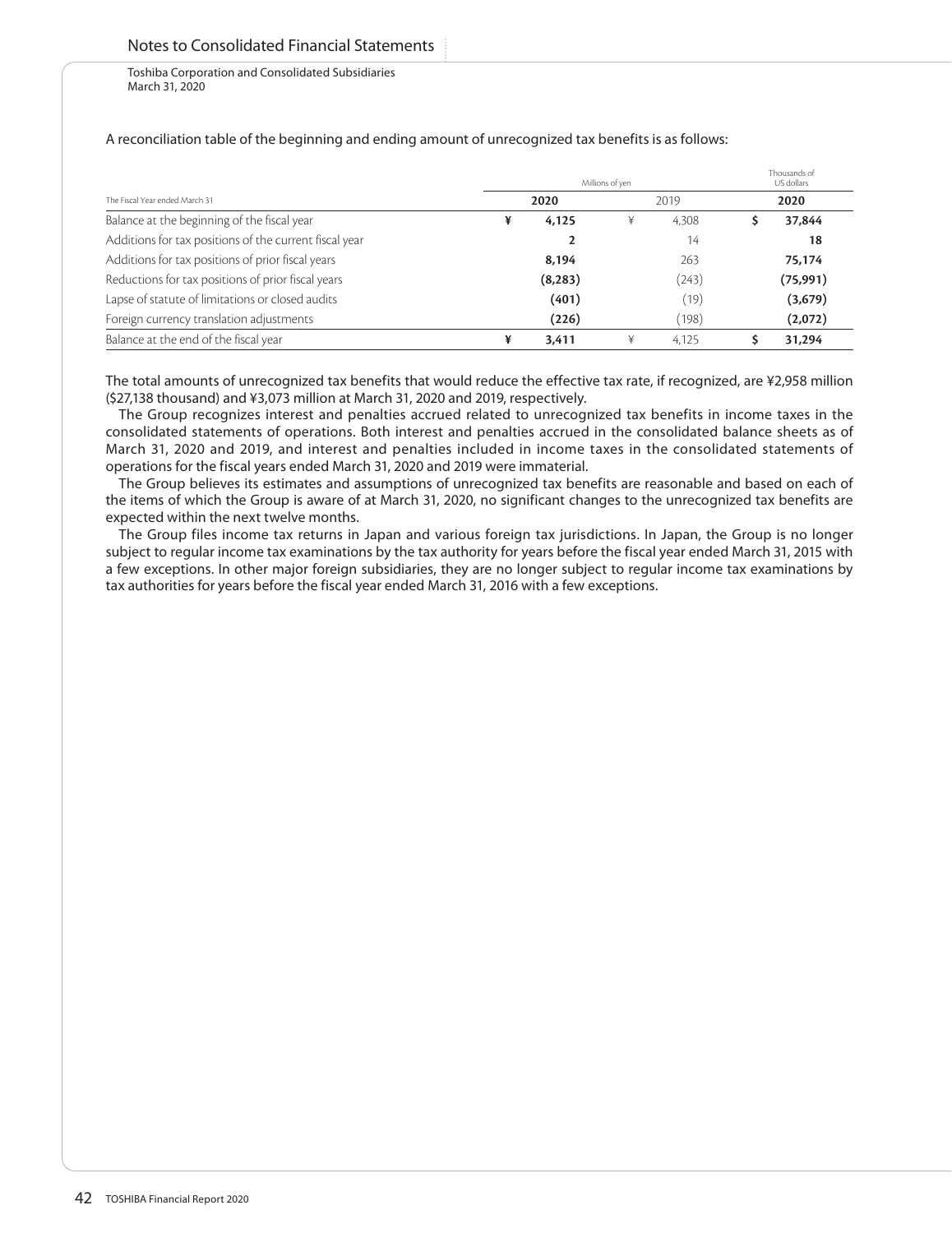A reconciliation table of the beginning and ending amount of unrecognized tax benefits is as follows:

| The Fiscal Year ended March 31 | Millions of yen | | Thousands of US dollars |
|---|---|---|---|
| | **2020** | 2019 | **2020** |
| Balance at the beginning of the fiscal year | **¥ 4,125** | ¥ 4,308 | **$ 37,844** |
| Additions for tax positions of the current fiscal year | **2** | 14 | **18** |
| Additions for tax positions of prior fiscal years | **8,194** | 263 | **75,174** |
| Reductions for tax positions of prior fiscal years | **(8,283)** | (243) | **(75,991)** |
| Lapse of statute of limitations or closed audits | **(401)** | (19) | **(3,679)** |
| Foreign currency translation adjustments | **(226)** | (198) | **(2,072)** |
| Balance at the end of the fiscal year | **¥ 3,411** | ¥ 4,125 | **$ 31,294** |

The total amounts of unrecognized tax benefits that would reduce the effective tax rate, if recognized, are ¥2,958 million ($27,138 thousand) and ¥3,073 million at March 31, 2020 and 2019, respectively.

The Group recognizes interest and penalties accrued related to unrecognized tax benefits in income taxes in the consolidated statements of operations. Both interest and penalties accrued in the consolidated balance sheets as of March 31, 2020 and 2019, and interest and penalties included in income taxes in the consolidated statements of operations for the fiscal years ended March 31, 2020 and 2019 were immaterial.

The Group believes its estimates and assumptions of unrecognized tax benefits are reasonable and based on each of the items of which the Group is aware of at March 31, 2020, no significant changes to the unrecognized tax benefits are expected within the next twelve months.

The Group files income tax returns in Japan and various foreign tax jurisdictions. In Japan, the Group is no longer subject to regular income tax examinations by the tax authority for years before the fiscal year ended March 31, 2015 with a few exceptions. In other major foreign subsidiaries, they are no longer subject to regular income tax examinations by tax authorities for years before the fiscal year ended March 31, 2016 with a few exceptions.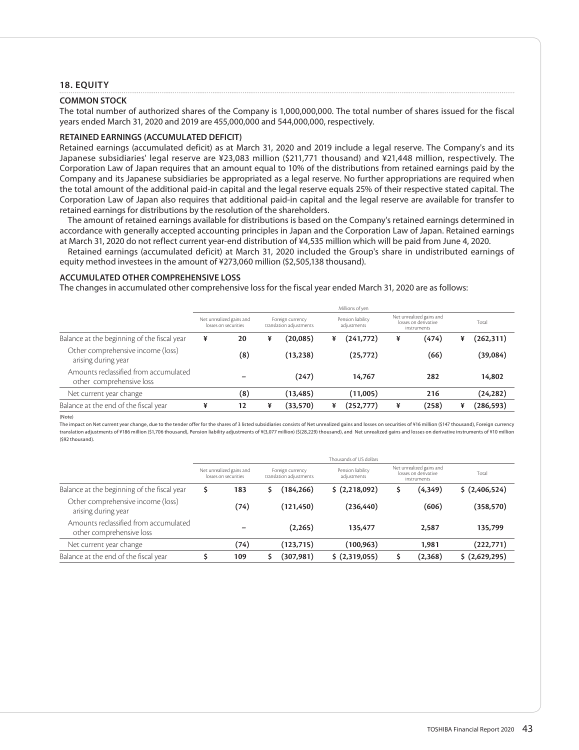## 18. EQUITY

### COMMON STOCK

The total number of authorized shares of the Company is 1,000,000,000. The total number of shares issued for the fiscal years ended March 31, 2020 and 2019 are 455,000,000 and 544,000,000, respectively.

### RETAINED EARNINGS (ACCUMULATED DEFICIT)

Retained earnings (accumulated deficit) as at March 31, 2020 and 2019 include a legal reserve. The Company's and its Japanese subsidiaries' legal reserve are ¥23,083 million ($211,771 thousand) and ¥21,448 million, respectively. The Corporation Law of Japan requires that an amount equal to 10% of the distributions from retained earnings paid by the Company and its Japanese subsidiaries be appropriated as a legal reserve. No further appropriations are required when the total amount of the additional paid-in capital and the legal reserve equals 25% of their respective stated capital. The Corporation Law of Japan also requires that additional paid-in capital and the legal reserve are available for transfer to retained earnings for distributions by the resolution of the shareholders.

The amount of retained earnings available for distributions is based on the Company's retained earnings determined in accordance with generally accepted accounting principles in Japan and the Corporation Law of Japan. Retained earnings at March 31, 2020 do not reflect current year-end distribution of ¥4,535 million which will be paid from June 4, 2020.

Retained earnings (accumulated deficit) at March 31, 2020 included the Group's share in undistributed earnings of equity method investees in the amount of ¥273,060 million ($2,505,138 thousand).

### ACCUMULATED OTHER COMPREHENSIVE LOSS

The changes in accumulated other comprehensive loss for the fiscal year ended March 31, 2020 are as follows:

| | Millions of yen | | | | |
|---|---|---|---|---|---|
| | Net unrealized gains and losses on securities | Foreign currency translation adjustments | Pension liability adjustments | Net unrealized gains and losses on derivative instruments | Total |
| Balance at the beginning of the fiscal year | ¥ 20 | ¥ (20,085) | ¥ (241,772) | ¥ (474) | ¥ (262,311) |
| Other comprehensive income (loss) arising during year | (8) | (13,238) | (25,772) | (66) | (39,084) |
| Amounts reclassified from accumulated other comprehensive loss | – | (247) | 14,767 | 282 | 14,802 |
| Net current year change | (8) | (13,485) | (11,005) | 216 | (24,282) |
| Balance at the end of the fiscal year | ¥ 12 | ¥ (33,570) | ¥ (252,777) | ¥ (258) | ¥ (286,593) |

(Note)

The impact on Net current year change, due to the tender offer for the shares of 3 listed subsidiaries consists of Net unrealized gains and losses on securities of ¥16 million ($147 thousand), Foreign currency translation adjustments of ¥186 million ($1,706 thousand), Pension liability adjustments of ¥(3,077 million) ($(28,229) thousand), and Net unrealized gains and losses on derivative instruments of ¥10 million ($92 thousand).

| | Thousands of US dollars | | | | |
|---|---|---|---|---|---|
| | Net unrealized gains and losses on securities | Foreign currency translation adjustments | Pension liability adjustments | Net unrealized gains and losses on derivative instruments | Total |
| Balance at the beginning of the fiscal year | $ 183 | $ (184,266) | $ (2,218,092) | $ (4,349) | $ (2,406,524) |
| Other comprehensive income (loss) arising during year | (74) | (121,450) | (236,440) | (606) | (358,570) |
| Amounts reclassified from accumulated other comprehensive loss | – | (2,265) | 135,477 | 2,587 | 135,799 |
| Net current year change | (74) | (123,715) | (100,963) | 1,981 | (222,771) |
| Balance at the end of the fiscal year | $ 109 | $ (307,981) | $ (2,319,055) | $ (2,368) | $ (2,629,295) |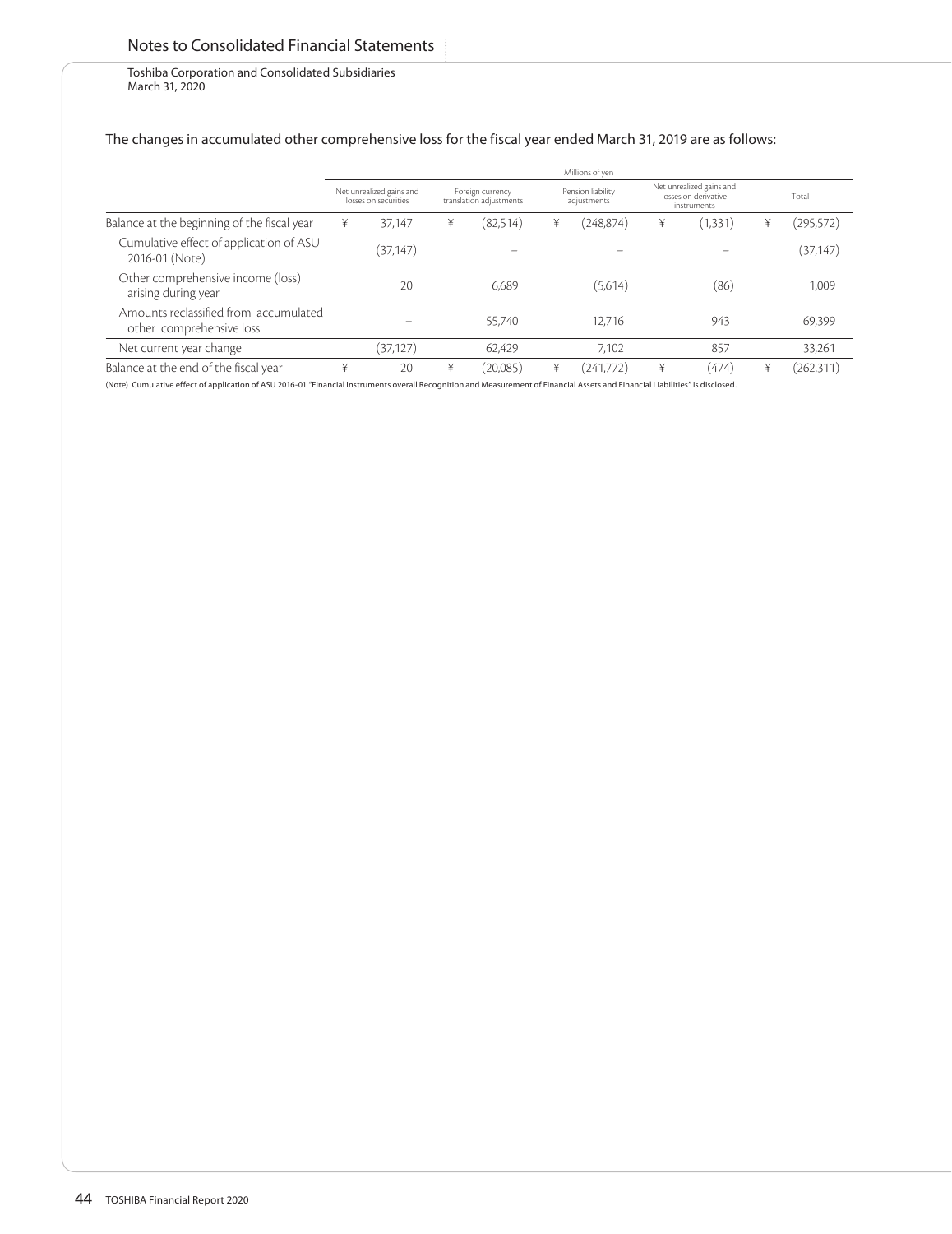The changes in accumulated other comprehensive loss for the fiscal year ended March 31, 2019 are as follows:

| | Millions of yen | | | | |
|---|---|---|---|---|---|
| | Net unrealized gains and losses on securities | Foreign currency translation adjustments | Pension liability adjustments | Net unrealized gains and losses on derivative instruments | Total |
| Balance at the beginning of the fiscal year | ¥ 37,147 | ¥ (82,514) | ¥ (248,874) | ¥ (1,331) | ¥ (295,572) |
| Cumulative effect of application of ASU 2016-01 (Note) | (37,147) | – | – | – | (37,147) |
| Other comprehensive income (loss) arising during year | 20 | 6,689 | (5,614) | (86) | 1,009 |
| Amounts reclassified from accumulated other comprehensive loss | – | 55,740 | 12,716 | 943 | 69,399 |
| Net current year change | (37,127) | 62,429 | 7,102 | 857 | 33,261 |
| Balance at the end of the fiscal year | ¥ 20 | ¥ (20,085) | ¥ (241,772) | ¥ (474) | ¥ (262,311) |

(Note) Cumulative effect of application of ASU 2016-01 "Financial Instruments overall Recognition and Measurement of Financial Assets and Financial Liabilities" is disclosed.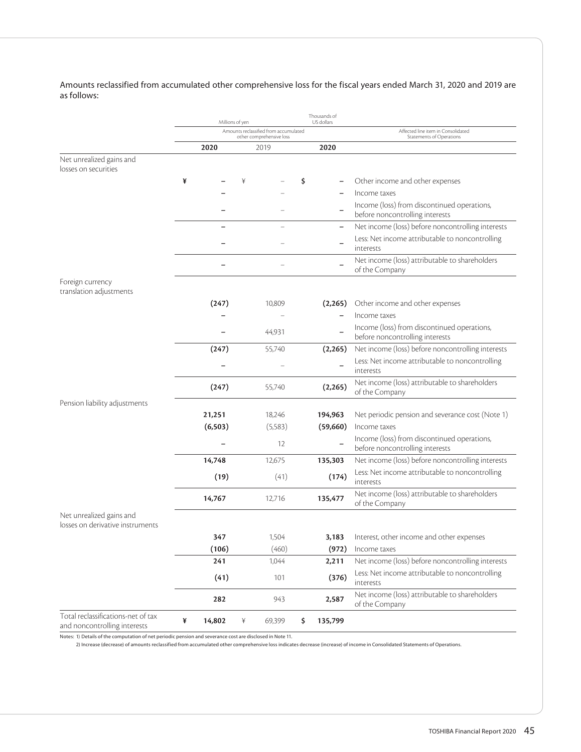Amounts reclassified from accumulated other comprehensive loss for the fiscal years ended March 31, 2020 and 2019 are as follows:

| | Millions of yen | | Thousands of US dollars | |
|---|---|---|---|---|
| | Amounts reclassified from accumulated other comprehensive loss | | | Affected line item in Consolidated Statements of Operations |
| | **2020** | 2019 | **2020** | |
| Net unrealized gains and losses on securities | | | | |
| | **¥ –** | ¥ – | **$ –** | Other income and other expenses |
| | **–** | – | **–** | Income taxes |
| | **–** | – | **–** | Income (loss) from discontinued operations, before noncontrolling interests |
| | **–** | – | **–** | Net income (loss) before noncontrolling interests |
| | **–** | – | **–** | Less: Net income attributable to noncontrolling interests |
| | **–** | – | **–** | Net income (loss) attributable to shareholders of the Company |
| Foreign currency translation adjustments | | | | |
| | **(247)** | 10,809 | **(2,265)** | Other income and other expenses |
| | **–** | – | **–** | Income taxes |
| | **–** | 44,931 | **–** | Income (loss) from discontinued operations, before noncontrolling interests |
| | **(247)** | 55,740 | **(2,265)** | Net income (loss) before noncontrolling interests |
| | **–** | – | **–** | Less: Net income attributable to noncontrolling interests |
| | **(247)** | 55,740 | **(2,265)** | Net income (loss) attributable to shareholders of the Company |
| Pension liability adjustments | | | | |
| | **21,251** | 18,246 | **194,963** | Net periodic pension and severance cost (Note 1) |
| | **(6,503)** | (5,583) | **(59,660)** | Income taxes |
| | **–** | 12 | **–** | Income (loss) from discontinued operations, before noncontrolling interests |
| | **14,748** | 12,675 | **135,303** | Net income (loss) before noncontrolling interests |
| | **(19)** | (41) | **(174)** | Less: Net income attributable to noncontrolling interests |
| | **14,767** | 12,716 | **135,477** | Net income (loss) attributable to shareholders of the Company |
| Net unrealized gains and losses on derivative instruments | | | | |
| | **347** | 1,504 | **3,183** | Interest, other income and other expenses |
| | **(106)** | (460) | **(972)** | Income taxes |
| | **241** | 1,044 | **2,211** | Net income (loss) before noncontrolling interests |
| | **(41)** | 101 | **(376)** | Less: Net income attributable to noncontrolling interests |
| | **282** | 943 | **2,587** | Net income (loss) attributable to shareholders of the Company |
| Total reclassifications-net of tax and noncontrolling interests | **¥ 14,802** | ¥ 69,399 | **$ 135,799** | |

Notes: 1) Details of the computation of net periodic pension and severance cost are disclosed in Note 11.

2) Increase (decrease) of amounts reclassified from accumulated other comprehensive loss indicates decrease (increase) of income in Consolidated Statements of Operations.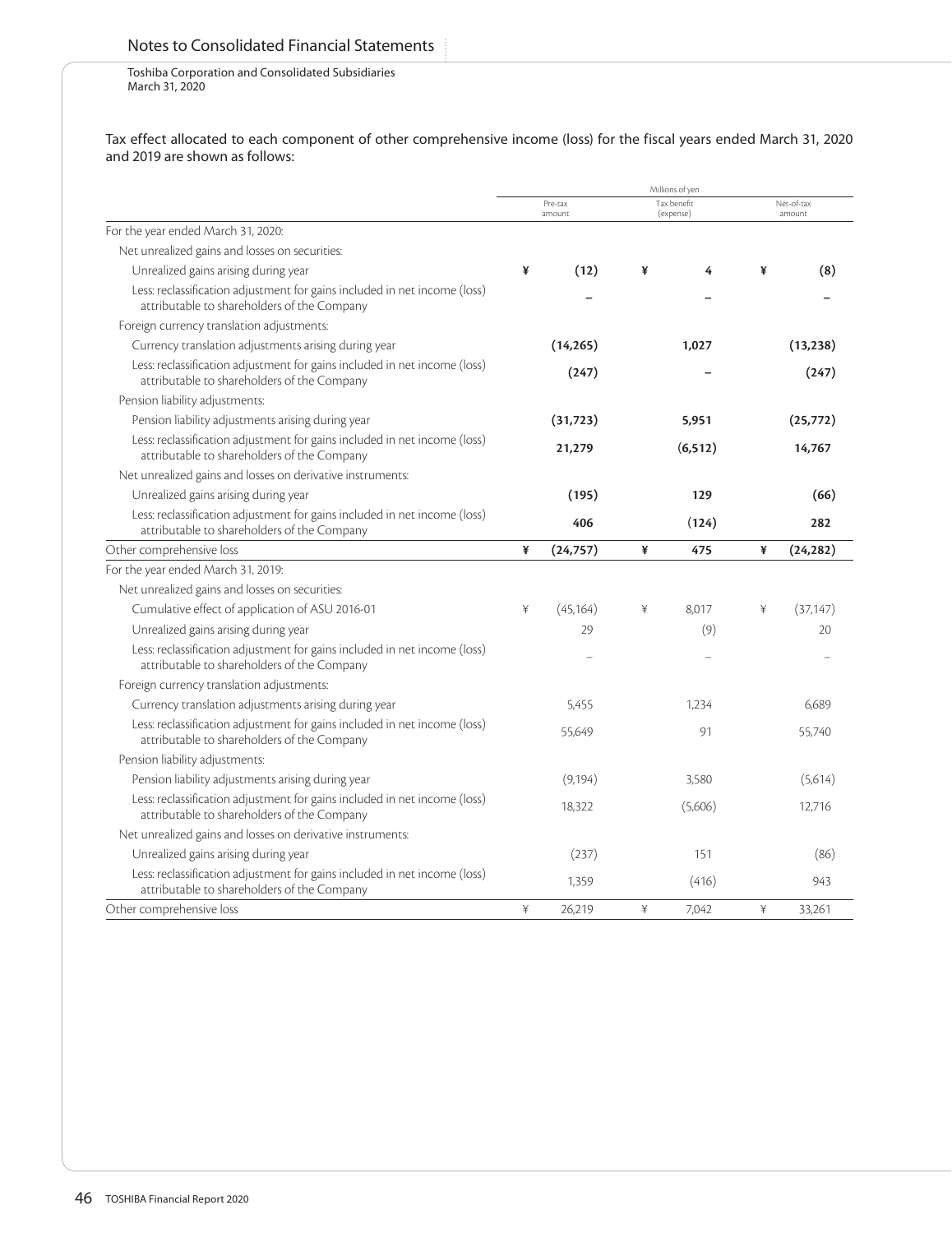Tax effect allocated to each component of other comprehensive income (loss) for the fiscal years ended March 31, 2020 and 2019 are shown as follows:

| | Millions of yen | | |
|---|---|---|---|
| | Pre-tax amount | Tax benefit (expense) | Net-of-tax amount |
| **For the year ended March 31, 2020:** | | | |
| Net unrealized gains and losses on securities: | | | |
| Unrealized gains arising during year | **¥ (12)** | **¥ 4** | **¥ (8)** |
| Less: reclassification adjustment for gains included in net income (loss) attributable to shareholders of the Company | **–** | **–** | **–** |
| Foreign currency translation adjustments: | | | |
| Currency translation adjustments arising during year | **(14,265)** | **1,027** | **(13,238)** |
| Less: reclassification adjustment for gains included in net income (loss) attributable to shareholders of the Company | **(247)** | **–** | **(247)** |
| Pension liability adjustments: | | | |
| Pension liability adjustments arising during year | **(31,723)** | **5,951** | **(25,772)** |
| Less: reclassification adjustment for gains included in net income (loss) attributable to shareholders of the Company | **21,279** | **(6,512)** | **14,767** |
| Net unrealized gains and losses on derivative instruments: | | | |
| Unrealized gains arising during year | **(195)** | **129** | **(66)** |
| Less: reclassification adjustment for gains included in net income (loss) attributable to shareholders of the Company | **406** | **(124)** | **282** |
| Other comprehensive loss | **¥ (24,757)** | **¥ 475** | **¥ (24,282)** |
| **For the year ended March 31, 2019:** | | | |
| Net unrealized gains and losses on securities: | | | |
| Cumulative effect of application of ASU 2016-01 | ¥ (45,164) | ¥ 8,017 | ¥ (37,147) |
| Unrealized gains arising during year | 29 | (9) | 20 |
| Less: reclassification adjustment for gains included in net income (loss) attributable to shareholders of the Company | – | – | – |
| Foreign currency translation adjustments: | | | |
| Currency translation adjustments arising during year | 5,455 | 1,234 | 6,689 |
| Less: reclassification adjustment for gains included in net income (loss) attributable to shareholders of the Company | 55,649 | 91 | 55,740 |
| Pension liability adjustments: | | | |
| Pension liability adjustments arising during year | (9,194) | 3,580 | (5,614) |
| Less: reclassification adjustment for gains included in net income (loss) attributable to shareholders of the Company | 18,322 | (5,606) | 12,716 |
| Net unrealized gains and losses on derivative instruments: | | | |
| Unrealized gains arising during year | (237) | 151 | (86) |
| Less: reclassification adjustment for gains included in net income (loss) attributable to shareholders of the Company | 1,359 | (416) | 943 |
| Other comprehensive loss | ¥ 26,219 | ¥ 7,042 | ¥ 33,261 |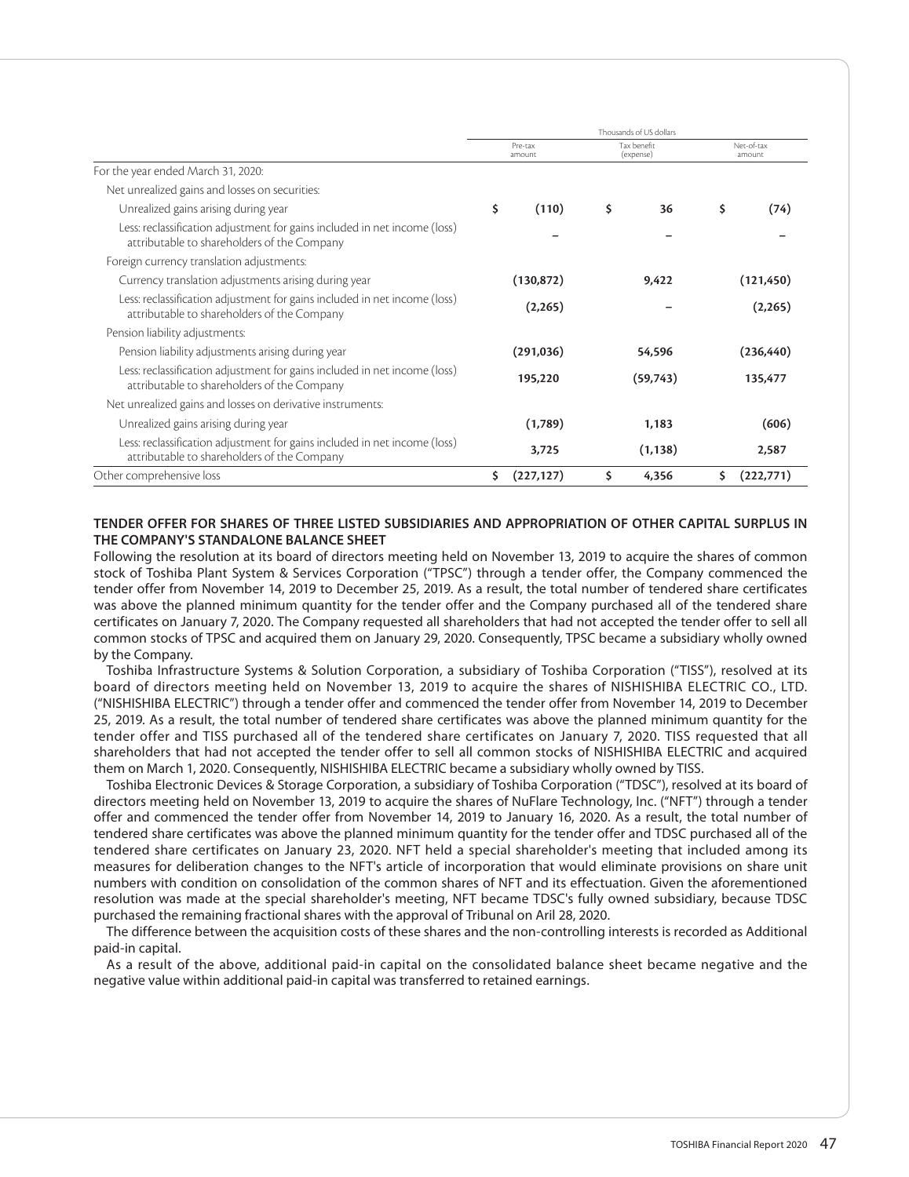| | Thousands of US dollars | | |
|---|---|---|---|
| | Pre-tax amount | Tax benefit (expense) | Net-of-tax amount |
| For the year ended March 31, 2020: | | | |
| Net unrealized gains and losses on securities: | | | |
| Unrealized gains arising during year | $ (110) | $ 36 | $ (74) |
| Less: reclassification adjustment for gains included in net income (loss) attributable to shareholders of the Company | – | – | – |
| Foreign currency translation adjustments: | | | |
| Currency translation adjustments arising during year | (130,872) | 9,422 | (121,450) |
| Less: reclassification adjustment for gains included in net income (loss) attributable to shareholders of the Company | (2,265) | – | (2,265) |
| Pension liability adjustments: | | | |
| Pension liability adjustments arising during year | (291,036) | 54,596 | (236,440) |
| Less: reclassification adjustment for gains included in net income (loss) attributable to shareholders of the Company | 195,220 | (59,743) | 135,477 |
| Net unrealized gains and losses on derivative instruments: | | | |
| Unrealized gains arising during year | (1,789) | 1,183 | (606) |
| Less: reclassification adjustment for gains included in net income (loss) attributable to shareholders of the Company | 3,725 | (1,138) | 2,587 |
| Other comprehensive loss | $ (227,127) | $ 4,356 | $ (222,771) |

**TENDER OFFER FOR SHARES OF THREE LISTED SUBSIDIARIES AND APPROPRIATION OF OTHER CAPITAL SURPLUS IN THE COMPANY'S STANDALONE BALANCE SHEET**

Following the resolution at its board of directors meeting held on November 13, 2019 to acquire the shares of common stock of Toshiba Plant System & Services Corporation ("TPSC") through a tender offer, the Company commenced the tender offer from November 14, 2019 to December 25, 2019. As a result, the total number of tendered share certificates was above the planned minimum quantity for the tender offer and the Company purchased all of the tendered share certificates on January 7, 2020. The Company requested all shareholders that had not accepted the tender offer to sell all common stocks of TPSC and acquired them on January 29, 2020. Consequently, TPSC became a subsidiary wholly owned by the Company.

Toshiba Infrastructure Systems & Solution Corporation, a subsidiary of Toshiba Corporation ("TISS"), resolved at its board of directors meeting held on November 13, 2019 to acquire the shares of NISHISHIBA ELECTRIC CO., LTD. ("NISHISHIBA ELECTRIC") through a tender offer and commenced the tender offer from November 14, 2019 to December 25, 2019. As a result, the total number of tendered share certificates was above the planned minimum quantity for the tender offer and TISS purchased all of the tendered share certificates on January 7, 2020. TISS requested that all shareholders that had not accepted the tender offer to sell all common stocks of NISHISHIBA ELECTRIC and acquired them on March 1, 2020. Consequently, NISHISHIBA ELECTRIC became a subsidiary wholly owned by TISS.

Toshiba Electronic Devices & Storage Corporation, a subsidiary of Toshiba Corporation ("TDSC"), resolved at its board of directors meeting held on November 13, 2019 to acquire the shares of NuFlare Technology, Inc. ("NFT") through a tender offer and commenced the tender offer from November 14, 2019 to January 16, 2020. As a result, the total number of tendered share certificates was above the planned minimum quantity for the tender offer and TDSC purchased all of the tendered share certificates on January 23, 2020. NFT held a special shareholder's meeting that included among its measures for deliberation changes to the NFT's article of incorporation that would eliminate provisions on share unit numbers with condition on consolidation of the common shares of NFT and its effectuation. Given the aforementioned resolution was made at the special shareholder's meeting, NFT became TDSC's fully owned subsidiary, because TDSC purchased the remaining fractional shares with the approval of Tribunal on Aril 28, 2020.

The difference between the acquisition costs of these shares and the non-controlling interests is recorded as Additional paid-in capital.

As a result of the above, additional paid-in capital on the consolidated balance sheet became negative and the negative value within additional paid-in capital was transferred to retained earnings.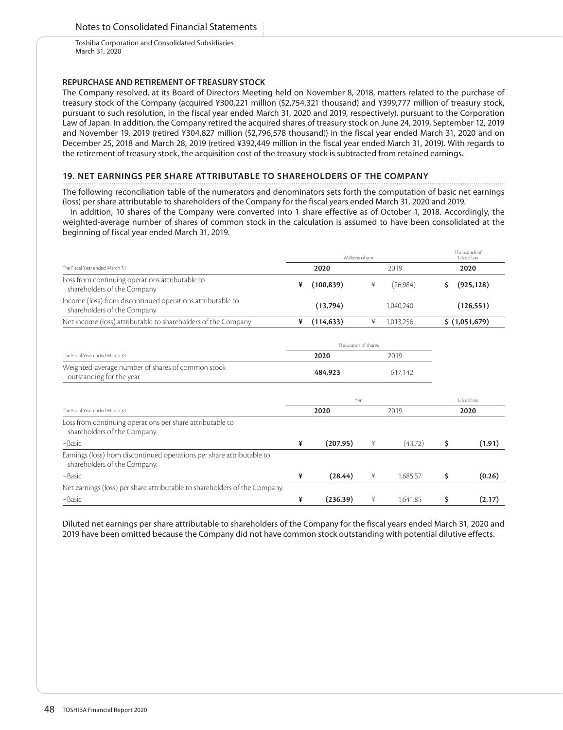Notes to Consolidated Financial Statements

Toshiba Corporation and Consolidated Subsidiaries
March 31, 2020

**REPURCHASE AND RETIREMENT OF TREASURY STOCK**

The Company resolved, at its Board of Directors Meeting held on November 8, 2018, matters related to the purchase of treasury stock of the Company (acquired ¥300,221 million ($2,754,321 thousand) and ¥399,777 million of treasury stock, pursuant to such resolution, in the fiscal year ended March 31, 2020 and 2019, respectively), pursuant to the Corporation Law of Japan. In addition, the Company retired the acquired shares of treasury stock on June 24, 2019, September 12, 2019 and November 19, 2019 (retired ¥304,827 million ($2,796,578 thousand)) in the fiscal year ended March 31, 2020 and on December 25, 2018 and March 28, 2019 (retired ¥392,449 million in the fiscal year ended March 31, 2019). With regards to the retirement of treasury stock, the acquisition cost of the treasury stock is subtracted from retained earnings.

## 19. NET EARNINGS PER SHARE ATTRIBUTABLE TO SHAREHOLDERS OF THE COMPANY

The following reconciliation table of the numerators and denominators sets forth the computation of basic net earnings (loss) per share attributable to shareholders of the Company for the fiscal years ended March 31, 2020 and 2019.

In addition, 10 shares of the Company were converted into 1 share effective as of October 1, 2018. Accordingly, the weighted-average number of shares of common stock in the calculation is assumed to have been consolidated at the beginning of fiscal year ended March 31, 2019.

| | Millions of yen | | Thousands of US dollars |
|---|---|---|---|
| The Fiscal Year ended March 31 | **2020** | 2019 | **2020** |
| Loss from continuing operations attributable to shareholders of the Company | ¥ **(100,839)** | ¥ (26,984) | $ **(925,128)** |
| Income (loss) from discontinued operations attributable to shareholders of the Company | **(13,794)** | 1,040,240 | **(126,551)** |
| Net income (loss) attributable to shareholders of the Company | ¥ **(114,633)** | ¥ 1,013,256 | $ **(1,051,679)** |

| | Thousands of shares | |
|---|---|---|
| The Fiscal Year ended March 31 | **2020** | 2019 |
| Weighted-average number of shares of common stock outstanding for the year | **484,923** | 617,142 |

| | Yen | | US dollars |
|---|---|---|---|
| The Fiscal Year ended March 31 | **2020** | 2019 | **2020** |
| Loss from continuing operations per share attributable to shareholders of the Company: | | | |
| –Basic | ¥ **(207.95)** | ¥ (43.72) | $ **(1.91)** |
| Earnings (loss) from discontinued operations per share attributable to shareholders of the Company: | | | |
| –Basic | ¥ **(28.44)** | ¥ 1,685.57 | $ **(0.26)** |
| Net earnings (loss) per share attributable to shareholders of the Company: | | | |
| –Basic | ¥ **(236.39)** | ¥ 1,641.85 | $ **(2.17)** |

Diluted net earnings per share attributable to shareholders of the Company for the fiscal years ended March 31, 2020 and 2019 have been omitted because the Company did not have common stock outstanding with potential dilutive effects.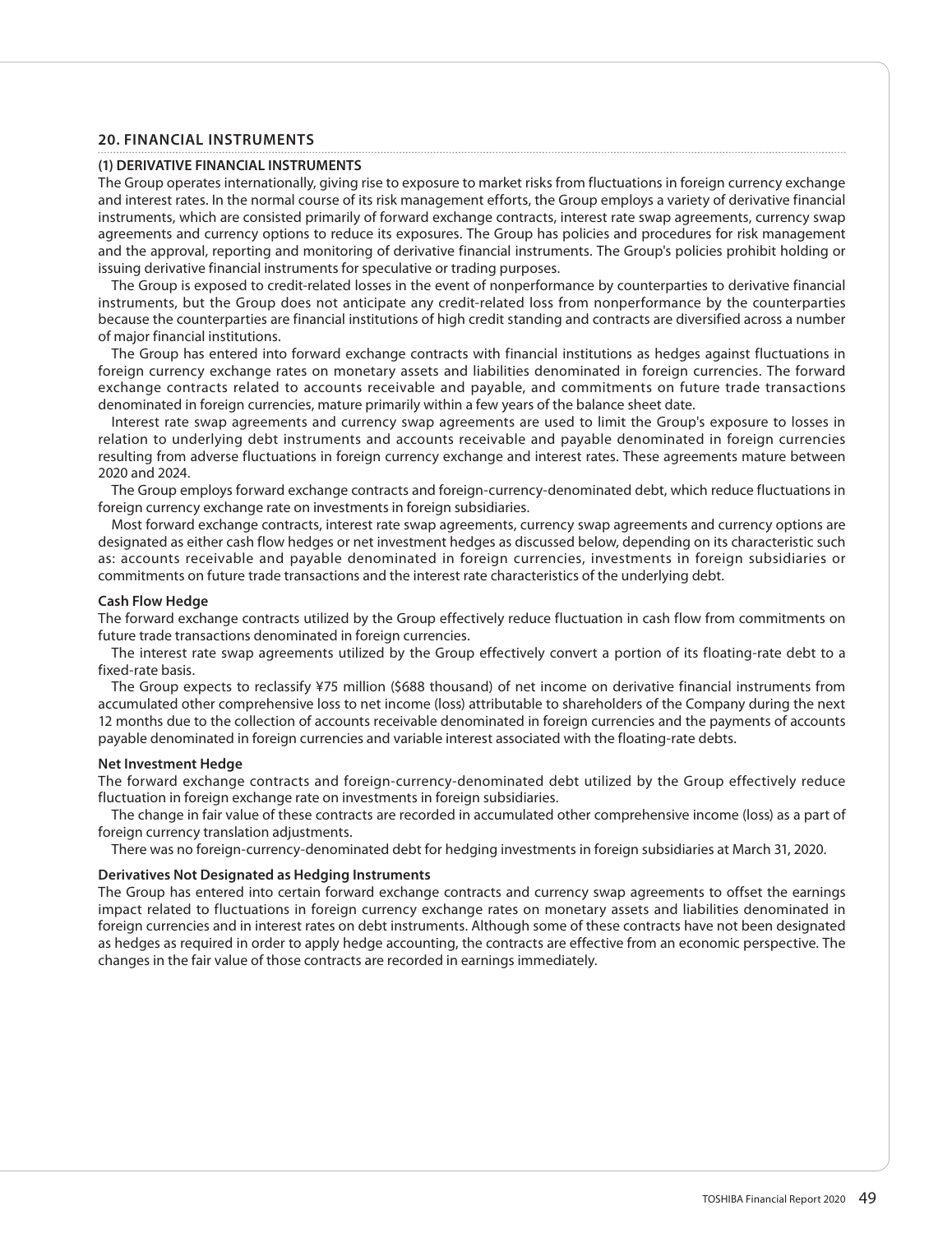## 20. FINANCIAL INSTRUMENTS

### (1) DERIVATIVE FINANCIAL INSTRUMENTS

The Group operates internationally, giving rise to exposure to market risks from fluctuations in foreign currency exchange and interest rates. In the normal course of its risk management efforts, the Group employs a variety of derivative financial instruments, which are consisted primarily of forward exchange contracts, interest rate swap agreements, currency swap agreements and currency options to reduce its exposures. The Group has policies and procedures for risk management and the approval, reporting and monitoring of derivative financial instruments. The Group's policies prohibit holding or issuing derivative financial instruments for speculative or trading purposes.

The Group is exposed to credit-related losses in the event of nonperformance by counterparties to derivative financial instruments, but the Group does not anticipate any credit-related loss from nonperformance by the counterparties because the counterparties are financial institutions of high credit standing and contracts are diversified across a number of major financial institutions.

The Group has entered into forward exchange contracts with financial institutions as hedges against fluctuations in foreign currency exchange rates on monetary assets and liabilities denominated in foreign currencies. The forward exchange contracts related to accounts receivable and payable, and commitments on future trade transactions denominated in foreign currencies, mature primarily within a few years of the balance sheet date.

Interest rate swap agreements and currency swap agreements are used to limit the Group's exposure to losses in relation to underlying debt instruments and accounts receivable and payable denominated in foreign currencies resulting from adverse fluctuations in foreign currency exchange and interest rates. These agreements mature between 2020 and 2024.

The Group employs forward exchange contracts and foreign-currency-denominated debt, which reduce fluctuations in foreign currency exchange rate on investments in foreign subsidiaries.

Most forward exchange contracts, interest rate swap agreements, currency swap agreements and currency options are designated as either cash flow hedges or net investment hedges as discussed below, depending on its characteristic such as: accounts receivable and payable denominated in foreign currencies, investments in foreign subsidiaries or commitments on future trade transactions and the interest rate characteristics of the underlying debt.

**Cash Flow Hedge**

The forward exchange contracts utilized by the Group effectively reduce fluctuation in cash flow from commitments on future trade transactions denominated in foreign currencies.

The interest rate swap agreements utilized by the Group effectively convert a portion of its floating-rate debt to a fixed-rate basis.

The Group expects to reclassify ¥75 million ($688 thousand) of net income on derivative financial instruments from accumulated other comprehensive loss to net income (loss) attributable to shareholders of the Company during the next 12 months due to the collection of accounts receivable denominated in foreign currencies and the payments of accounts payable denominated in foreign currencies and variable interest associated with the floating-rate debts.

**Net Investment Hedge**

The forward exchange contracts and foreign-currency-denominated debt utilized by the Group effectively reduce fluctuation in foreign exchange rate on investments in foreign subsidiaries.

The change in fair value of these contracts are recorded in accumulated other comprehensive income (loss) as a part of foreign currency translation adjustments.

There was no foreign-currency-denominated debt for hedging investments in foreign subsidiaries at March 31, 2020.

**Derivatives Not Designated as Hedging Instruments**

The Group has entered into certain forward exchange contracts and currency swap agreements to offset the earnings impact related to fluctuations in foreign currency exchange rates on monetary assets and liabilities denominated in foreign currencies and in interest rates on debt instruments. Although some of these contracts have not been designated as hedges as required in order to apply hedge accounting, the contracts are effective from an economic perspective. The changes in the fair value of those contracts are recorded in earnings immediately.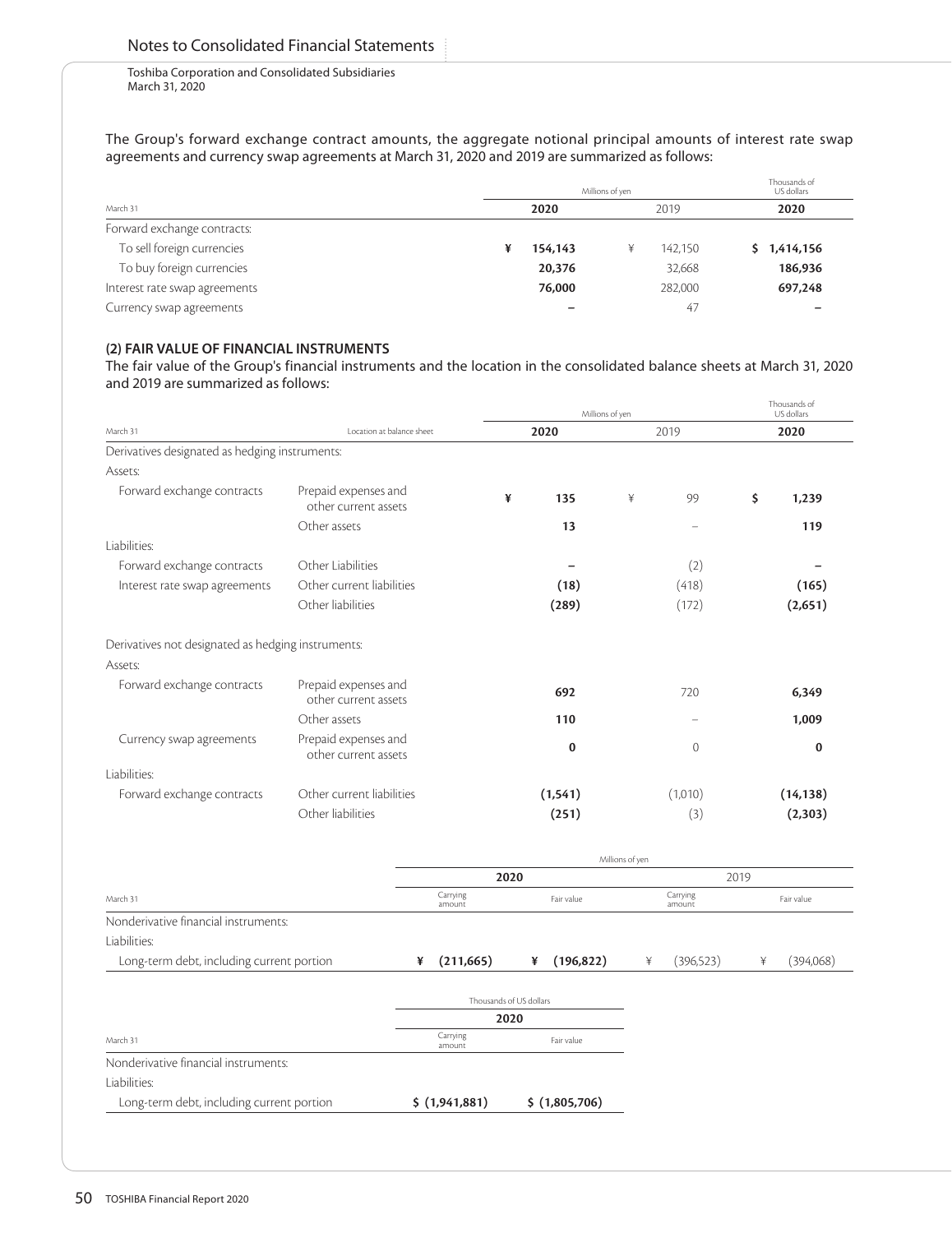The Group's forward exchange contract amounts, the aggregate notional principal amounts of interest rate swap agreements and currency swap agreements at March 31, 2020 and 2019 are summarized as follows:

| March 31 | Millions of yen 2020 | Millions of yen 2019 | Thousands of US dollars 2020 |
|---|---|---|---|
| Forward exchange contracts: | | | |
| To sell foreign currencies | ¥ 154,143 | ¥ 142,150 | $ 1,414,156 |
| To buy foreign currencies | 20,376 | 32,668 | 186,936 |
| Interest rate swap agreements | 76,000 | 282,000 | 697,248 |
| Currency swap agreements | – | 47 | – |

**(2) FAIR VALUE OF FINANCIAL INSTRUMENTS**

The fair value of the Group's financial instruments and the location in the consolidated balance sheets at March 31, 2020 and 2019 are summarized as follows:

| March 31 | Location at balance sheet | Millions of yen 2020 | Millions of yen 2019 | Thousands of US dollars 2020 |
|---|---|---|---|---|
| Derivatives designated as hedging instruments: | | | | |
| Assets: | | | | |
| Forward exchange contracts | Prepaid expenses and other current assets | ¥ 135 | ¥ 99 | $ 1,239 |
| | Other assets | 13 | – | 119 |
| Liabilities: | | | | |
| Forward exchange contracts | Other Liabilities | – | (2) | – |
| Interest rate swap agreements | Other current liabilities | (18) | (418) | (165) |
| | Other liabilities | (289) | (172) | (2,651) |
| Derivatives not designated as hedging instruments: | | | | |
| Assets: | | | | |
| Forward exchange contracts | Prepaid expenses and other current assets | 692 | 720 | 6,349 |
| | Other assets | 110 | – | 1,009 |
| Currency swap agreements | Prepaid expenses and other current assets | 0 | 0 | 0 |
| Liabilities: | | | | |
| Forward exchange contracts | Other current liabilities | (1,541) | (1,010) | (14,138) |
| | Other liabilities | (251) | (3) | (2,303) |

| | Millions of yen | | | |
|---|---|---|---|---|
| | 2020 | | 2019 | |
| March 31 | Carrying amount | Fair value | Carrying amount | Fair value |
| Nonderivative financial instruments: | | | | |
| Liabilities: | | | | |
| Long-term debt, including current portion | ¥ (211,665) | ¥ (196,822) | ¥ (396,523) | ¥ (394,068) |

| | Thousands of US dollars | |
|---|---|---|
| | 2020 | |
| March 31 | Carrying amount | Fair value |
| Nonderivative financial instruments: | | |
| Liabilities: | | |
| Long-term debt, including current portion | $ (1,941,881) | $ (1,805,706) |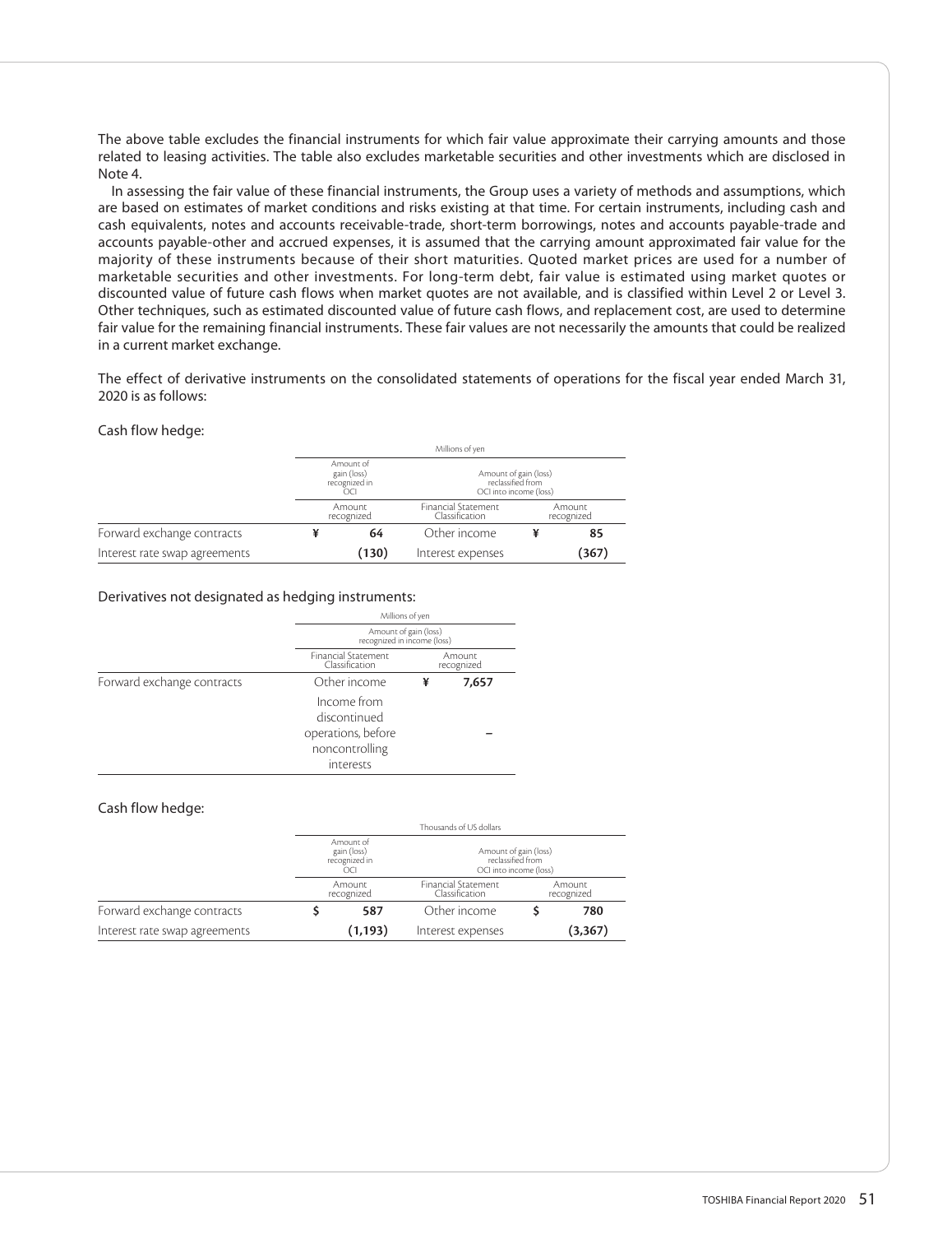The above table excludes the financial instruments for which fair value approximate their carrying amounts and those related to leasing activities. The table also excludes marketable securities and other investments which are disclosed in Note 4.

In assessing the fair value of these financial instruments, the Group uses a variety of methods and assumptions, which are based on estimates of market conditions and risks existing at that time. For certain instruments, including cash and cash equivalents, notes and accounts receivable-trade, short-term borrowings, notes and accounts payable-trade and accounts payable-other and accrued expenses, it is assumed that the carrying amount approximated fair value for the majority of these instruments because of their short maturities. Quoted market prices are used for a number of marketable securities and other investments. For long-term debt, fair value is estimated using market quotes or discounted value of future cash flows when market quotes are not available, and is classified within Level 2 or Level 3. Other techniques, such as estimated discounted value of future cash flows, and replacement cost, are used to determine fair value for the remaining financial instruments. These fair values are not necessarily the amounts that could be realized in a current market exchange.

The effect of derivative instruments on the consolidated statements of operations for the fiscal year ended March 31, 2020 is as follows:

Cash flow hedge:

| | Millions of yen | | |
|---|---|---|---|
| | Amount of gain (loss) recognized in OCI | Amount of gain (loss) reclassified from OCI into income (loss) | |
| | Amount recognized | Financial Statement Classification | Amount recognized |
| Forward exchange contracts | ¥ 64 | Other income | ¥ 85 |
| Interest rate swap agreements | (130) | Interest expenses | (367) |

Derivatives not designated as hedging instruments:

| | Millions of yen | |
|---|---|---|
| | Amount of gain (loss) recognized in income (loss) | |
| | Financial Statement Classification | Amount recognized |
| Forward exchange contracts | Other income | ¥ 7,657 |
| | Income from discontinued operations, before noncontrolling interests | – |

Cash flow hedge:

| | Thousands of US dollars | | |
|---|---|---|---|
| | Amount of gain (loss) recognized in OCI | Amount of gain (loss) reclassified from OCI into income (loss) | |
| | Amount recognized | Financial Statement Classification | Amount recognized |
| Forward exchange contracts | $ 587 | Other income | $ 780 |
| Interest rate swap agreements | (1,193) | Interest expenses | (3,367) |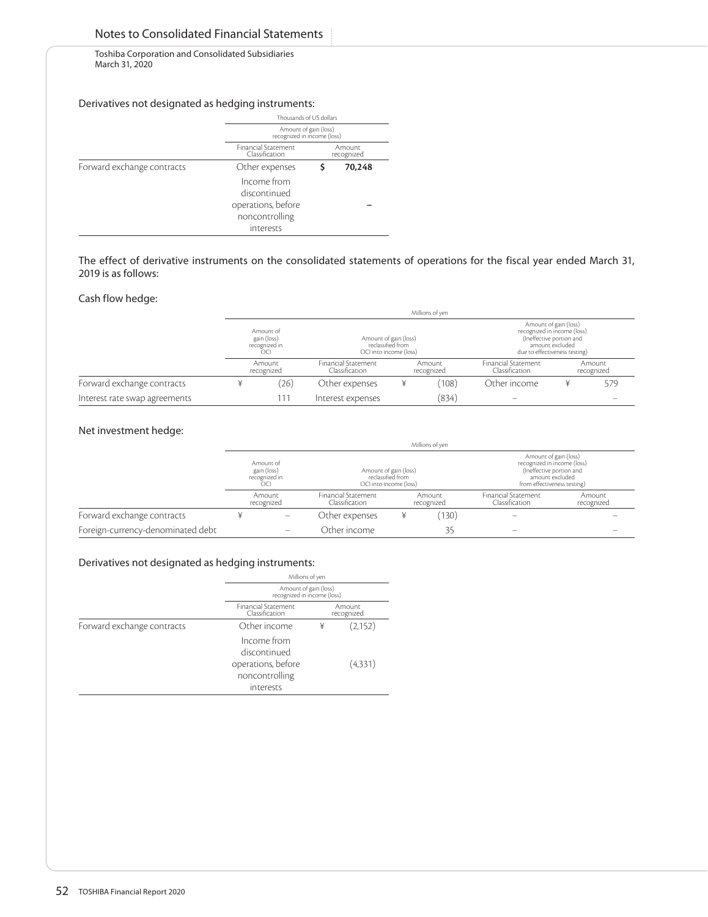Toshiba Corporation and Consolidated Subsidiaries
March 31, 2020

### Derivatives not designated as hedging instruments:

| | Thousands of US dollars | |
|---|---|---|
| | Amount of gain (loss) recognized in income (loss) | |
| | Financial Statement Classification | Amount recognized |
| Forward exchange contracts | Other expenses | **$ 70,248** |
| | Income from discontinued operations, before noncontrolling interests | **–** |

The effect of derivative instruments on the consolidated statements of operations for the fiscal year ended March 31, 2019 is as follows:

### Cash flow hedge:

| | Millions of yen | | | | |
|---|---|---|---|---|---|
| | Amount of gain (loss) recognized in OCI | Amount of gain (loss) reclassified from OCI into income (loss) | | Amount of gain (loss) recognized in income (loss) (Ineffective portion and amount excluded due to effectiveness testing) | |
| | Amount recognized | Financial Statement Classification | Amount recognized | Financial Statement Classification | Amount recognized |
| Forward exchange contracts | ¥ (26) | Other expenses | ¥ (108) | Other income | ¥ 579 |
| Interest rate swap agreements | 111 | Interest expenses | (834) | – | – |

### Net investment hedge:

| | Millions of yen | | | | |
|---|---|---|---|---|---|
| | Amount of gain (loss) recognized in OCI | Amount of gain (loss) reclassified from OCI into income (loss) | | Amount of gain (loss) recognized in income (loss) (Ineffective portion and amount excluded from effectiveness testing) | |
| | Amount recognized | Financial Statement Classification | Amount recognized | Financial Statement Classification | Amount recognized |
| Forward exchange contracts | ¥ – | Other expenses | ¥ (130) | – | – |
| Foreign-currency-denominated debt | – | Other income | 35 | – | – |

### Derivatives not designated as hedging instruments:

| | Millions of yen | |
|---|---|---|
| | Amount of gain (loss) recognized in income (loss) | |
| | Financial Statement Classification | Amount recognized |
| Forward exchange contracts | Other income | ¥ (2,152) |
| | Income from discontinued operations, before noncontrolling interests | (4,331) |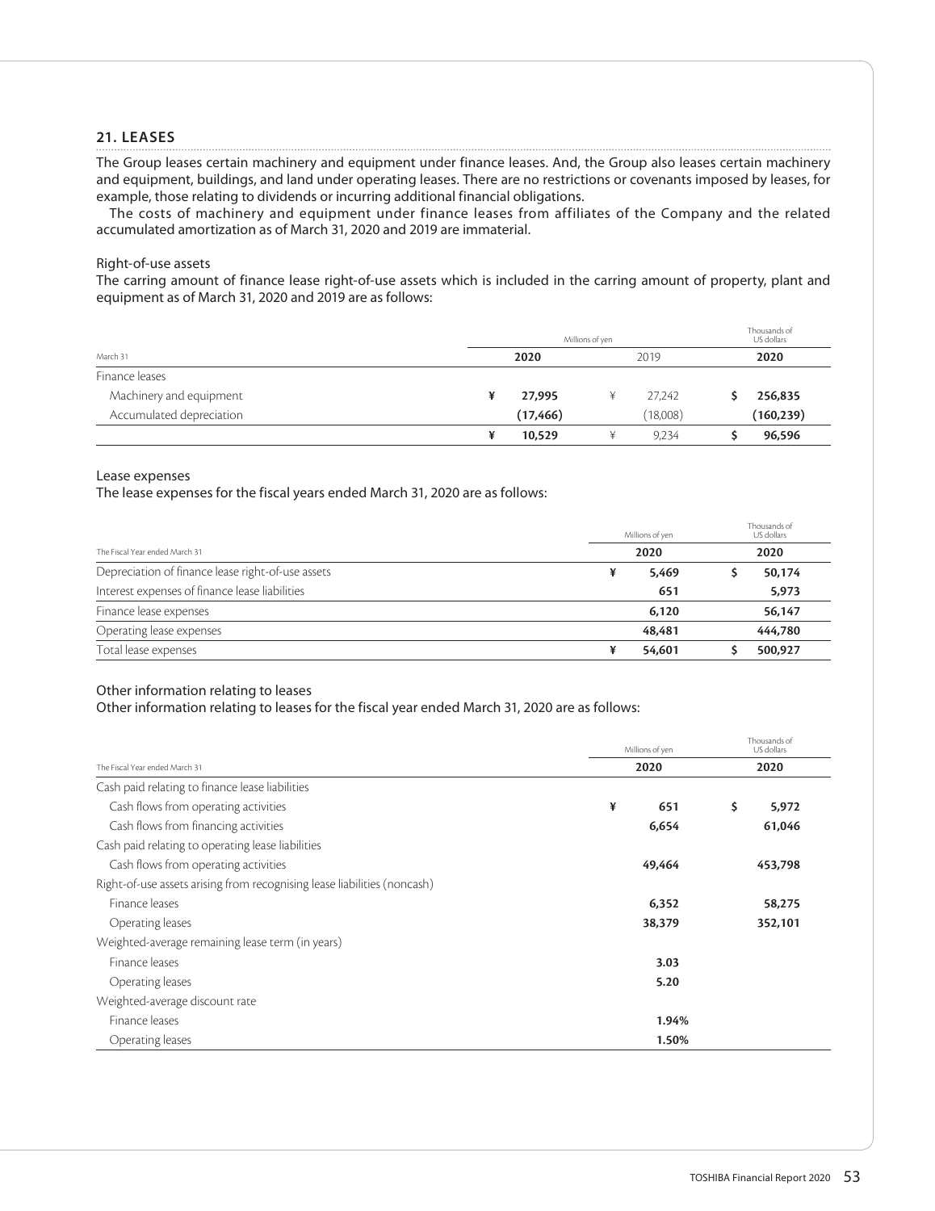## 21. LEASES

The Group leases certain machinery and equipment under finance leases. And, the Group also leases certain machinery and equipment, buildings, and land under operating leases. There are no restrictions or covenants imposed by leases, for example, those relating to dividends or incurring additional financial obligations.

The costs of machinery and equipment under finance leases from affiliates of the Company and the related accumulated amortization as of March 31, 2020 and 2019 are immaterial.

Right-of-use assets

The carring amount of finance lease right-of-use assets which is included in the carring amount of property, plant and equipment as of March 31, 2020 and 2019 are as follows:

| | Millions of yen | | Thousands of US dollars |
|---|---|---|---|
| March 31 | **2020** | 2019 | **2020** |
| Finance leases | | | |
| Machinery and equipment | **¥ 27,995** | ¥ 27,242 | **$ 256,835** |
| Accumulated depreciation | **(17,466)** | (18,008) | **(160,239)** |
| | **¥ 10,529** | ¥ 9,234 | **$ 96,596** |

Lease expenses

The lease expenses for the fiscal years ended March 31, 2020 are as follows:

| | Millions of yen | Thousands of US dollars |
|---|---|---|
| The Fiscal Year ended March 31 | **2020** | **2020** |
| Depreciation of finance lease right-of-use assets | **¥ 5,469** | **$ 50,174** |
| Interest expenses of finance lease liabilities | **651** | **5,973** |
| Finance lease expenses | **6,120** | **56,147** |
| Operating lease expenses | **48,481** | **444,780** |
| Total lease expenses | **¥ 54,601** | **$ 500,927** |

Other information relating to leases

Other information relating to leases for the fiscal year ended March 31, 2020 are as follows:

| | Millions of yen | Thousands of US dollars |
|---|---|---|
| The Fiscal Year ended March 31 | **2020** | **2020** |
| Cash paid relating to finance lease liabilities | | |
| Cash flows from operating activities | **¥ 651** | **$ 5,972** |
| Cash flows from financing activities | **6,654** | **61,046** |
| Cash paid relating to operating lease liabilities | | |
| Cash flows from operating activities | **49,464** | **453,798** |
| Right-of-use assets arising from recognising lease liabilities (noncash) | | |
| Finance leases | **6,352** | **58,275** |
| Operating leases | **38,379** | **352,101** |
| Weighted-average remaining lease term (in years) | | |
| Finance leases | **3.03** | |
| Operating leases | **5.20** | |
| Weighted-average discount rate | | |
| Finance leases | **1.94%** | |
| Operating leases | **1.50%** | |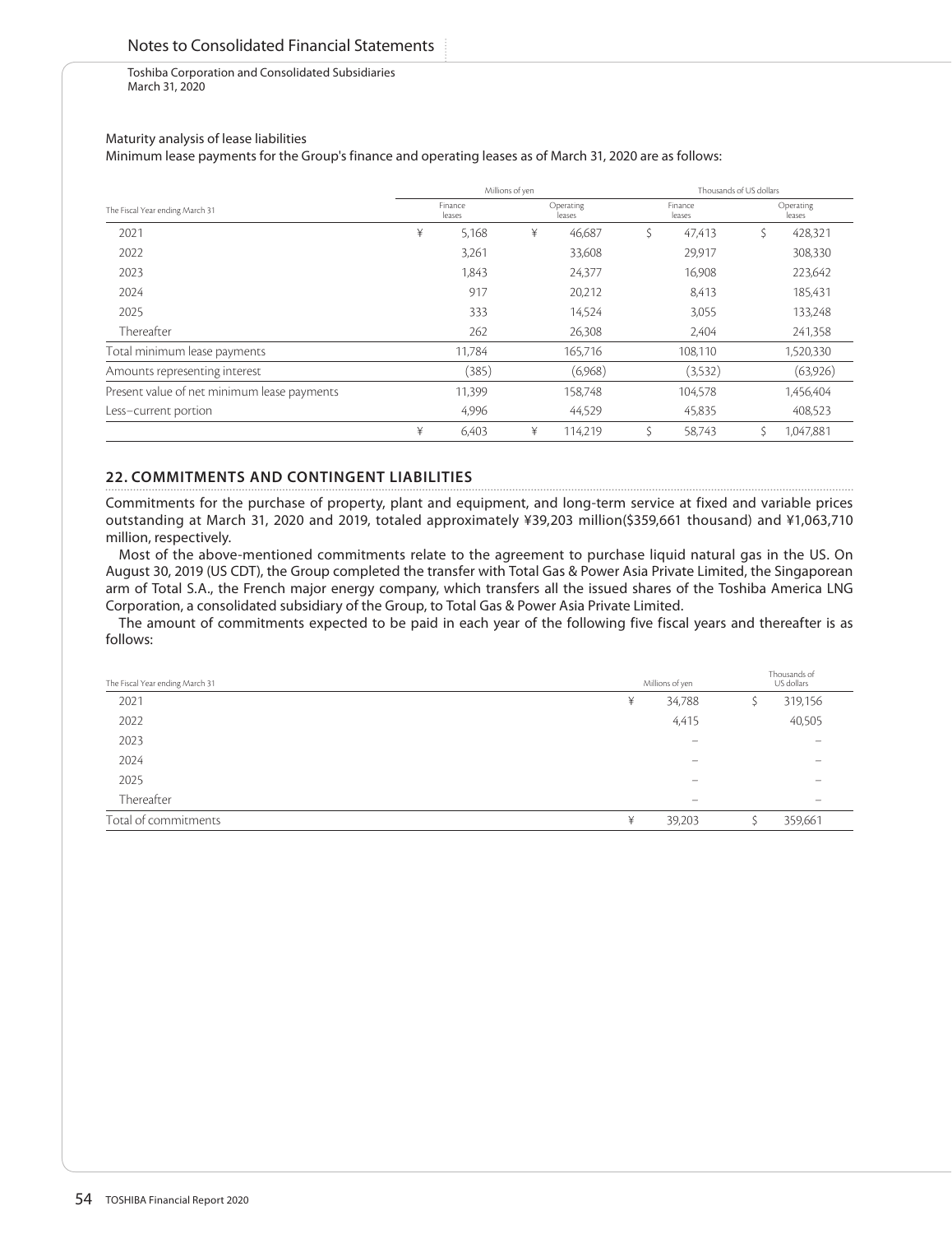Toshiba Corporation and Consolidated Subsidiaries
March 31, 2020

Maturity analysis of lease liabilities

Minimum lease payments for the Group's finance and operating leases as of March 31, 2020 are as follows:

| The Fiscal Year ending March 31 | Millions of yen | | Thousands of US dollars | |
|---|---|---|---|---|
| | Finance leases | Operating leases | Finance leases | Operating leases |
| 2021 | ¥ 5,168 | ¥ 46,687 | $ 47,413 | $ 428,321 |
| 2022 | 3,261 | 33,608 | 29,917 | 308,330 |
| 2023 | 1,843 | 24,377 | 16,908 | 223,642 |
| 2024 | 917 | 20,212 | 8,413 | 185,431 |
| 2025 | 333 | 14,524 | 3,055 | 133,248 |
| Thereafter | 262 | 26,308 | 2,404 | 241,358 |
| Total minimum lease payments | 11,784 | 165,716 | 108,110 | 1,520,330 |
| Amounts representing interest | (385) | (6,968) | (3,532) | (63,926) |
| Present value of net minimum lease payments | 11,399 | 158,748 | 104,578 | 1,456,404 |
| Less–current portion | 4,996 | 44,529 | 45,835 | 408,523 |
| | ¥ 6,403 | ¥ 114,219 | $ 58,743 | $ 1,047,881 |

## 22. COMMITMENTS AND CONTINGENT LIABILITIES

Commitments for the purchase of property, plant and equipment, and long-term service at fixed and variable prices outstanding at March 31, 2020 and 2019, totaled approximately ¥39,203 million($359,661 thousand) and ¥1,063,710 million, respectively.

Most of the above-mentioned commitments relate to the agreement to purchase liquid natural gas in the US. On August 30, 2019 (US CDT), the Group completed the transfer with Total Gas & Power Asia Private Limited, the Singaporean arm of Total S.A., the French major energy company, which transfers all the issued shares of the Toshiba America LNG Corporation, a consolidated subsidiary of the Group, to Total Gas & Power Asia Private Limited.

The amount of commitments expected to be paid in each year of the following five fiscal years and thereafter is as follows:

| The Fiscal Year ending March 31 | Millions of yen | Thousands of US dollars |
|---|---|---|
| 2021 | ¥ 34,788 | $ 319,156 |
| 2022 | 4,415 | 40,505 |
| 2023 | – | – |
| 2024 | – | – |
| 2025 | – | – |
| Thereafter | – | – |
| Total of commitments | ¥ 39,203 | $ 359,661 |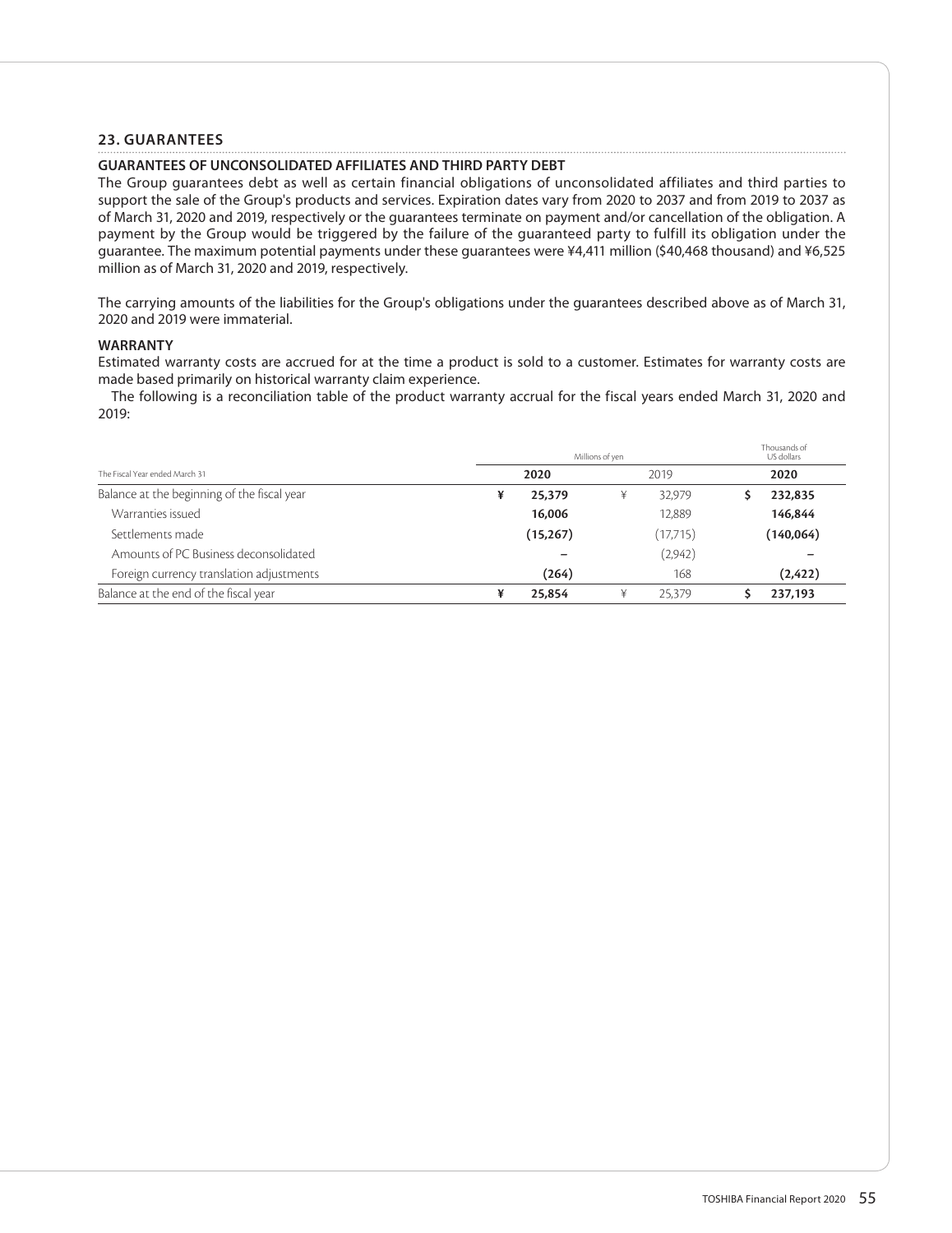## 23. GUARANTEES

### GUARANTEES OF UNCONSOLIDATED AFFILIATES AND THIRD PARTY DEBT

The Group guarantees debt as well as certain financial obligations of unconsolidated affiliates and third parties to support the sale of the Group's products and services. Expiration dates vary from 2020 to 2037 and from 2019 to 2037 as of March 31, 2020 and 2019, respectively or the guarantees terminate on payment and/or cancellation of the obligation. A payment by the Group would be triggered by the failure of the guaranteed party to fulfill its obligation under the guarantee. The maximum potential payments under these guarantees were ¥4,411 million ($40,468 thousand) and ¥6,525 million as of March 31, 2020 and 2019, respectively.

The carrying amounts of the liabilities for the Group's obligations under the guarantees described above as of March 31, 2020 and 2019 were immaterial.

### WARRANTY

Estimated warranty costs are accrued for at the time a product is sold to a customer. Estimates for warranty costs are made based primarily on historical warranty claim experience.

The following is a reconciliation table of the product warranty accrual for the fiscal years ended March 31, 2020 and 2019:

| | Millions of yen | | Thousands of US dollars |
|---|---|---|---|
| The Fiscal Year ended March 31 | **2020** | 2019 | **2020** |
| Balance at the beginning of the fiscal year | **¥ 25,379** | ¥ 32,979 | **$ 232,835** |
| Warranties issued | **16,006** | 12,889 | **146,844** |
| Settlements made | **(15,267)** | (17,715) | **(140,064)** |
| Amounts of PC Business deconsolidated | **–** | (2,942) | **–** |
| Foreign currency translation adjustments | **(264)** | 168 | **(2,422)** |
| Balance at the end of the fiscal year | **¥ 25,854** | ¥ 25,379 | **$ 237,193** |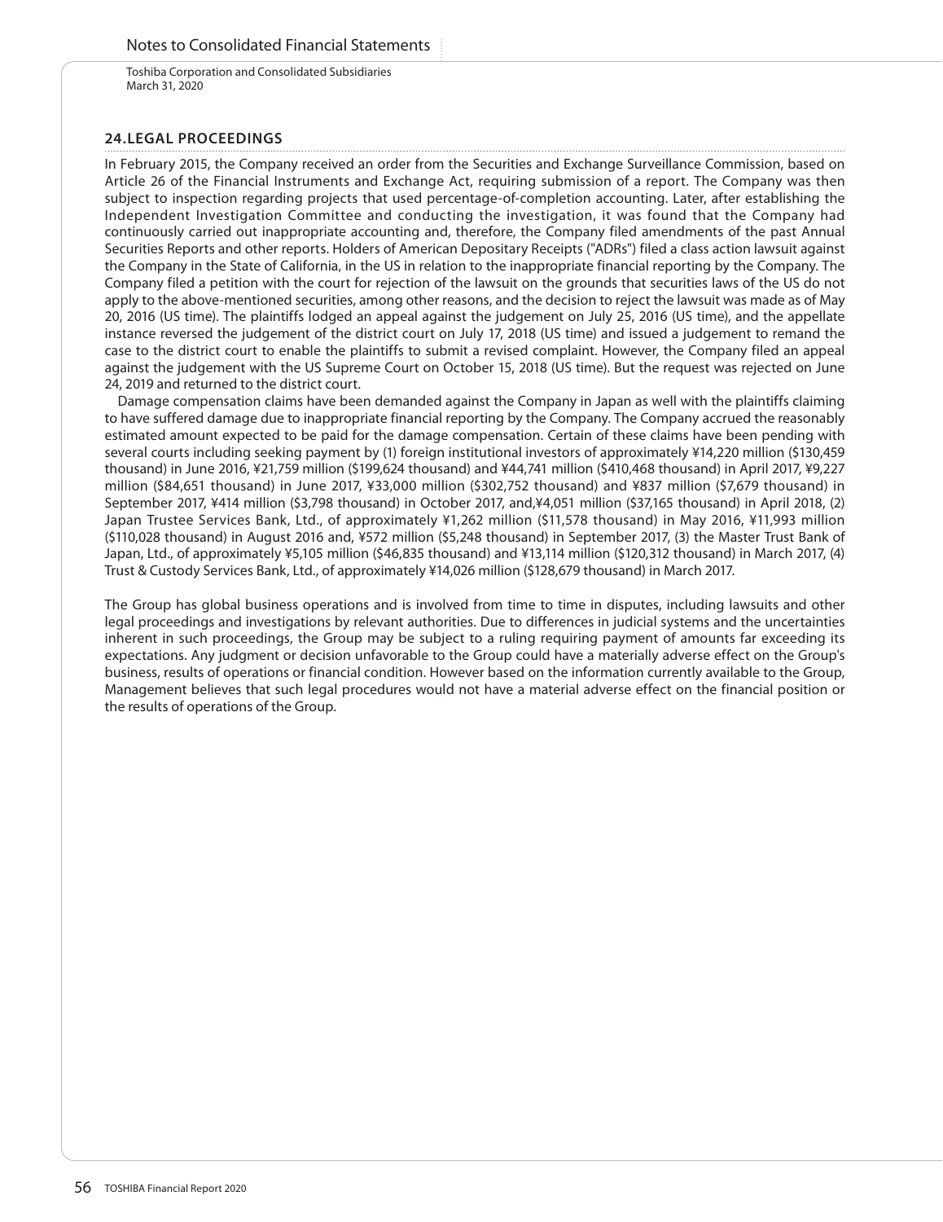## 24. LEGAL PROCEEDINGS

In February 2015, the Company received an order from the Securities and Exchange Surveillance Commission, based on Article 26 of the Financial Instruments and Exchange Act, requiring submission of a report. The Company was then subject to inspection regarding projects that used percentage-of-completion accounting. Later, after establishing the Independent Investigation Committee and conducting the investigation, it was found that the Company had continuously carried out inappropriate accounting and, therefore, the Company filed amendments of the past Annual Securities Reports and other reports. Holders of American Depositary Receipts ("ADRs") filed a class action lawsuit against the Company in the State of California, in the US in relation to the inappropriate financial reporting by the Company. The Company filed a petition with the court for rejection of the lawsuit on the grounds that securities laws of the US do not apply to the above-mentioned securities, among other reasons, and the decision to reject the lawsuit was made as of May 20, 2016 (US time). The plaintiffs lodged an appeal against the judgement on July 25, 2016 (US time), and the appellate instance reversed the judgement of the district court on July 17, 2018 (US time) and issued a judgement to remand the case to the district court to enable the plaintiffs to submit a revised complaint. However, the Company filed an appeal against the judgement with the US Supreme Court on October 15, 2018 (US time). But the request was rejected on June 24, 2019 and returned to the district court.

Damage compensation claims have been demanded against the Company in Japan as well with the plaintiffs claiming to have suffered damage due to inappropriate financial reporting by the Company. The Company accrued the reasonably estimated amount expected to be paid for the damage compensation. Certain of these claims have been pending with several courts including seeking payment by (1) foreign institutional investors of approximately ¥14,220 million ($130,459 thousand) in June 2016, ¥21,759 million ($199,624 thousand) and ¥44,741 million ($410,468 thousand) in April 2017, ¥9,227 million ($84,651 thousand) in June 2017, ¥33,000 million ($302,752 thousand) and ¥837 million ($7,679 thousand) in September 2017, ¥414 million ($3,798 thousand) in October 2017, and,¥4,051 million ($37,165 thousand) in April 2018, (2) Japan Trustee Services Bank, Ltd., of approximately ¥1,262 million ($11,578 thousand) in May 2016, ¥11,993 million ($110,028 thousand) in August 2016 and, ¥572 million ($5,248 thousand) in September 2017, (3) the Master Trust Bank of Japan, Ltd., of approximately ¥5,105 million ($46,835 thousand) and ¥13,114 million ($120,312 thousand) in March 2017, (4) Trust & Custody Services Bank, Ltd., of approximately ¥14,026 million ($128,679 thousand) in March 2017.

The Group has global business operations and is involved from time to time in disputes, including lawsuits and other legal proceedings and investigations by relevant authorities. Due to differences in judicial systems and the uncertainties inherent in such proceedings, the Group may be subject to a ruling requiring payment of amounts far exceeding its expectations. Any judgment or decision unfavorable to the Group could have a materially adverse effect on the Group's business, results of operations or financial condition. However based on the information currently available to the Group, Management believes that such legal procedures would not have a material adverse effect on the financial position or the results of operations of the Group.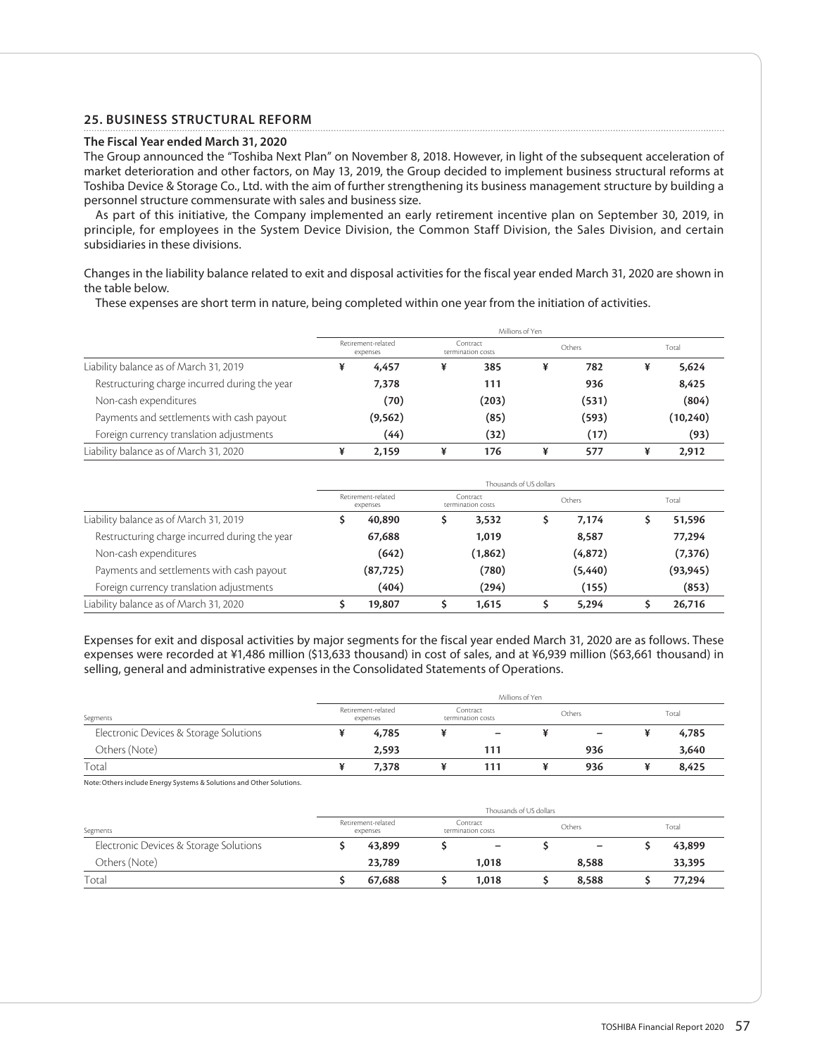## 25. BUSINESS STRUCTURAL REFORM

### The Fiscal Year ended March 31, 2020

The Group announced the "Toshiba Next Plan" on November 8, 2018. However, in light of the subsequent acceleration of market deterioration and other factors, on May 13, 2019, the Group decided to implement business structural reforms at Toshiba Device & Storage Co., Ltd. with the aim of further strengthening its business management structure by building a personnel structure commensurate with sales and business size.

As part of this initiative, the Company implemented an early retirement incentive plan on September 30, 2019, in principle, for employees in the System Device Division, the Common Staff Division, the Sales Division, and certain subsidiaries in these divisions.

Changes in the liability balance related to exit and disposal activities for the fiscal year ended March 31, 2020 are shown in the table below.

These expenses are short term in nature, being completed within one year from the initiation of activities.

| | Millions of Yen | | | |
|---|---|---|---|---|
| | Retirement-related expenses | Contract termination costs | Others | Total |
| Liability balance as of March 31, 2019 | ¥ 4,457 | ¥ 385 | ¥ 782 | ¥ 5,624 |
| Restructuring charge incurred during the year | 7,378 | 111 | 936 | 8,425 |
| Non-cash expenditures | (70) | (203) | (531) | (804) |
| Payments and settlements with cash payout | (9,562) | (85) | (593) | (10,240) |
| Foreign currency translation adjustments | (44) | (32) | (17) | (93) |
| Liability balance as of March 31, 2020 | ¥ 2,159 | ¥ 176 | ¥ 577 | ¥ 2,912 |

| | Thousands of US dollars | | | |
|---|---|---|---|---|
| | Retirement-related expenses | Contract termination costs | Others | Total |
| Liability balance as of March 31, 2019 | $ 40,890 | $ 3,532 | $ 7,174 | $ 51,596 |
| Restructuring charge incurred during the year | 67,688 | 1,019 | 8,587 | 77,294 |
| Non-cash expenditures | (642) | (1,862) | (4,872) | (7,376) |
| Payments and settlements with cash payout | (87,725) | (780) | (5,440) | (93,945) |
| Foreign currency translation adjustments | (404) | (294) | (155) | (853) |
| Liability balance as of March 31, 2020 | $ 19,807 | $ 1,615 | $ 5,294 | $ 26,716 |

Expenses for exit and disposal activities by major segments for the fiscal year ended March 31, 2020 are as follows. These expenses were recorded at ¥1,486 million ($13,633 thousand) in cost of sales, and at ¥6,939 million ($63,661 thousand) in selling, general and administrative expenses in the Consolidated Statements of Operations.

| | Millions of Yen | | | |
|---|---|---|---|---|
| Segments | Retirement-related expenses | Contract termination costs | Others | Total |
| Electronic Devices & Storage Solutions | ¥ 4,785 | ¥ – | ¥ – | ¥ 4,785 |
| Others (Note) | 2,593 | 111 | 936 | 3,640 |
| Total | ¥ 7,378 | ¥ 111 | ¥ 936 | ¥ 8,425 |

Note: Others include Energy Systems & Solutions and Other Solutions.

| | Thousands of US dollars | | | |
|---|---|---|---|---|
| Segments | Retirement-related expenses | Contract termination costs | Others | Total |
| Electronic Devices & Storage Solutions | $ 43,899 | $ – | $ – | $ 43,899 |
| Others (Note) | 23,789 | 1,018 | 8,588 | 33,395 |
| Total | $ 67,688 | $ 1,018 | $ 8,588 | $ 77,294 |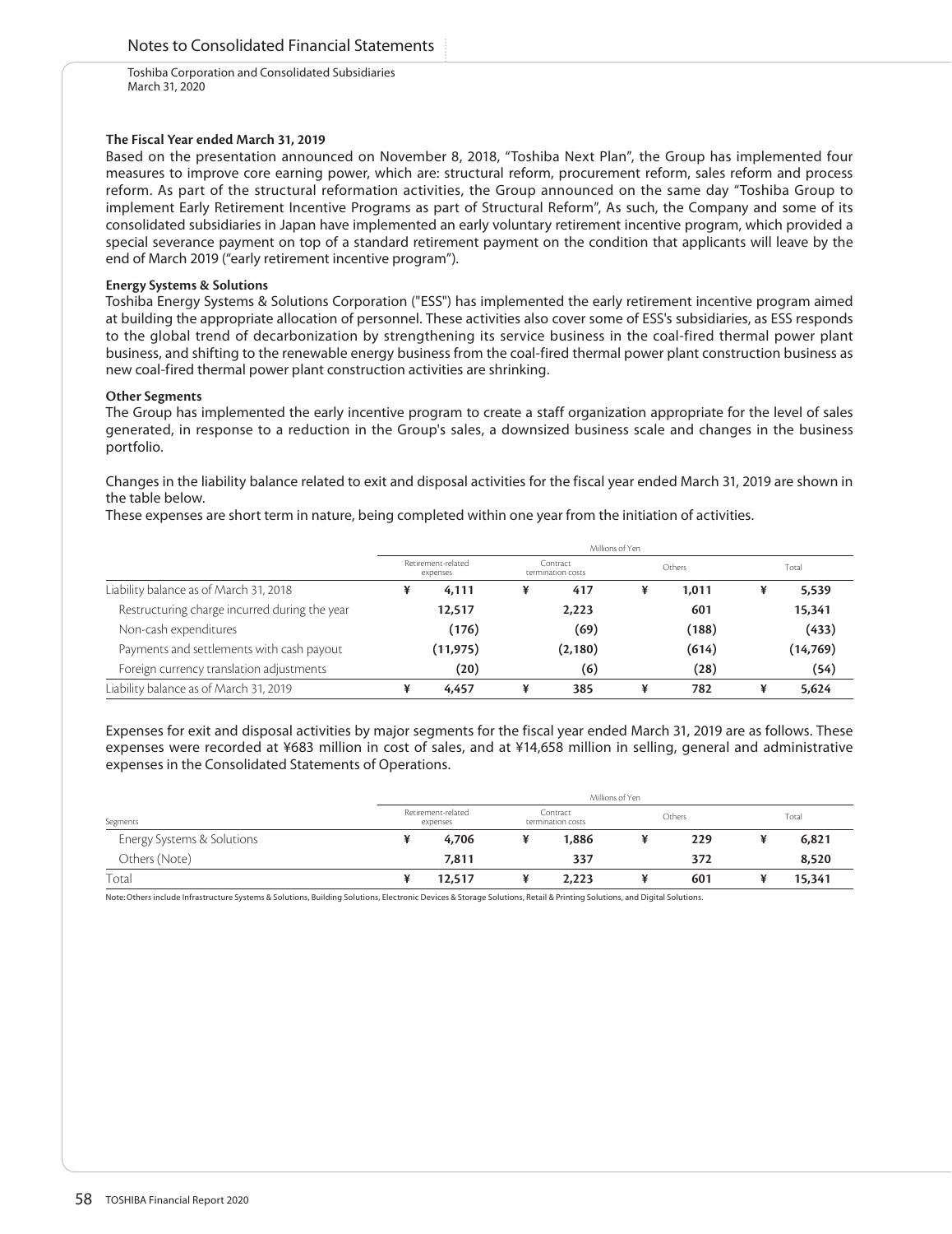**The Fiscal Year ended March 31, 2019**

Based on the presentation announced on November 8, 2018, "Toshiba Next Plan", the Group has implemented four measures to improve core earning power, which are: structural reform, procurement reform, sales reform and process reform. As part of the structural reformation activities, the Group announced on the same day "Toshiba Group to implement Early Retirement Incentive Programs as part of Structural Reform", As such, the Company and some of its consolidated subsidiaries in Japan have implemented an early voluntary retirement incentive program, which provided a special severance payment on top of a standard retirement payment on the condition that applicants will leave by the end of March 2019 ("early retirement incentive program").

**Energy Systems & Solutions**

Toshiba Energy Systems & Solutions Corporation ("ESS") has implemented the early retirement incentive program aimed at building the appropriate allocation of personnel. These activities also cover some of ESS's subsidiaries, as ESS responds to the global trend of decarbonization by strengthening its service business in the coal-fired thermal power plant business, and shifting to the renewable energy business from the coal-fired thermal power plant construction business as new coal-fired thermal power plant construction activities are shrinking.

**Other Segments**

The Group has implemented the early incentive program to create a staff organization appropriate for the level of sales generated, in response to a reduction in the Group's sales, a downsized business scale and changes in the business portfolio.

Changes in the liability balance related to exit and disposal activities for the fiscal year ended March 31, 2019 are shown in the table below.

These expenses are short term in nature, being completed within one year from the initiation of activities.

| | Millions of Yen | | | |
|---|---|---|---|---|
| | Retirement-related expenses | Contract termination costs | Others | Total |
| Liability balance as of March 31, 2018 | ¥ 4,111 | ¥ 417 | ¥ 1,011 | ¥ 5,539 |
| Restructuring charge incurred during the year | 12,517 | 2,223 | 601 | 15,341 |
| Non-cash expenditures | (176) | (69) | (188) | (433) |
| Payments and settlements with cash payout | (11,975) | (2,180) | (614) | (14,769) |
| Foreign currency translation adjustments | (20) | (6) | (28) | (54) |
| Liability balance as of March 31, 2019 | ¥ 4,457 | ¥ 385 | ¥ 782 | ¥ 5,624 |

Expenses for exit and disposal activities by major segments for the fiscal year ended March 31, 2019 are as follows. These expenses were recorded at ¥683 million in cost of sales, and at ¥14,658 million in selling, general and administrative expenses in the Consolidated Statements of Operations.

| | Millions of Yen | | | |
|---|---|---|---|---|
| Segments | Retirement-related expenses | Contract termination costs | Others | Total |
| Energy Systems & Solutions | ¥ 4,706 | ¥ 1,886 | ¥ 229 | ¥ 6,821 |
| Others (Note) | 7,811 | 337 | 372 | 8,520 |
| Total | ¥ 12,517 | ¥ 2,223 | ¥ 601 | ¥ 15,341 |

Note: Others include Infrastructure Systems & Solutions, Building Solutions, Electronic Devices & Storage Solutions, Retail & Printing Solutions, and Digital Solutions.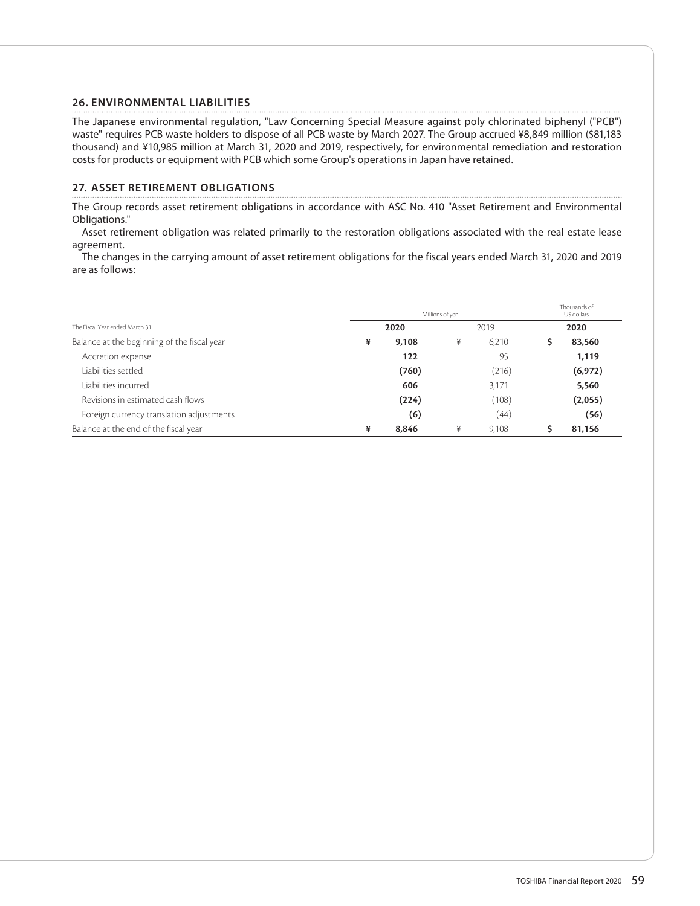## 26. ENVIRONMENTAL LIABILITIES

The Japanese environmental regulation, "Law Concerning Special Measure against poly chlorinated biphenyl ("PCB") waste" requires PCB waste holders to dispose of all PCB waste by March 2027. The Group accrued ¥8,849 million ($81,183 thousand) and ¥10,985 million at March 31, 2020 and 2019, respectively, for environmental remediation and restoration costs for products or equipment with PCB which some Group's operations in Japan have retained.

## 27. ASSET RETIREMENT OBLIGATIONS

The Group records asset retirement obligations in accordance with ASC No. 410 "Asset Retirement and Environmental Obligations."

Asset retirement obligation was related primarily to the restoration obligations associated with the real estate lease agreement.

The changes in the carrying amount of asset retirement obligations for the fiscal years ended March 31, 2020 and 2019 are as follows:

| | Millions of yen | | Thousands of US dollars |
|---|---|---|---|
| The Fiscal Year ended March 31 | **2020** | 2019 | **2020** |
| Balance at the beginning of the fiscal year | **¥ 9,108** | ¥ 6,210 | **$ 83,560** |
| Accretion expense | **122** | 95 | **1,119** |
| Liabilities settled | **(760)** | (216) | **(6,972)** |
| Liabilities incurred | **606** | 3,171 | **5,560** |
| Revisions in estimated cash flows | **(224)** | (108) | **(2,055)** |
| Foreign currency translation adjustments | **(6)** | (44) | **(56)** |
| Balance at the end of the fiscal year | **¥ 8,846** | ¥ 9,108 | **$ 81,156** |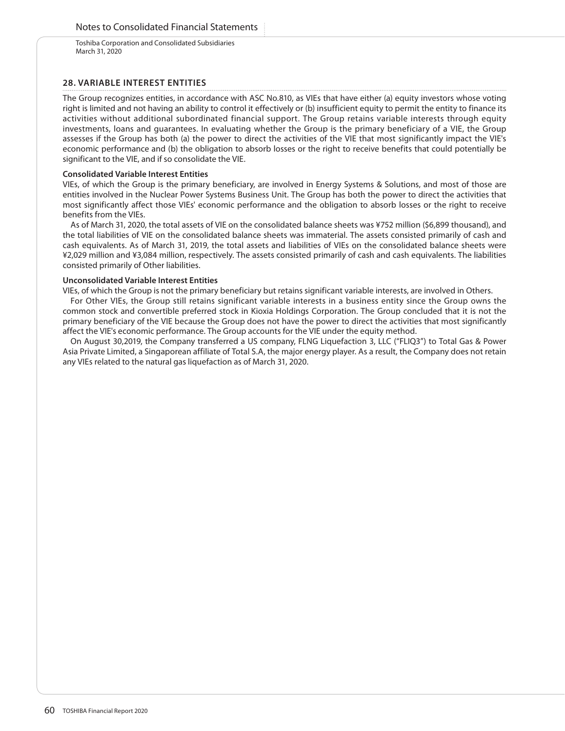## 28. VARIABLE INTEREST ENTITIES

The Group recognizes entities, in accordance with ASC No.810, as VIEs that have either (a) equity investors whose voting right is limited and not having an ability to control it effectively or (b) insufficient equity to permit the entity to finance its activities without additional subordinated financial support. The Group retains variable interests through equity investments, loans and guarantees. In evaluating whether the Group is the primary beneficiary of a VIE, the Group assesses if the Group has both (a) the power to direct the activities of the VIE that most significantly impact the VIE's economic performance and (b) the obligation to absorb losses or the right to receive benefits that could potentially be significant to the VIE, and if so consolidate the VIE.

**Consolidated Variable Interest Entities**

VIEs, of which the Group is the primary beneficiary, are involved in Energy Systems & Solutions, and most of those are entities involved in the Nuclear Power Systems Business Unit. The Group has both the power to direct the activities that most significantly affect those VIEs' economic performance and the obligation to absorb losses or the right to receive benefits from the VIEs.

As of March 31, 2020, the total assets of VIE on the consolidated balance sheets was ¥752 million ($6,899 thousand), and the total liabilities of VIE on the consolidated balance sheets was immaterial. The assets consisted primarily of cash and cash equivalents. As of March 31, 2019, the total assets and liabilities of VIEs on the consolidated balance sheets were ¥2,029 million and ¥3,084 million, respectively. The assets consisted primarily of cash and cash equivalents. The liabilities consisted primarily of Other liabilities.

**Unconsolidated Variable Interest Entities**

VIEs, of which the Group is not the primary beneficiary but retains significant variable interests, are involved in Others.

For Other VIEs, the Group still retains significant variable interests in a business entity since the Group owns the common stock and convertible preferred stock in Kioxia Holdings Corporation. The Group concluded that it is not the primary beneficiary of the VIE because the Group does not have the power to direct the activities that most significantly affect the VIE's economic performance. The Group accounts for the VIE under the equity method.

On August 30,2019, the Company transferred a US company, FLNG Liquefaction 3, LLC ("FLIQ3") to Total Gas & Power Asia Private Limited, a Singaporean affiliate of Total S.A, the major energy player. As a result, the Company does not retain any VIEs related to the natural gas liquefaction as of March 31, 2020.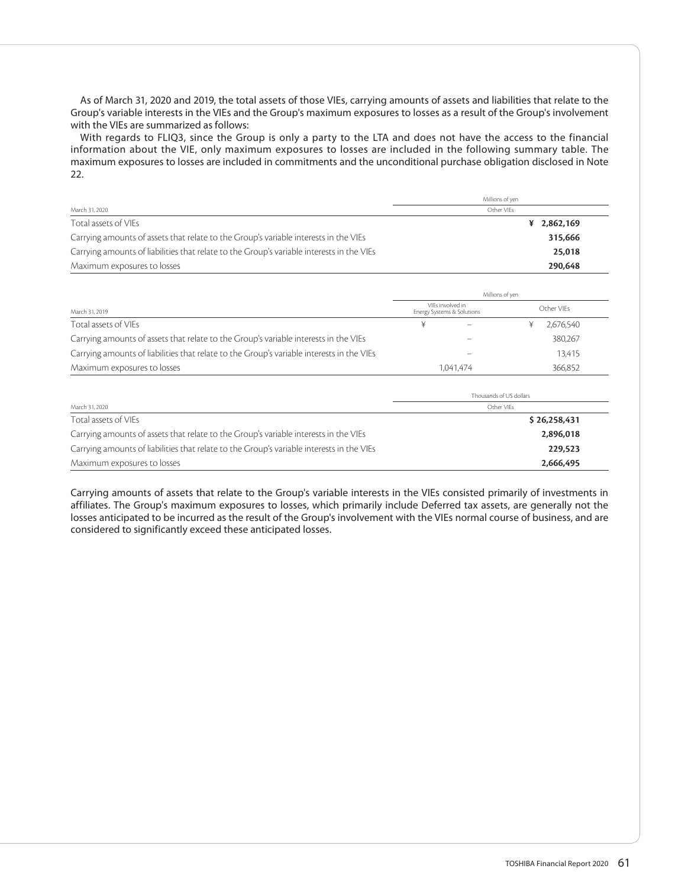As of March 31, 2020 and 2019, the total assets of those VIEs, carrying amounts of assets and liabilities that relate to the Group's variable interests in the VIEs and the Group's maximum exposures to losses as a result of the Group's involvement with the VIEs are summarized as follows:

With regards to FLIQ3, since the Group is only a party to the LTA and does not have the access to the financial information about the VIE, only maximum exposures to losses are included in the following summary table. The maximum exposures to losses are included in commitments and the unconditional purchase obligation disclosed in Note 22.

| | Millions of yen |
|---|---|
| March 31, 2020 | Other VIEs |
| Total assets of VIEs | **¥ 2,862,169** |
| Carrying amounts of assets that relate to the Group's variable interests in the VIEs | **315,666** |
| Carrying amounts of liabilities that relate to the Group's variable interests in the VIEs | **25,018** |
| Maximum exposures to losses | **290,648** |

| | Millions of yen | |
|---|---|---|
| March 31, 2019 | VIEs involved in Energy Systems & Solutions | Other VIEs |
| Total assets of VIEs | ¥ – | ¥ 2,676,540 |
| Carrying amounts of assets that relate to the Group's variable interests in the VIEs | – | 380,267 |
| Carrying amounts of liabilities that relate to the Group's variable interests in the VIEs | – | 13,415 |
| Maximum exposures to losses | 1,041,474 | 366,852 |

| | Thousands of US dollars |
|---|---|
| March 31, 2020 | Other VIEs |
| Total assets of VIEs | **$ 26,258,431** |
| Carrying amounts of assets that relate to the Group's variable interests in the VIEs | **2,896,018** |
| Carrying amounts of liabilities that relate to the Group's variable interests in the VIEs | **229,523** |
| Maximum exposures to losses | **2,666,495** |

Carrying amounts of assets that relate to the Group's variable interests in the VIEs consisted primarily of investments in affiliates. The Group's maximum exposures to losses, which primarily include Deferred tax assets, are generally not the losses anticipated to be incurred as the result of the Group's involvement with the VIEs normal course of business, and are considered to significantly exceed these anticipated losses.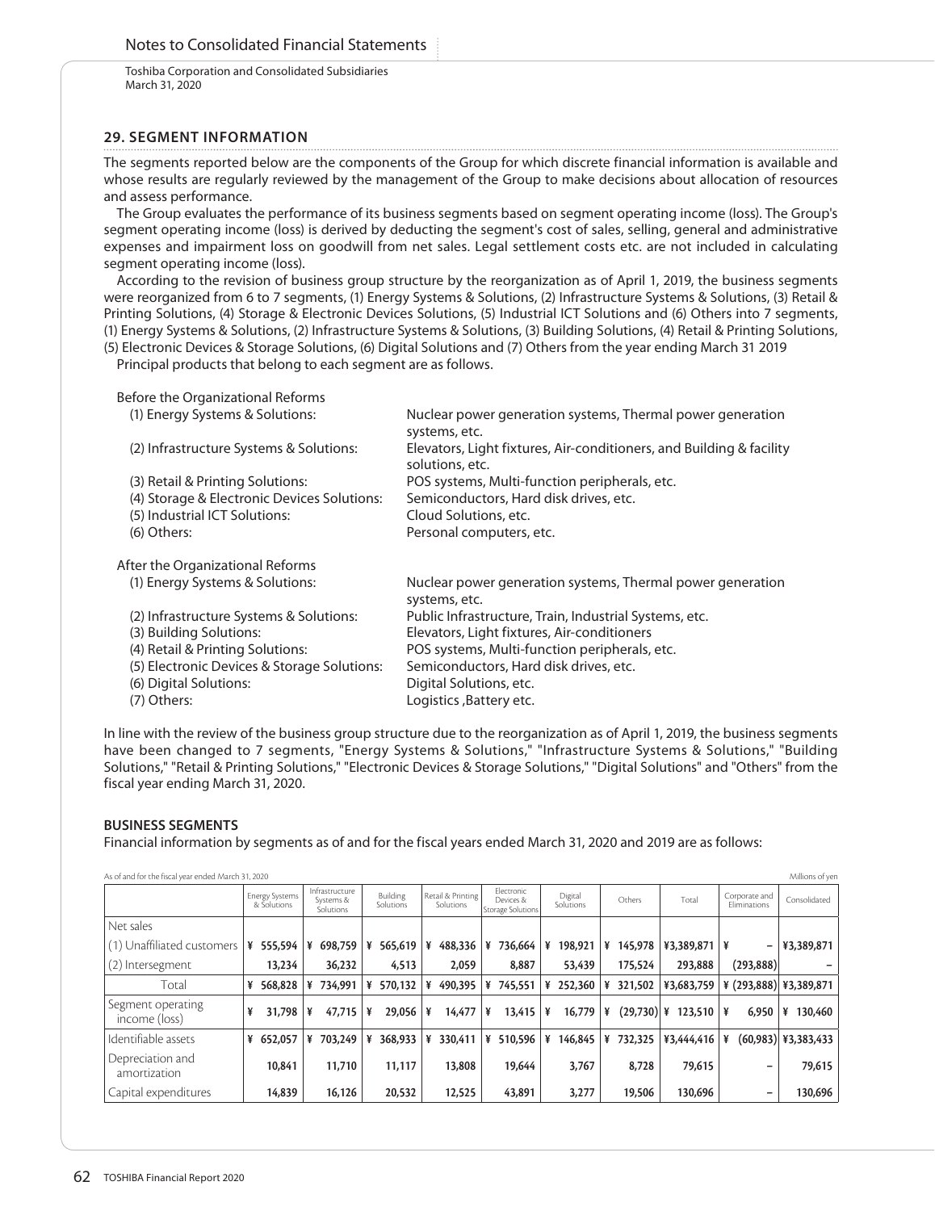## 29. SEGMENT INFORMATION

The segments reported below are the components of the Group for which discrete financial information is available and whose results are regularly reviewed by the management of the Group to make decisions about allocation of resources and assess performance.

The Group evaluates the performance of its business segments based on segment operating income (loss). The Group's segment operating income (loss) is derived by deducting the segment's cost of sales, selling, general and administrative expenses and impairment loss on goodwill from net sales. Legal settlement costs etc. are not included in calculating segment operating income (loss).

According to the revision of business group structure by the reorganization as of April 1, 2019, the business segments were reorganized from 6 to 7 segments, (1) Energy Systems & Solutions, (2) Infrastructure Systems & Solutions, (3) Retail & Printing Solutions, (4) Storage & Electronic Devices Solutions, (5) Industrial ICT Solutions and (6) Others into 7 segments, (1) Energy Systems & Solutions, (2) Infrastructure Systems & Solutions, (3) Building Solutions, (4) Retail & Printing Solutions, (5) Electronic Devices & Storage Solutions, (6) Digital Solutions and (7) Others from the year ending March 31 2019

Principal products that belong to each segment are as follows.

Before the Organizational Reforms

| | |
|---|---|
| (1) Energy Systems & Solutions: | Nuclear power generation systems, Thermal power generation systems, etc. |
| (2) Infrastructure Systems & Solutions: | Elevators, Light fixtures, Air-conditioners, and Building & facility solutions, etc. |
| (3) Retail & Printing Solutions: | POS systems, Multi-function peripherals, etc. |
| (4) Storage & Electronic Devices Solutions: | Semiconductors, Hard disk drives, etc. |
| (5) Industrial ICT Solutions: | Cloud Solutions, etc. |
| (6) Others: | Personal computers, etc. |

After the Organizational Reforms

| | |
|---|---|
| (1) Energy Systems & Solutions: | Nuclear power generation systems, Thermal power generation systems, etc. |
| (2) Infrastructure Systems & Solutions: | Public Infrastructure, Train, Industrial Systems, etc. |
| (3) Building Solutions: | Elevators, Light fixtures, Air-conditioners |
| (4) Retail & Printing Solutions: | POS systems, Multi-function peripherals, etc. |
| (5) Electronic Devices & Storage Solutions: | Semiconductors, Hard disk drives, etc. |
| (6) Digital Solutions: | Digital Solutions, etc. |
| (7) Others: | Logistics ,Battery etc. |

In line with the review of the business group structure due to the reorganization as of April 1, 2019, the business segments have been changed to 7 segments, "Energy Systems & Solutions," "Infrastructure Systems & Solutions," "Building Solutions," "Retail & Printing Solutions," "Electronic Devices & Storage Solutions," "Digital Solutions" and "Others" from the fiscal year ending March 31, 2020.

**BUSINESS SEGMENTS**

Financial information by segments as of and for the fiscal years ended March 31, 2020 and 2019 are as follows:

As of and for the fiscal year ended March 31, 2020 — Millions of yen

| | Energy Systems & Solutions | Infrastructure Systems & Solutions | Building Solutions | Retail & Printing Solutions | Electronic Devices & Storage Solutions | Digital Solutions | Others | Total | Corporate and Eliminations | Consolidated |
|---|---|---|---|---|---|---|---|---|---|---|
| Net sales | | | | | | | | | | |
| (1) Unaffiliated customers | ¥ 555,594 | ¥ 698,759 | ¥ 565,619 | ¥ 488,336 | ¥ 736,664 | ¥ 198,921 | ¥ 145,978 | ¥3,389,871 | ¥ – | ¥3,389,871 |
| (2) Intersegment | 13,234 | 36,232 | 4,513 | 2,059 | 8,887 | 53,439 | 175,524 | 293,888 | (293,888) | – |
| Total | ¥ 568,828 | ¥ 734,991 | ¥ 570,132 | ¥ 490,395 | ¥ 745,551 | ¥ 252,360 | ¥ 321,502 | ¥3,683,759 | ¥ (293,888) | ¥3,389,871 |
| Segment operating income (loss) | ¥ 31,798 | ¥ 47,715 | ¥ 29,056 | ¥ 14,477 | ¥ 13,415 | ¥ 16,779 | ¥ (29,730) | ¥ 123,510 | ¥ 6,950 | ¥ 130,460 |
| Identifiable assets | ¥ 652,057 | ¥ 703,249 | ¥ 368,933 | ¥ 330,411 | ¥ 510,596 | ¥ 146,845 | ¥ 732,325 | ¥3,444,416 | ¥ (60,983) | ¥3,383,433 |
| Depreciation and amortization | 10,841 | 11,710 | 11,117 | 13,808 | 19,644 | 3,767 | 8,728 | 79,615 | – | 79,615 |
| Capital expenditures | 14,839 | 16,126 | 20,532 | 12,525 | 43,891 | 3,277 | 19,506 | 130,696 | – | 130,696 |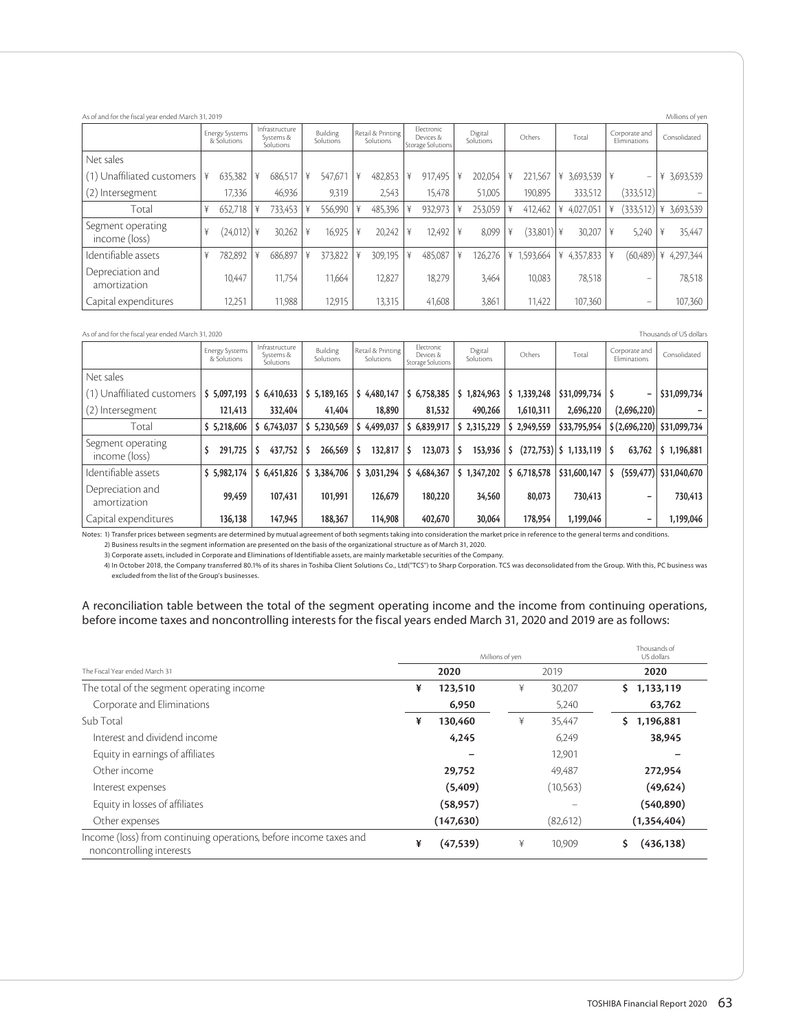As of and for the fiscal year ended March 31, 2019

Millions of yen

| | Energy Systems & Solutions | Infrastructure Systems & Solutions | Building Solutions | Retail & Printing Solutions | Electronic Devices & Storage Solutions | Digital Solutions | Others | Total | Corporate and Eliminations | Consolidated |
|---|---|---|---|---|---|---|---|---|---|---|
| Net sales | | | | | | | | | | |
| (1) Unaffiliated customers | ¥ 635,382 | ¥ 686,517 | ¥ 547,671 | ¥ 482,853 | ¥ 917,495 | ¥ 202,054 | ¥ 221,567 | ¥ 3,693,539 | ¥ – | ¥ 3,693,539 |
| (2) Intersegment | 17,336 | 46,936 | 9,319 | 2,543 | 15,478 | 51,005 | 190,895 | 333,512 | (333,512) | – |
| Total | ¥ 652,718 | ¥ 733,453 | ¥ 556,990 | ¥ 485,396 | ¥ 932,973 | ¥ 253,059 | ¥ 412,462 | ¥ 4,027,051 | ¥ (333,512) | ¥ 3,693,539 |
| Segment operating income (loss) | ¥ (24,012) | ¥ 30,262 | ¥ 16,925 | ¥ 20,242 | ¥ 12,492 | ¥ 8,099 | ¥ (33,801) | ¥ 30,207 | ¥ 5,240 | ¥ 35,447 |
| Identifiable assets | ¥ 782,892 | ¥ 686,897 | ¥ 373,822 | ¥ 309,195 | ¥ 485,087 | ¥ 126,276 | ¥ 1,593,664 | ¥ 4,357,833 | ¥ (60,489) | ¥ 4,297,344 |
| Depreciation and amortization | 10,447 | 11,754 | 11,664 | 12,827 | 18,279 | 3,464 | 10,083 | 78,518 | – | 78,518 |
| Capital expenditures | 12,251 | 11,988 | 12,915 | 13,315 | 41,608 | 3,861 | 11,422 | 107,360 | – | 107,360 |

As of and for the fiscal year ended March 31, 2020

Thousands of US dollars

| | Energy Systems & Solutions | Infrastructure Systems & Solutions | Building Solutions | Retail & Printing Solutions | Electronic Devices & Storage Solutions | Digital Solutions | Others | Total | Corporate and Eliminations | Consolidated |
|---|---|---|---|---|---|---|---|---|---|---|
| Net sales | | | | | | | | | | |
| (1) Unaffiliated customers | **$ 5,097,193** | **$ 6,410,633** | **$ 5,189,165** | **$ 4,480,147** | **$ 6,758,385** | **$ 1,824,963** | **$ 1,339,248** | **$31,099,734** | **$ –** | **$31,099,734** |
| (2) Intersegment | **121,413** | **332,404** | **41,404** | **18,890** | **81,532** | **490,266** | **1,610,311** | **2,696,220** | **(2,696,220)** | **–** |
| Total | **$ 5,218,606** | **$ 6,743,037** | **$ 5,230,569** | **$ 4,499,037** | **$ 6,839,917** | **$ 2,315,229** | **$ 2,949,559** | **$33,795,954** | **$ (2,696,220)** | **$31,099,734** |
| Segment operating income (loss) | **$ 291,725** | **$ 437,752** | **$ 266,569** | **$ 132,817** | **$ 123,073** | **$ 153,936** | **$ (272,753)** | **$ 1,133,119** | **$ 63,762** | **$ 1,196,881** |
| Identifiable assets | **$ 5,982,174** | **$ 6,451,826** | **$ 3,384,706** | **$ 3,031,294** | **$ 4,684,367** | **$ 1,347,202** | **$ 6,718,578** | **$31,600,147** | **$ (559,477)** | **$31,040,670** |
| Depreciation and amortization | **99,459** | **107,431** | **101,991** | **126,679** | **180,220** | **34,560** | **80,073** | **730,413** | **–** | **730,413** |
| Capital expenditures | **136,138** | **147,945** | **188,367** | **114,908** | **402,670** | **30,064** | **178,954** | **1,199,046** | **–** | **1,199,046** |

Notes: 1) Transfer prices between segments are determined by mutual agreement of both segments taking into consideration the market price in reference to the general terms and conditions.
2) Business results in the segment information are presented on the basis of the organizational structure as of March 31, 2020.
3) Corporate assets, included in Corporate and Eliminations of Identifiable assets, are mainly marketable securities of the Company.
4) In October 2018, the Company transferred 80.1% of its shares in Toshiba Client Solutions Co., Ltd("TCS") to Sharp Corporation. TCS was deconsolidated from the Group. With this, PC business was excluded from the list of the Group's businesses.

A reconciliation table between the total of the segment operating income and the income from continuing operations, before income taxes and noncontrolling interests for the fiscal years ended March 31, 2020 and 2019 are as follows:

| The Fiscal Year ended March 31 | Millions of yen | | Thousands of US dollars |
|---|---|---|---|
| | **2020** | 2019 | **2020** |
| The total of the segment operating income | **¥ 123,510** | ¥ 30,207 | **$ 1,133,119** |
| Corporate and Eliminations | **6,950** | 5,240 | **63,762** |
| Sub Total | **¥ 130,460** | ¥ 35,447 | **$ 1,196,881** |
| Interest and dividend income | **4,245** | 6,249 | **38,945** |
| Equity in earnings of affiliates | **–** | 12,901 | **–** |
| Other income | **29,752** | 49,487 | **272,954** |
| Interest expenses | **(5,409)** | (10,563) | **(49,624)** |
| Equity in losses of affiliates | **(58,957)** | – | **(540,890)** |
| Other expenses | **(147,630)** | (82,612) | **(1,354,404)** |
| Income (loss) from continuing operations, before income taxes and noncontrolling interests | **¥ (47,539)** | ¥ 10,909 | **$ (436,138)** |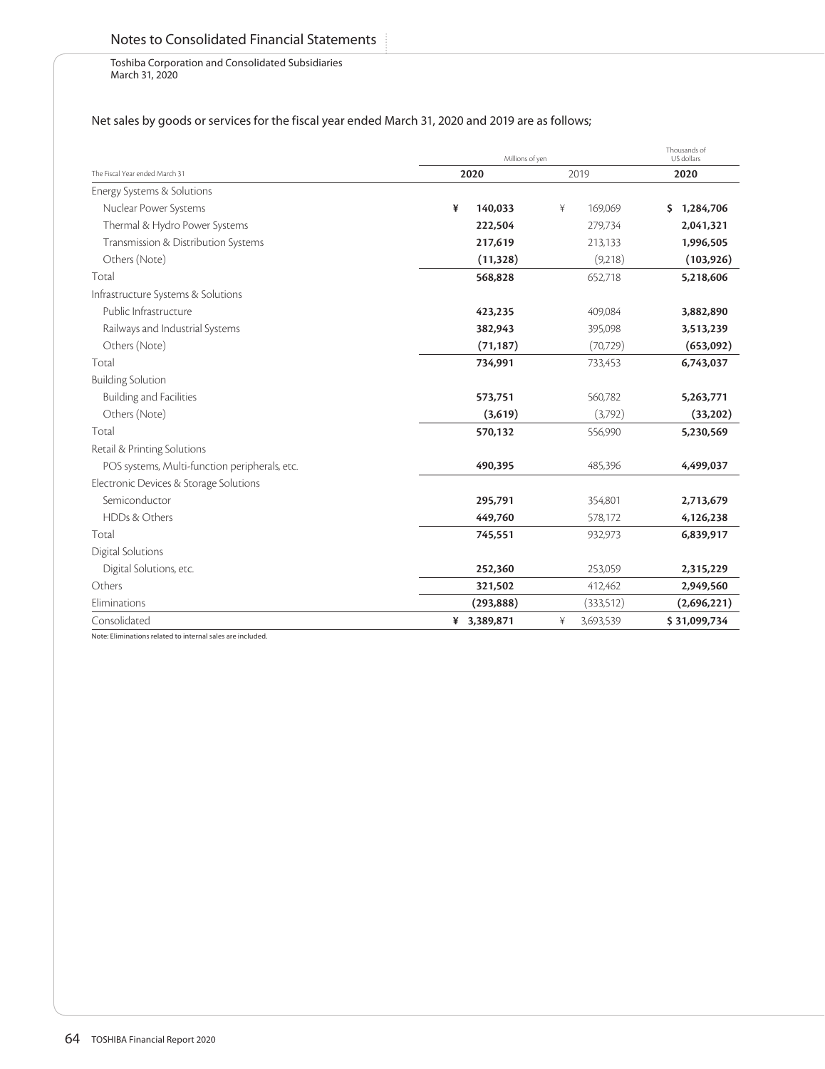Notes to Consolidated Financial Statements

Toshiba Corporation and Consolidated Subsidiaries
March 31, 2020

Net sales by goods or services for the fiscal year ended March 31, 2020 and 2019 are as follows;

| | Millions of yen | | Thousands of US dollars |
|---|---|---|---|
| The Fiscal Year ended March 31 | **2020** | 2019 | **2020** |
| Energy Systems & Solutions | | | |
| Nuclear Power Systems | **¥ 140,033** | ¥ 169,069 | **$ 1,284,706** |
| Thermal & Hydro Power Systems | **222,504** | 279,734 | **2,041,321** |
| Transmission & Distribution Systems | **217,619** | 213,133 | **1,996,505** |
| Others (Note) | **(11,328)** | (9,218) | **(103,926)** |
| Total | **568,828** | 652,718 | **5,218,606** |
| Infrastructure Systems & Solutions | | | |
| Public Infrastructure | **423,235** | 409,084 | **3,882,890** |
| Railways and Industrial Systems | **382,943** | 395,098 | **3,513,239** |
| Others (Note) | **(71,187)** | (70,729) | **(653,092)** |
| Total | **734,991** | 733,453 | **6,743,037** |
| Building Solution | | | |
| Building and Facilities | **573,751** | 560,782 | **5,263,771** |
| Others (Note) | **(3,619)** | (3,792) | **(33,202)** |
| Total | **570,132** | 556,990 | **5,230,569** |
| Retail & Printing Solutions | | | |
| POS systems, Multi-function peripherals, etc. | **490,395** | 485,396 | **4,499,037** |
| Electronic Devices & Storage Solutions | | | |
| Semiconductor | **295,791** | 354,801 | **2,713,679** |
| HDDs & Others | **449,760** | 578,172 | **4,126,238** |
| Total | **745,551** | 932,973 | **6,839,917** |
| Digital Solutions | | | |
| Digital Solutions, etc. | **252,360** | 253,059 | **2,315,229** |
| Others | **321,502** | 412,462 | **2,949,560** |
| Eliminations | **(293,888)** | (333,512) | **(2,696,221)** |
| Consolidated | **¥ 3,389,871** | ¥ 3,693,539 | **$ 31,099,734** |

Note: Eliminations related to internal sales are included.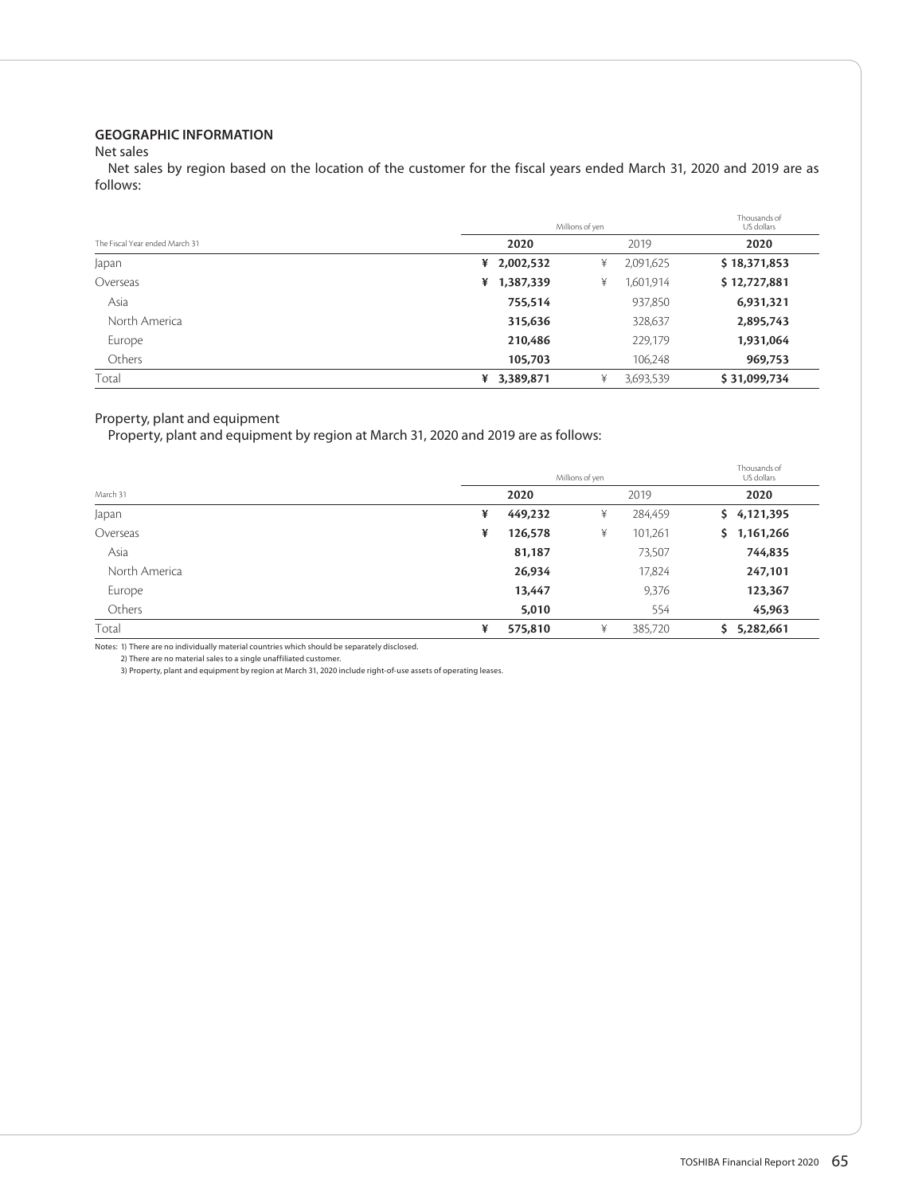### GEOGRAPHIC INFORMATION

Net sales

Net sales by region based on the location of the customer for the fiscal years ended March 31, 2020 and 2019 are as follows:

| | Millions of yen | | Thousands of US dollars |
|---|---|---|---|
| The Fiscal Year ended March 31 | **2020** | 2019 | **2020** |
| Japan | **¥ 2,002,532** | ¥ 2,091,625 | **$ 18,371,853** |
| Overseas | **¥ 1,387,339** | ¥ 1,601,914 | **$ 12,727,881** |
| Asia | **755,514** | 937,850 | **6,931,321** |
| North America | **315,636** | 328,637 | **2,895,743** |
| Europe | **210,486** | 229,179 | **1,931,064** |
| Others | **105,703** | 106,248 | **969,753** |
| Total | **¥ 3,389,871** | ¥ 3,693,539 | **$ 31,099,734** |

Property, plant and equipment

Property, plant and equipment by region at March 31, 2020 and 2019 are as follows:

| | Millions of yen | | Thousands of US dollars |
|---|---|---|---|
| March 31 | **2020** | 2019 | **2020** |
| Japan | **¥ 449,232** | ¥ 284,459 | **$ 4,121,395** |
| Overseas | **¥ 126,578** | ¥ 101,261 | **$ 1,161,266** |
| Asia | **81,187** | 73,507 | **744,835** |
| North America | **26,934** | 17,824 | **247,101** |
| Europe | **13,447** | 9,376 | **123,367** |
| Others | **5,010** | 554 | **45,963** |
| Total | **¥ 575,810** | ¥ 385,720 | **$ 5,282,661** |

Notes: 1) There are no individually material countries which should be separately disclosed.
2) There are no material sales to a single unaffiliated customer.
3) Property, plant and equipment by region at March 31, 2020 include right-of-use assets of operating leases.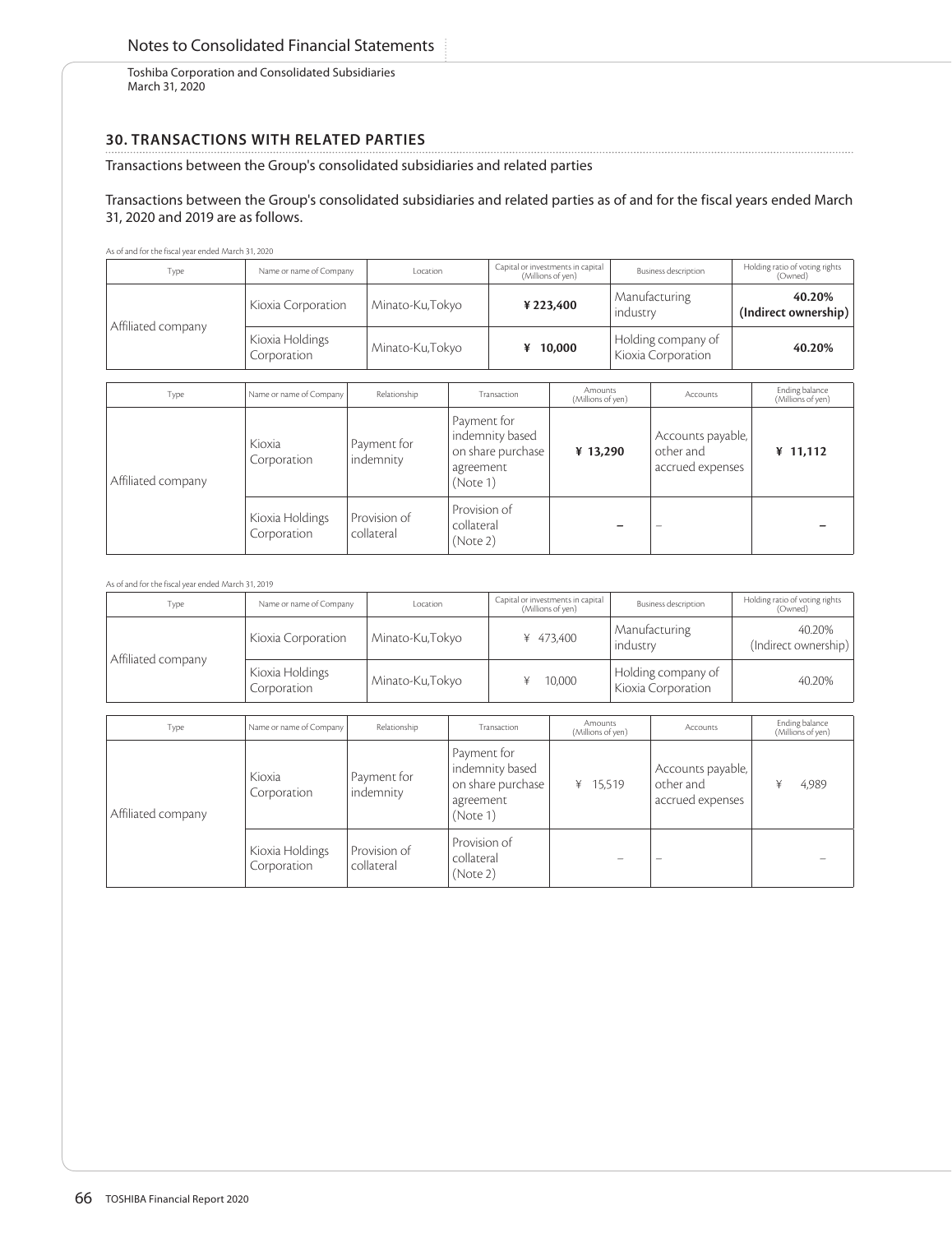## 30. TRANSACTIONS WITH RELATED PARTIES

Transactions between the Group's consolidated subsidiaries and related parties

Transactions between the Group's consolidated subsidiaries and related parties as of and for the fiscal years ended March 31, 2020 and 2019 are as follows.

As of and for the fiscal year ended March 31, 2020

| Type | Name or name of Company | Location | Capital or investments in capital (Millions of yen) | Business description | Holding ratio of voting rights (Owned) |
|---|---|---|---|---|---|
| Affiliated company | Kioxia Corporation | Minato-Ku,Tokyo | **¥ 223,400** | Manufacturing industry | **40.20% (Indirect ownership)** |
| | Kioxia Holdings Corporation | Minato-Ku,Tokyo | **¥ 10,000** | Holding company of Kioxia Corporation | **40.20%** |

| Type | Name or name of Company | Relationship | Transaction | Amounts (Millions of yen) | Accounts | Ending balance (Millions of yen) |
|---|---|---|---|---|---|---|
| Affiliated company | Kioxia Corporation | Payment for indemnity | Payment for indemnity based on share purchase agreement (Note 1) | **¥ 13,290** | Accounts payable, other and accrued expenses | **¥ 11,112** |
| | Kioxia Holdings Corporation | Provision of collateral | Provision of collateral (Note 2) | **–** | – | **–** |

As of and for the fiscal year ended March 31, 2019

| Type | Name or name of Company | Location | Capital or investments in capital (Millions of yen) | Business description | Holding ratio of voting rights (Owned) |
|---|---|---|---|---|---|
| Affiliated company | Kioxia Corporation | Minato-Ku,Tokyo | ¥ 473,400 | Manufacturing industry | 40.20% (Indirect ownership) |
| | Kioxia Holdings Corporation | Minato-Ku,Tokyo | ¥ 10,000 | Holding company of Kioxia Corporation | 40.20% |

| Type | Name or name of Company | Relationship | Transaction | Amounts (Millions of yen) | Accounts | Ending balance (Millions of yen) |
|---|---|---|---|---|---|---|
| Affiliated company | Kioxia Corporation | Payment for indemnity | Payment for indemnity based on share purchase agreement (Note 1) | ¥ 15,519 | Accounts payable, other and accrued expenses | ¥ 4,989 |
| | Kioxia Holdings Corporation | Provision of collateral | Provision of collateral (Note 2) | – | – | – |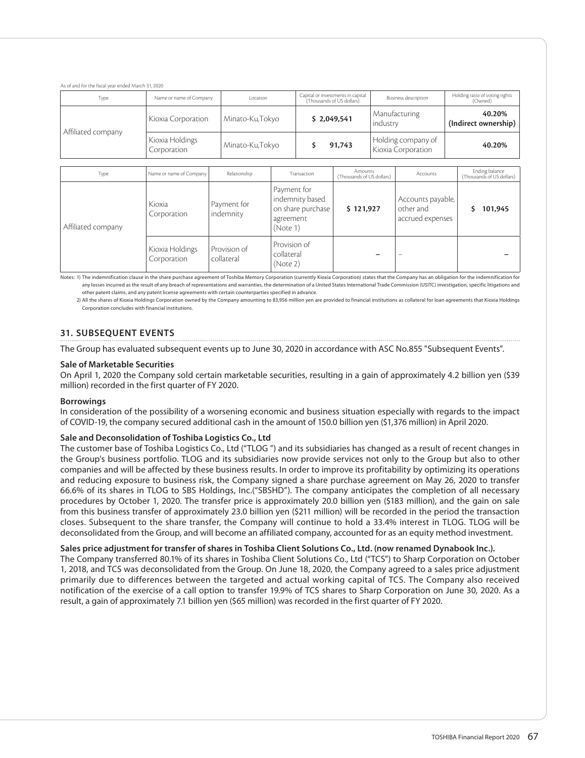As of and for the fiscal year ended March 31, 2020

| Type | Name or name of Company | Location | Capital or investments in capital (Thousands of US dollars) | Business description | Holding ratio of voting rights (Owned) |
|---|---|---|---|---|---|
| Affiliated company | Kioxia Corporation | Minato-Ku,Tokyo | $ 2,049,541 | Manufacturing industry | **40.20% (Indirect ownership)** |
| | Kioxia Holdings Corporation | Minato-Ku,Tokyo | $ 91,743 | Holding company of Kioxia Corporation | **40.20%** |

| Type | Name or name of Company | Relationship | Transaction | Amounts (Thousands of US dollars) | Accounts | Ending balance (Thousands of US dollars) |
|---|---|---|---|---|---|---|
| Affiliated company | Kioxia Corporation | Payment for indemnity | Payment for indemnity based on share purchase agreement (Note 1) | $ 121,927 | Accounts payable, other and accrued expenses | $ 101,945 |
| | Kioxia Holdings Corporation | Provision of collateral | Provision of collateral (Note 2) | – | – | – |

Notes: 1) The indemnification clause in the share purchase agreement of Toshiba Memory Corporation (currently Kioxia Corporation) states that the Company has an obligation for the indemnification for any losses incurred as the result of any breach of representations and warranties, the determination of a United States International Trade Commission (USITC) investigation, specific litigations and other patent claims, and any patent license agreements with certain counterparties specified in advance.

2) All the shares of Kioxia Holdings Corporation owned by the Company amounting to 83,956 million yen are provided to financial institutions as collateral for loan agreements that Kioxia Holdings Corporation concludes with financial institutions.

## 31. SUBSEQUENT EVENTS

The Group has evaluated subsequent events up to June 30, 2020 in accordance with ASC No.855 "Subsequent Events".

### Sale of Marketable Securities

On April 1, 2020 the Company sold certain marketable securities, resulting in a gain of approximately 4.2 billion yen ($39 million) recorded in the first quarter of FY 2020.

### Borrowings

In consideration of the possibility of a worsening economic and business situation especially with regards to the impact of COVID-19, the company secured additional cash in the amount of 150.0 billion yen ($1,376 million) in April 2020.

### Sale and Deconsolidation of Toshiba Logistics Co., Ltd

The customer base of Toshiba Logistics Co., Ltd ("TLOG ") and its subsidiaries has changed as a result of recent changes in the Group's business portfolio. TLOG and its subsidiaries now provide services not only to the Group but also to other companies and will be affected by these business results. In order to improve its profitability by optimizing its operations and reducing exposure to business risk, the Company signed a share purchase agreement on May 26, 2020 to transfer 66.6% of its shares in TLOG to SBS Holdings, Inc.("SBSHD"). The company anticipates the completion of all necessary procedures by October 1, 2020. The transfer price is approximately 20.0 billion yen ($183 million), and the gain on sale from this business transfer of approximately 23.0 billion yen ($211 million) will be recorded in the period the transaction closes. Subsequent to the share transfer, the Company will continue to hold a 33.4% interest in TLOG. TLOG will be deconsolidated from the Group, and will become an affiliated company, accounted for as an equity method investment.

### Sales price adjustment for transfer of shares in Toshiba Client Solutions Co., Ltd. (now renamed Dynabook Inc.).

The Company transferred 80.1% of its shares in Toshiba Client Solutions Co., Ltd ("TCS") to Sharp Corporation on October 1, 2018, and TCS was deconsolidated from the Group. On June 18, 2020, the Company agreed to a sales price adjustment primarily due to differences between the targeted and actual working capital of TCS. The Company also received notification of the exercise of a call option to transfer 19.9% of TCS shares to Sharp Corporation on June 30, 2020. As a result, a gain of approximately 7.1 billion yen ($65 million) was recorded in the first quarter of FY 2020.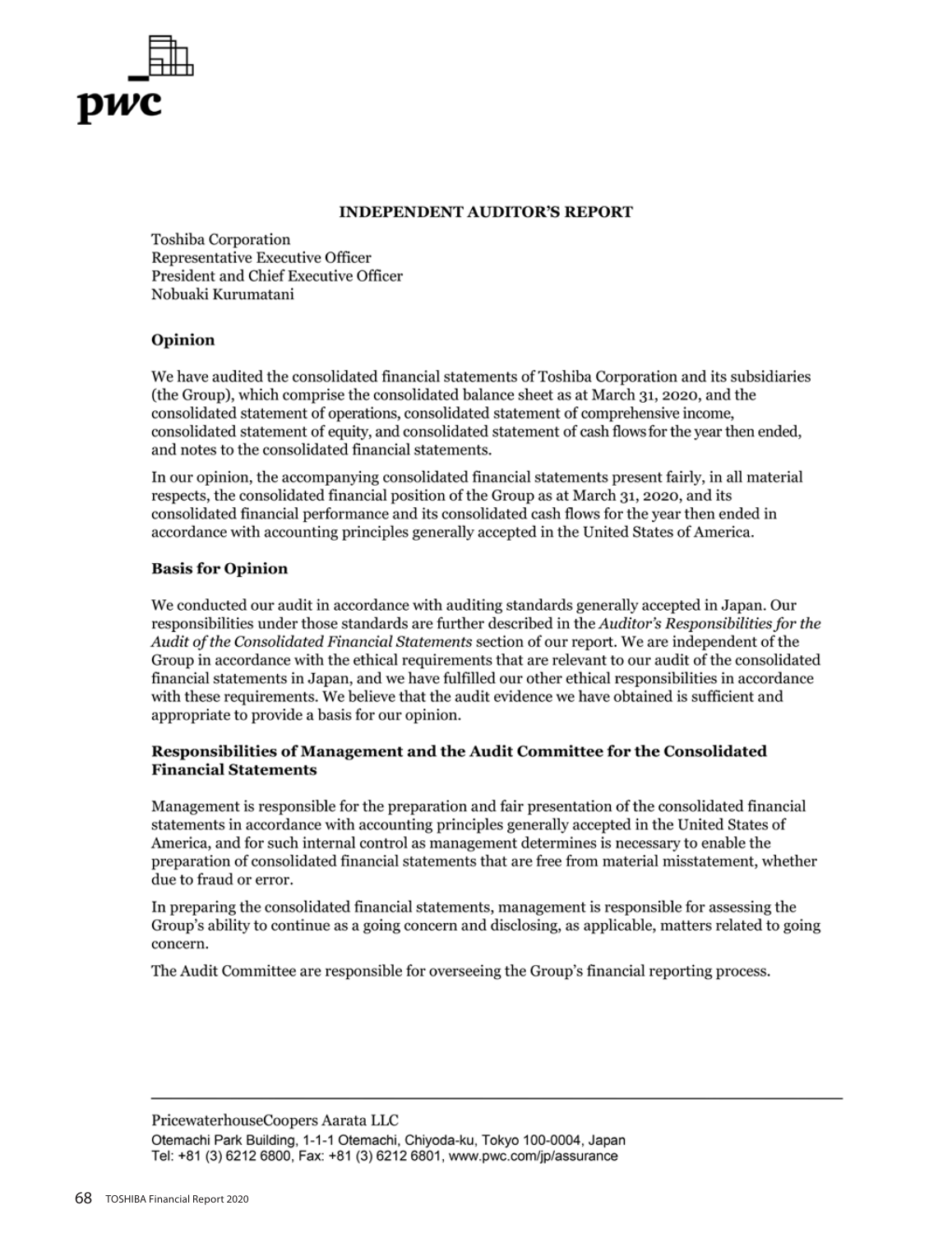pwc

## INDEPENDENT AUDITOR'S REPORT

Toshiba Corporation
Representative Executive Officer
President and Chief Executive Officer
Nobuaki Kurumatani

### Opinion

We have audited the consolidated financial statements of Toshiba Corporation and its subsidiaries (the Group), which comprise the consolidated balance sheet as at March 31, 2020, and the consolidated statement of operations, consolidated statement of comprehensive income, consolidated statement of equity, and consolidated statement of cash flows for the year then ended, and notes to the consolidated financial statements.

In our opinion, the accompanying consolidated financial statements present fairly, in all material respects, the consolidated financial position of the Group as at March 31, 2020, and its consolidated financial performance and its consolidated cash flows for the year then ended in accordance with accounting principles generally accepted in the United States of America.

### Basis for Opinion

We conducted our audit in accordance with auditing standards generally accepted in Japan. Our responsibilities under those standards are further described in the *Auditor's Responsibilities for the Audit of the Consolidated Financial Statements* section of our report. We are independent of the Group in accordance with the ethical requirements that are relevant to our audit of the consolidated financial statements in Japan, and we have fulfilled our other ethical responsibilities in accordance with these requirements. We believe that the audit evidence we have obtained is sufficient and appropriate to provide a basis for our opinion.

### Responsibilities of Management and the Audit Committee for the Consolidated Financial Statements

Management is responsible for the preparation and fair presentation of the consolidated financial statements in accordance with accounting principles generally accepted in the United States of America, and for such internal control as management determines is necessary to enable the preparation of consolidated financial statements that are free from material misstatement, whether due to fraud or error.

In preparing the consolidated financial statements, management is responsible for assessing the Group's ability to continue as a going concern and disclosing, as applicable, matters related to going concern.

The Audit Committee are responsible for overseeing the Group's financial reporting process.

---

PricewaterhouseCoopers Aarata LLC
Otemachi Park Building, 1-1-1 Otemachi, Chiyoda-ku, Tokyo 100-0004, Japan
Tel: +81 (3) 6212 6800, Fax: +81 (3) 6212 6801, www.pwc.com/jp/assurance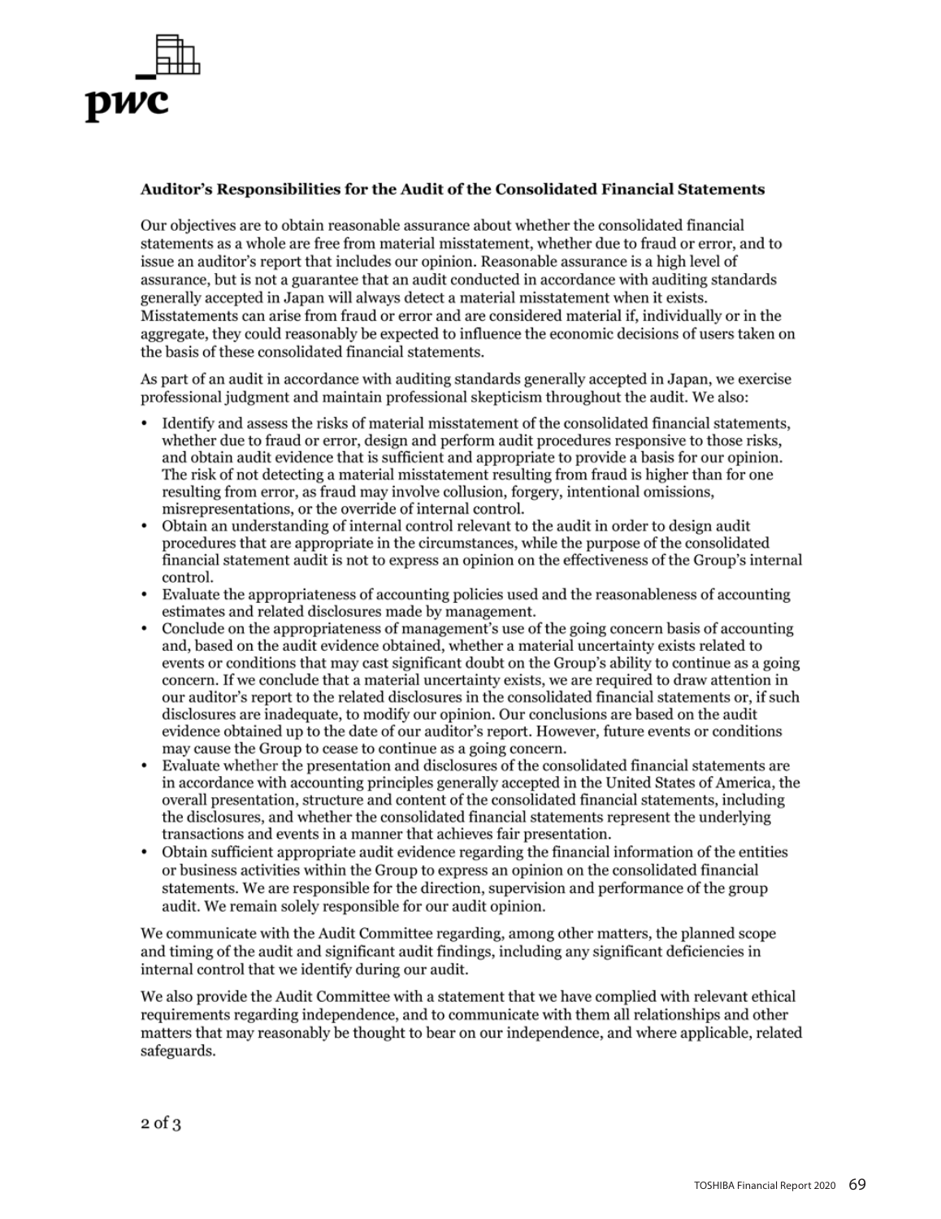### Auditor's Responsibilities for the Audit of the Consolidated Financial Statements

Our objectives are to obtain reasonable assurance about whether the consolidated financial statements as a whole are free from material misstatement, whether due to fraud or error, and to issue an auditor's report that includes our opinion. Reasonable assurance is a high level of assurance, but is not a guarantee that an audit conducted in accordance with auditing standards generally accepted in Japan will always detect a material misstatement when it exists. Misstatements can arise from fraud or error and are considered material if, individually or in the aggregate, they could reasonably be expected to influence the economic decisions of users taken on the basis of these consolidated financial statements.

As part of an audit in accordance with auditing standards generally accepted in Japan, we exercise professional judgment and maintain professional skepticism throughout the audit. We also:

- Identify and assess the risks of material misstatement of the consolidated financial statements, whether due to fraud or error, design and perform audit procedures responsive to those risks, and obtain audit evidence that is sufficient and appropriate to provide a basis for our opinion. The risk of not detecting a material misstatement resulting from fraud is higher than for one resulting from error, as fraud may involve collusion, forgery, intentional omissions, misrepresentations, or the override of internal control.
- Obtain an understanding of internal control relevant to the audit in order to design audit procedures that are appropriate in the circumstances, while the purpose of the consolidated financial statement audit is not to express an opinion on the effectiveness of the Group's internal control.
- Evaluate the appropriateness of accounting policies used and the reasonableness of accounting estimates and related disclosures made by management.
- Conclude on the appropriateness of management's use of the going concern basis of accounting and, based on the audit evidence obtained, whether a material uncertainty exists related to events or conditions that may cast significant doubt on the Group's ability to continue as a going concern. If we conclude that a material uncertainty exists, we are required to draw attention in our auditor's report to the related disclosures in the consolidated financial statements or, if such disclosures are inadequate, to modify our opinion. Our conclusions are based on the audit evidence obtained up to the date of our auditor's report. However, future events or conditions may cause the Group to cease to continue as a going concern.
- Evaluate whether the presentation and disclosures of the consolidated financial statements are in accordance with accounting principles generally accepted in the United States of America, the overall presentation, structure and content of the consolidated financial statements, including the disclosures, and whether the consolidated financial statements represent the underlying transactions and events in a manner that achieves fair presentation.
- Obtain sufficient appropriate audit evidence regarding the financial information of the entities or business activities within the Group to express an opinion on the consolidated financial statements. We are responsible for the direction, supervision and performance of the group audit. We remain solely responsible for our audit opinion.

We communicate with the Audit Committee regarding, among other matters, the planned scope and timing of the audit and significant audit findings, including any significant deficiencies in internal control that we identify during our audit.

We also provide the Audit Committee with a statement that we have complied with relevant ethical requirements regarding independence, and to communicate with them all relationships and other matters that may reasonably be thought to bear on our independence, and where applicable, related safeguards.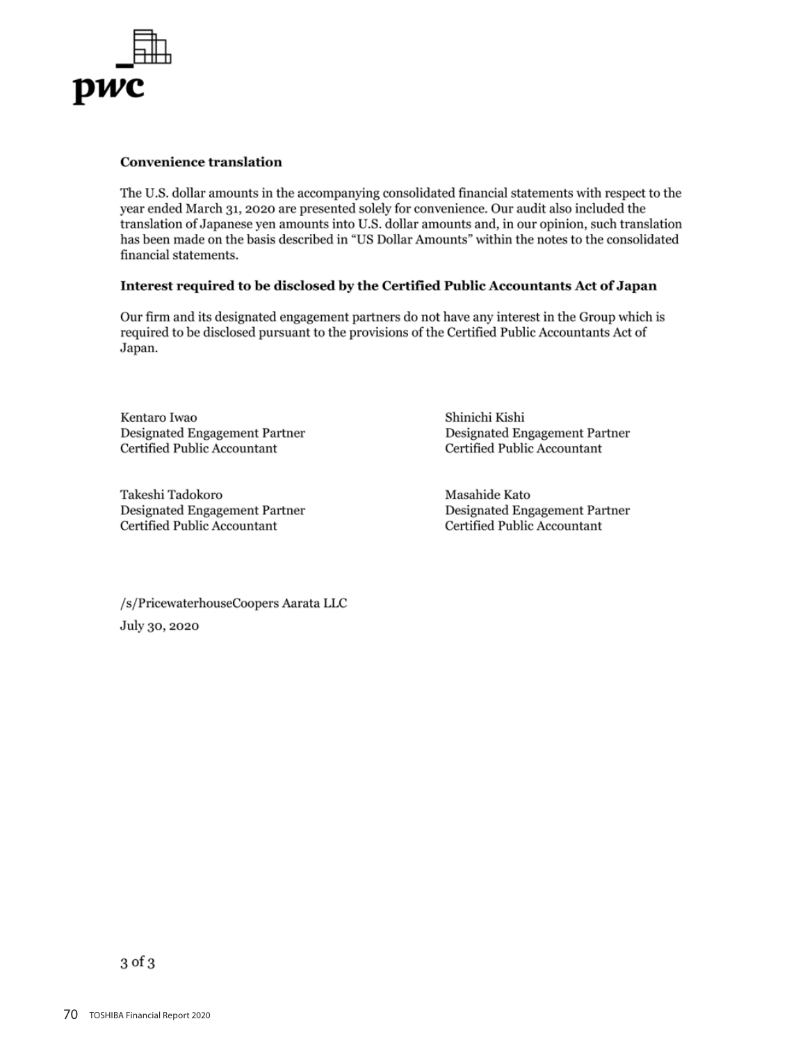### Convenience translation

The U.S. dollar amounts in the accompanying consolidated financial statements with respect to the year ended March 31, 2020 are presented solely for convenience. Our audit also included the translation of Japanese yen amounts into U.S. dollar amounts and, in our opinion, such translation has been made on the basis described in "US Dollar Amounts" within the notes to the consolidated financial statements.

### Interest required to be disclosed by the Certified Public Accountants Act of Japan

Our firm and its designated engagement partners do not have any interest in the Group which is required to be disclosed pursuant to the provisions of the Certified Public Accountants Act of Japan.

Kentaro Iwao
Designated Engagement Partner
Certified Public Accountant

Shinichi Kishi
Designated Engagement Partner
Certified Public Accountant

Takeshi Tadokoro
Designated Engagement Partner
Certified Public Accountant

Masahide Kato
Designated Engagement Partner
Certified Public Accountant

/s/PricewaterhouseCoopers Aarata LLC
July 30, 2020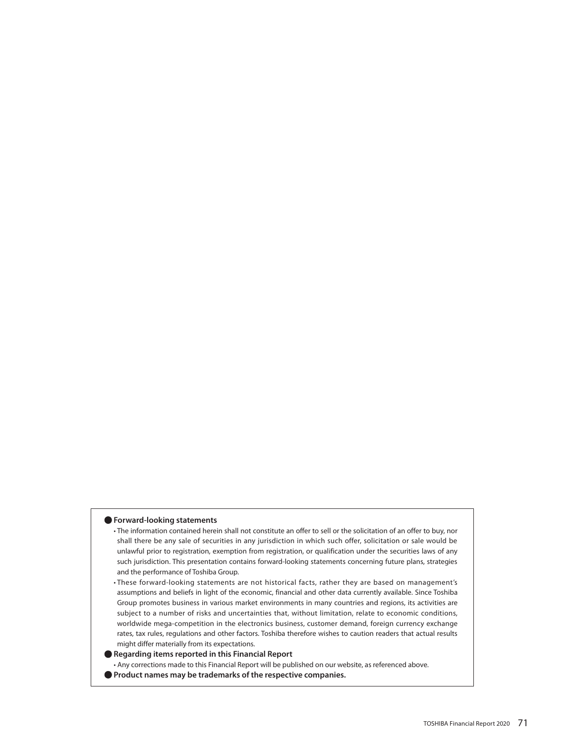**Forward-looking statements**

- The information contained herein shall not constitute an offer to sell or the solicitation of an offer to buy, nor shall there be any sale of securities in any jurisdiction in which such offer, solicitation or sale would be unlawful prior to registration, exemption from registration, or qualification under the securities laws of any such jurisdiction. This presentation contains forward-looking statements concerning future plans, strategies and the performance of Toshiba Group.
- These forward-looking statements are not historical facts, rather they are based on management's assumptions and beliefs in light of the economic, financial and other data currently available. Since Toshiba Group promotes business in various market environments in many countries and regions, its activities are subject to a number of risks and uncertainties that, without limitation, relate to economic conditions, worldwide mega-competition in the electronics business, customer demand, foreign currency exchange rates, tax rules, regulations and other factors. Toshiba therefore wishes to caution readers that actual results might differ materially from its expectations.

**Regarding items reported in this Financial Report**

- Any corrections made to this Financial Report will be published on our website, as referenced above.

**Product names may be trademarks of the respective companies.**